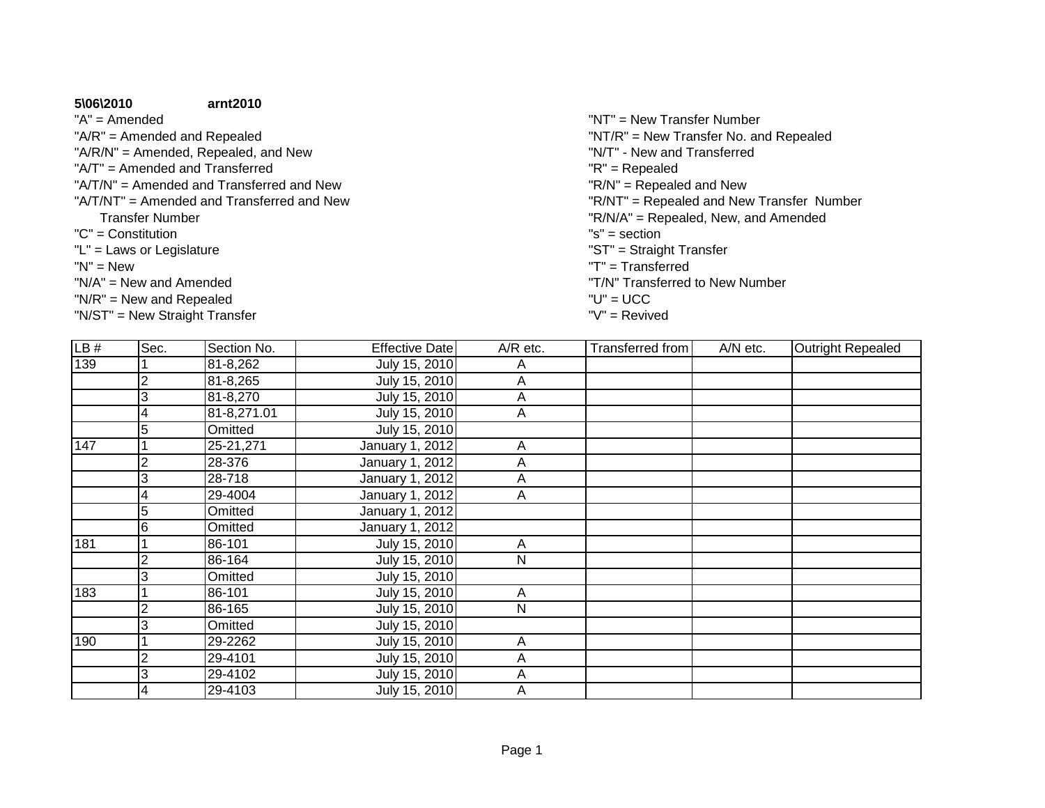**5\06\2010** **arnt2010**

"A" = Amended
"A/R" = Amended and Repealed
"A/R/N" = Amended, Repealed, and New
"A/T" = Amended and Transferred
"A/T/N" = Amended and Transferred and New
"A/T/NT" = Amended and Transferred and New
Transfer Number
"C" = Constitution
"L" = Laws or Legislature
"N" = New
"N/A" = New and Amended
"N/R" = New and Repealed
"N/ST" = New Straight Transfer
"NT" = New Transfer Number
"NT/R" = New Transfer No. and Repealed
"N/T" - New and Transferred
"R" = Repealed
"R/N" = Repealed and New
"R/NT" = Repealed and New Transfer Number
"R/N/A" = Repealed, New, and Amended
"s" = section
"ST" = Straight Transfer
"T" = Transferred
"T/N" Transferred to New Number
"U" = UCC
"V" = Revived

| LB # | Sec. | Section No. | Effective Date | A/R etc. | Transferred from | A/N etc. | Outright Repealed |
|---|---|---|---|---|---|---|---|
| 139 | 1 | 81-8,262 | July 15, 2010 | A | | | |
| | 2 | 81-8,265 | July 15, 2010 | A | | | |
| | 3 | 81-8,270 | July 15, 2010 | A | | | |
| | 4 | 81-8,271.01 | July 15, 2010 | A | | | |
| | 5 | Omitted | July 15, 2010 | | | | |
| 147 | 1 | 25-21,271 | January 1, 2012 | A | | | |
| | 2 | 28-376 | January 1, 2012 | A | | | |
| | 3 | 28-718 | January 1, 2012 | A | | | |
| | 4 | 29-4004 | January 1, 2012 | A | | | |
| | 5 | Omitted | January 1, 2012 | | | | |
| | 6 | Omitted | January 1, 2012 | | | | |
| 181 | 1 | 86-101 | July 15, 2010 | A | | | |
| | 2 | 86-164 | July 15, 2010 | N | | | |
| | 3 | Omitted | July 15, 2010 | | | | |
| 183 | 1 | 86-101 | July 15, 2010 | A | | | |
| | 2 | 86-165 | July 15, 2010 | N | | | |
| | 3 | Omitted | July 15, 2010 | | | | |
| 190 | 1 | 29-2262 | July 15, 2010 | A | | | |
| | 2 | 29-4101 | July 15, 2010 | A | | | |
| | 3 | 29-4102 | July 15, 2010 | A | | | |
| | 4 | 29-4103 | July 15, 2010 | A | | | |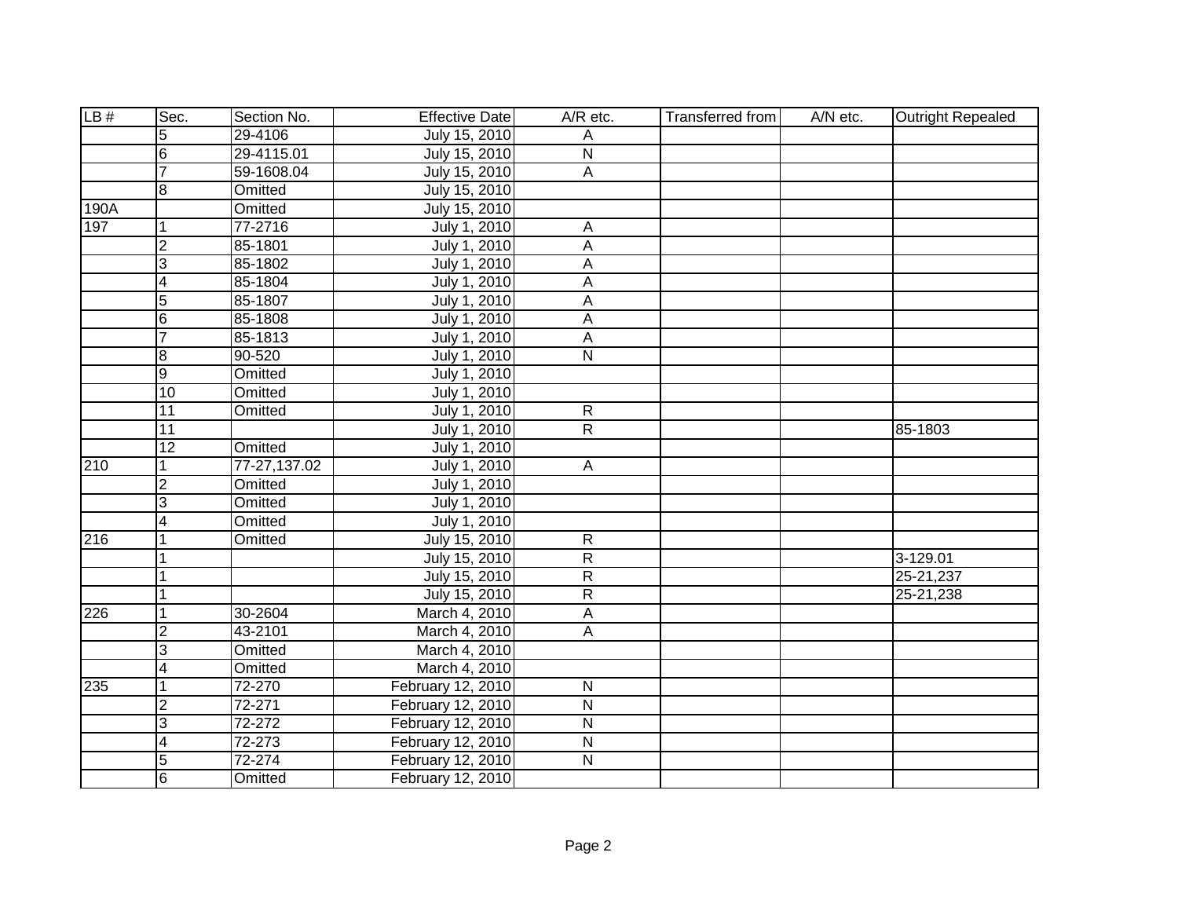| LB # | Sec. | Section No. | Effective Date | A/R etc. | Transferred from | A/N etc. | Outright Repealed |
|---|---|---|---|---|---|---|---|
| | 5 | 29-4106 | July 15, 2010 | A | | | |
| | 6 | 29-4115.01 | July 15, 2010 | N | | | |
| | 7 | 59-1608.04 | July 15, 2010 | A | | | |
| | 8 | Omitted | July 15, 2010 | | | | |
| 190A | | Omitted | July 15, 2010 | | | | |
| 197 | 1 | 77-2716 | July 1, 2010 | A | | | |
| | 2 | 85-1801 | July 1, 2010 | A | | | |
| | 3 | 85-1802 | July 1, 2010 | A | | | |
| | 4 | 85-1804 | July 1, 2010 | A | | | |
| | 5 | 85-1807 | July 1, 2010 | A | | | |
| | 6 | 85-1808 | July 1, 2010 | A | | | |
| | 7 | 85-1813 | July 1, 2010 | A | | | |
| | 8 | 90-520 | July 1, 2010 | N | | | |
| | 9 | Omitted | July 1, 2010 | | | | |
| | 10 | Omitted | July 1, 2010 | | | | |
| | 11 | Omitted | July 1, 2010 | R | | | |
| | 11 | | July 1, 2010 | R | | | 85-1803 |
| | 12 | Omitted | July 1, 2010 | | | | |
| 210 | 1 | 77-27,137.02 | July 1, 2010 | A | | | |
| | 2 | Omitted | July 1, 2010 | | | | |
| | 3 | Omitted | July 1, 2010 | | | | |
| | 4 | Omitted | July 1, 2010 | | | | |
| 216 | 1 | Omitted | July 15, 2010 | R | | | |
| | 1 | | July 15, 2010 | R | | | 3-129.01 |
| | 1 | | July 15, 2010 | R | | | 25-21,237 |
| | 1 | | July 15, 2010 | R | | | 25-21,238 |
| 226 | 1 | 30-2604 | March 4, 2010 | A | | | |
| | 2 | 43-2101 | March 4, 2010 | A | | | |
| | 3 | Omitted | March 4, 2010 | | | | |
| | 4 | Omitted | March 4, 2010 | | | | |
| 235 | 1 | 72-270 | February 12, 2010 | N | | | |
| | 2 | 72-271 | February 12, 2010 | N | | | |
| | 3 | 72-272 | February 12, 2010 | N | | | |
| | 4 | 72-273 | February 12, 2010 | N | | | |
| | 5 | 72-274 | February 12, 2010 | N | | | |
| | 6 | Omitted | February 12, 2010 | | | | |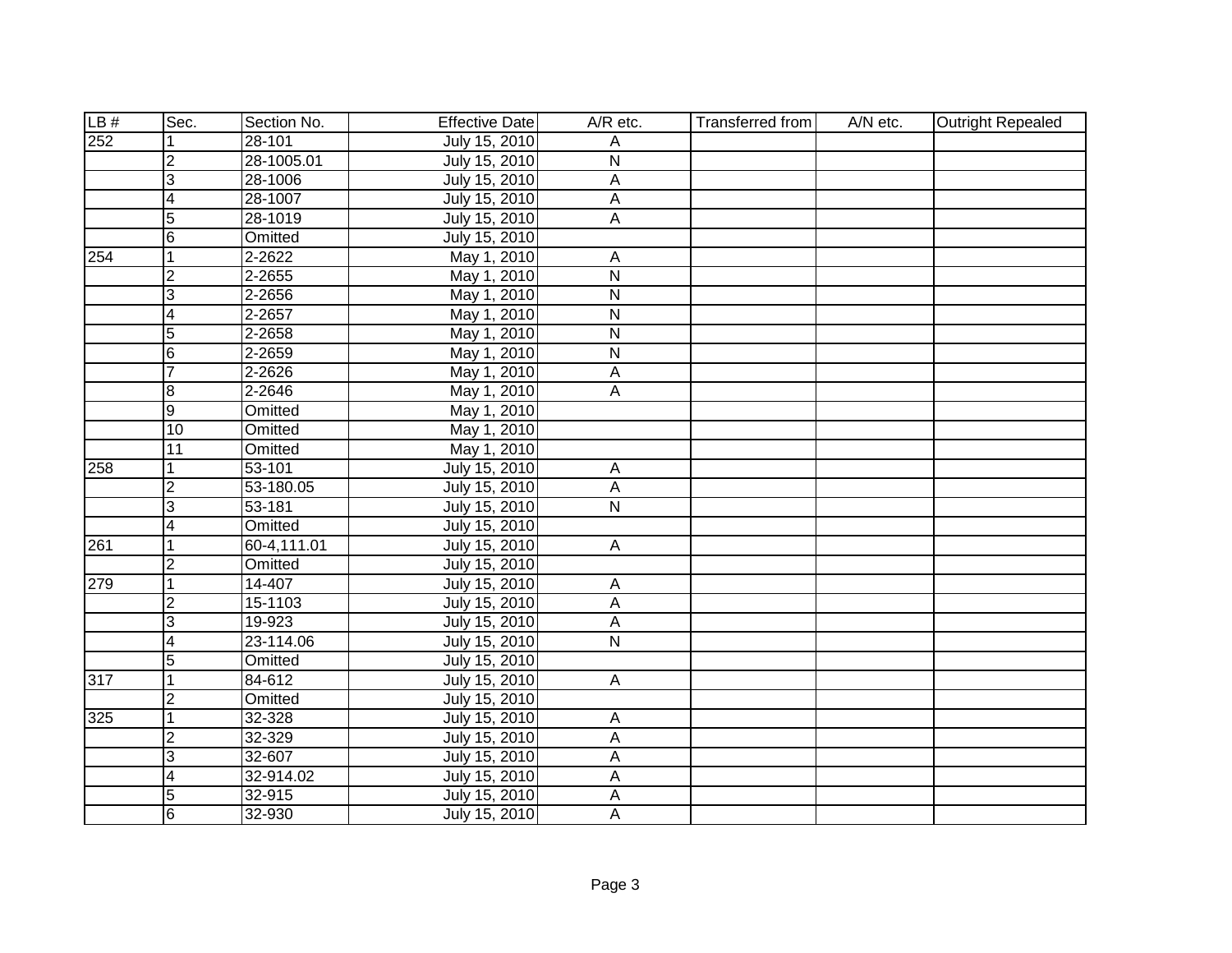| LB # | Sec. | Section No. | Effective Date | A/R etc. | Transferred from | A/N etc. | Outright Repealed |
|---|---|---|---|---|---|---|---|
| 252 | 1 | 28-101 | July 15, 2010 | A | | | |
| | 2 | 28-1005.01 | July 15, 2010 | N | | | |
| | 3 | 28-1006 | July 15, 2010 | A | | | |
| | 4 | 28-1007 | July 15, 2010 | A | | | |
| | 5 | 28-1019 | July 15, 2010 | A | | | |
| | 6 | Omitted | July 15, 2010 | | | | |
| 254 | 1 | 2-2622 | May 1, 2010 | A | | | |
| | 2 | 2-2655 | May 1, 2010 | N | | | |
| | 3 | 2-2656 | May 1, 2010 | N | | | |
| | 4 | 2-2657 | May 1, 2010 | N | | | |
| | 5 | 2-2658 | May 1, 2010 | N | | | |
| | 6 | 2-2659 | May 1, 2010 | N | | | |
| | 7 | 2-2626 | May 1, 2010 | A | | | |
| | 8 | 2-2646 | May 1, 2010 | A | | | |
| | 9 | Omitted | May 1, 2010 | | | | |
| | 10 | Omitted | May 1, 2010 | | | | |
| | 11 | Omitted | May 1, 2010 | | | | |
| 258 | 1 | 53-101 | July 15, 2010 | A | | | |
| | 2 | 53-180.05 | July 15, 2010 | A | | | |
| | 3 | 53-181 | July 15, 2010 | N | | | |
| | 4 | Omitted | July 15, 2010 | | | | |
| 261 | 1 | 60-4,111.01 | July 15, 2010 | A | | | |
| | 2 | Omitted | July 15, 2010 | | | | |
| 279 | 1 | 14-407 | July 15, 2010 | A | | | |
| | 2 | 15-1103 | July 15, 2010 | A | | | |
| | 3 | 19-923 | July 15, 2010 | A | | | |
| | 4 | 23-114.06 | July 15, 2010 | N | | | |
| | 5 | Omitted | July 15, 2010 | | | | |
| 317 | 1 | 84-612 | July 15, 2010 | A | | | |
| | 2 | Omitted | July 15, 2010 | | | | |
| 325 | 1 | 32-328 | July 15, 2010 | A | | | |
| | 2 | 32-329 | July 15, 2010 | A | | | |
| | 3 | 32-607 | July 15, 2010 | A | | | |
| | 4 | 32-914.02 | July 15, 2010 | A | | | |
| | 5 | 32-915 | July 15, 2010 | A | | | |
| | 6 | 32-930 | July 15, 2010 | A | | | |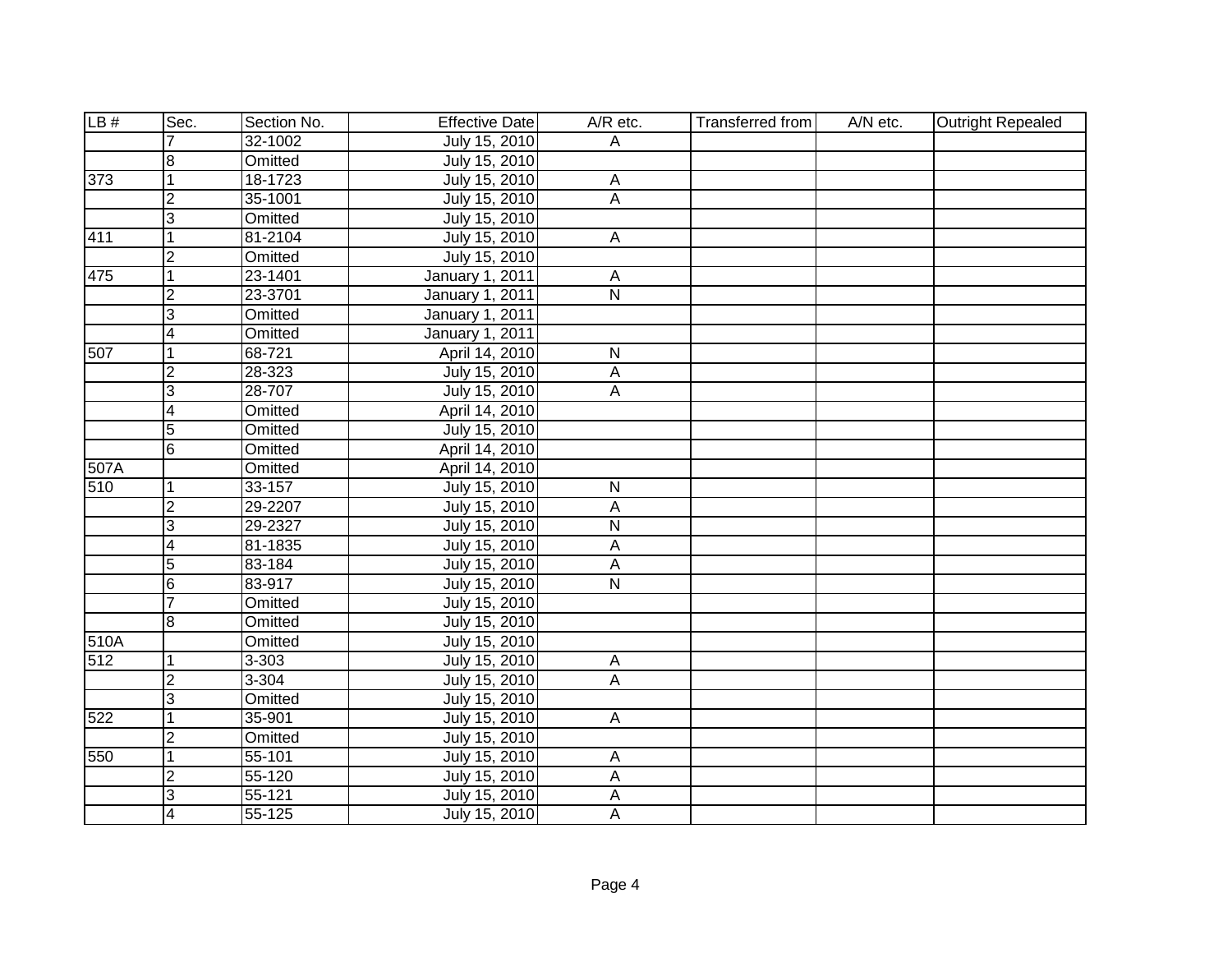| LB # | Sec. | Section No. | Effective Date | A/R etc. | Transferred from | A/N etc. | Outright Repealed |
|---|---|---|---|---|---|---|---|
| | 7 | 32-1002 | July 15, 2010 | A | | | |
| | 8 | Omitted | July 15, 2010 | | | | |
| 373 | 1 | 18-1723 | July 15, 2010 | A | | | |
| | 2 | 35-1001 | July 15, 2010 | A | | | |
| | 3 | Omitted | July 15, 2010 | | | | |
| 411 | 1 | 81-2104 | July 15, 2010 | A | | | |
| | 2 | Omitted | July 15, 2010 | | | | |
| 475 | 1 | 23-1401 | January 1, 2011 | A | | | |
| | 2 | 23-3701 | January 1, 2011 | N | | | |
| | 3 | Omitted | January 1, 2011 | | | | |
| | 4 | Omitted | January 1, 2011 | | | | |
| 507 | 1 | 68-721 | April 14, 2010 | N | | | |
| | 2 | 28-323 | July 15, 2010 | A | | | |
| | 3 | 28-707 | July 15, 2010 | A | | | |
| | 4 | Omitted | April 14, 2010 | | | | |
| | 5 | Omitted | July 15, 2010 | | | | |
| | 6 | Omitted | April 14, 2010 | | | | |
| 507A | | Omitted | April 14, 2010 | | | | |
| 510 | 1 | 33-157 | July 15, 2010 | N | | | |
| | 2 | 29-2207 | July 15, 2010 | A | | | |
| | 3 | 29-2327 | July 15, 2010 | N | | | |
| | 4 | 81-1835 | July 15, 2010 | A | | | |
| | 5 | 83-184 | July 15, 2010 | A | | | |
| | 6 | 83-917 | July 15, 2010 | N | | | |
| | 7 | Omitted | July 15, 2010 | | | | |
| | 8 | Omitted | July 15, 2010 | | | | |
| 510A | | Omitted | July 15, 2010 | | | | |
| 512 | 1 | 3-303 | July 15, 2010 | A | | | |
| | 2 | 3-304 | July 15, 2010 | A | | | |
| | 3 | Omitted | July 15, 2010 | | | | |
| 522 | 1 | 35-901 | July 15, 2010 | A | | | |
| | 2 | Omitted | July 15, 2010 | | | | |
| 550 | 1 | 55-101 | July 15, 2010 | A | | | |
| | 2 | 55-120 | July 15, 2010 | A | | | |
| | 3 | 55-121 | July 15, 2010 | A | | | |
| | 4 | 55-125 | July 15, 2010 | A | | | |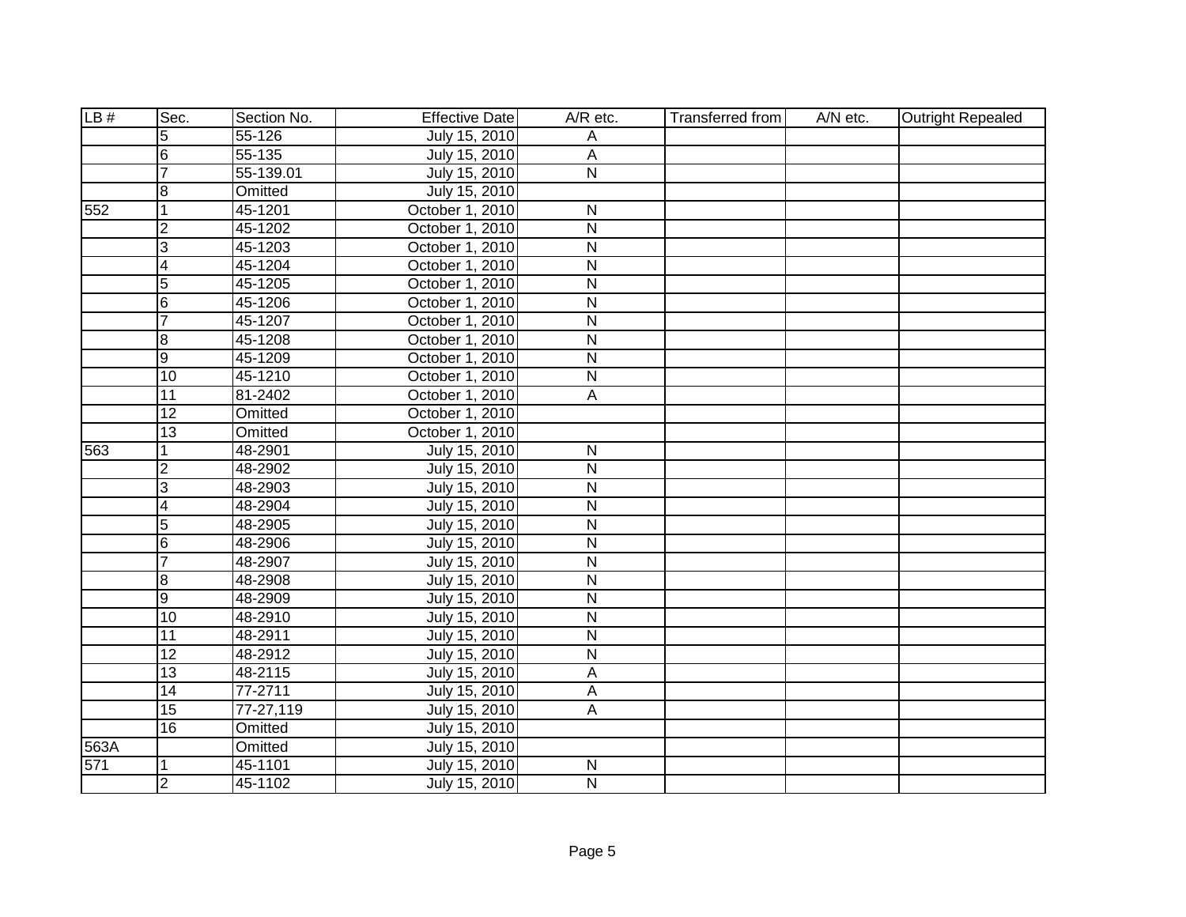| LB # | Sec. | Section No. | Effective Date | A/R etc. | Transferred from | A/N etc. | Outright Repealed |
| --- | --- | --- | --- | --- | --- | --- | --- |
| | 5 | 55-126 | July 15, 2010 | A | | | |
| | 6 | 55-135 | July 15, 2010 | A | | | |
| | 7 | 55-139.01 | July 15, 2010 | N | | | |
| | 8 | Omitted | July 15, 2010 | | | | |
| 552 | 1 | 45-1201 | October 1, 2010 | N | | | |
| | 2 | 45-1202 | October 1, 2010 | N | | | |
| | 3 | 45-1203 | October 1, 2010 | N | | | |
| | 4 | 45-1204 | October 1, 2010 | N | | | |
| | 5 | 45-1205 | October 1, 2010 | N | | | |
| | 6 | 45-1206 | October 1, 2010 | N | | | |
| | 7 | 45-1207 | October 1, 2010 | N | | | |
| | 8 | 45-1208 | October 1, 2010 | N | | | |
| | 9 | 45-1209 | October 1, 2010 | N | | | |
| | 10 | 45-1210 | October 1, 2010 | N | | | |
| | 11 | 81-2402 | October 1, 2010 | A | | | |
| | 12 | Omitted | October 1, 2010 | | | | |
| | 13 | Omitted | October 1, 2010 | | | | |
| 563 | 1 | 48-2901 | July 15, 2010 | N | | | |
| | 2 | 48-2902 | July 15, 2010 | N | | | |
| | 3 | 48-2903 | July 15, 2010 | N | | | |
| | 4 | 48-2904 | July 15, 2010 | N | | | |
| | 5 | 48-2905 | July 15, 2010 | N | | | |
| | 6 | 48-2906 | July 15, 2010 | N | | | |
| | 7 | 48-2907 | July 15, 2010 | N | | | |
| | 8 | 48-2908 | July 15, 2010 | N | | | |
| | 9 | 48-2909 | July 15, 2010 | N | | | |
| | 10 | 48-2910 | July 15, 2010 | N | | | |
| | 11 | 48-2911 | July 15, 2010 | N | | | |
| | 12 | 48-2912 | July 15, 2010 | N | | | |
| | 13 | 48-2115 | July 15, 2010 | A | | | |
| | 14 | 77-2711 | July 15, 2010 | A | | | |
| | 15 | 77-27,119 | July 15, 2010 | A | | | |
| | 16 | Omitted | July 15, 2010 | | | | |
| 563A | | Omitted | July 15, 2010 | | | | |
| 571 | 1 | 45-1101 | July 15, 2010 | N | | | |
| | 2 | 45-1102 | July 15, 2010 | N | | | |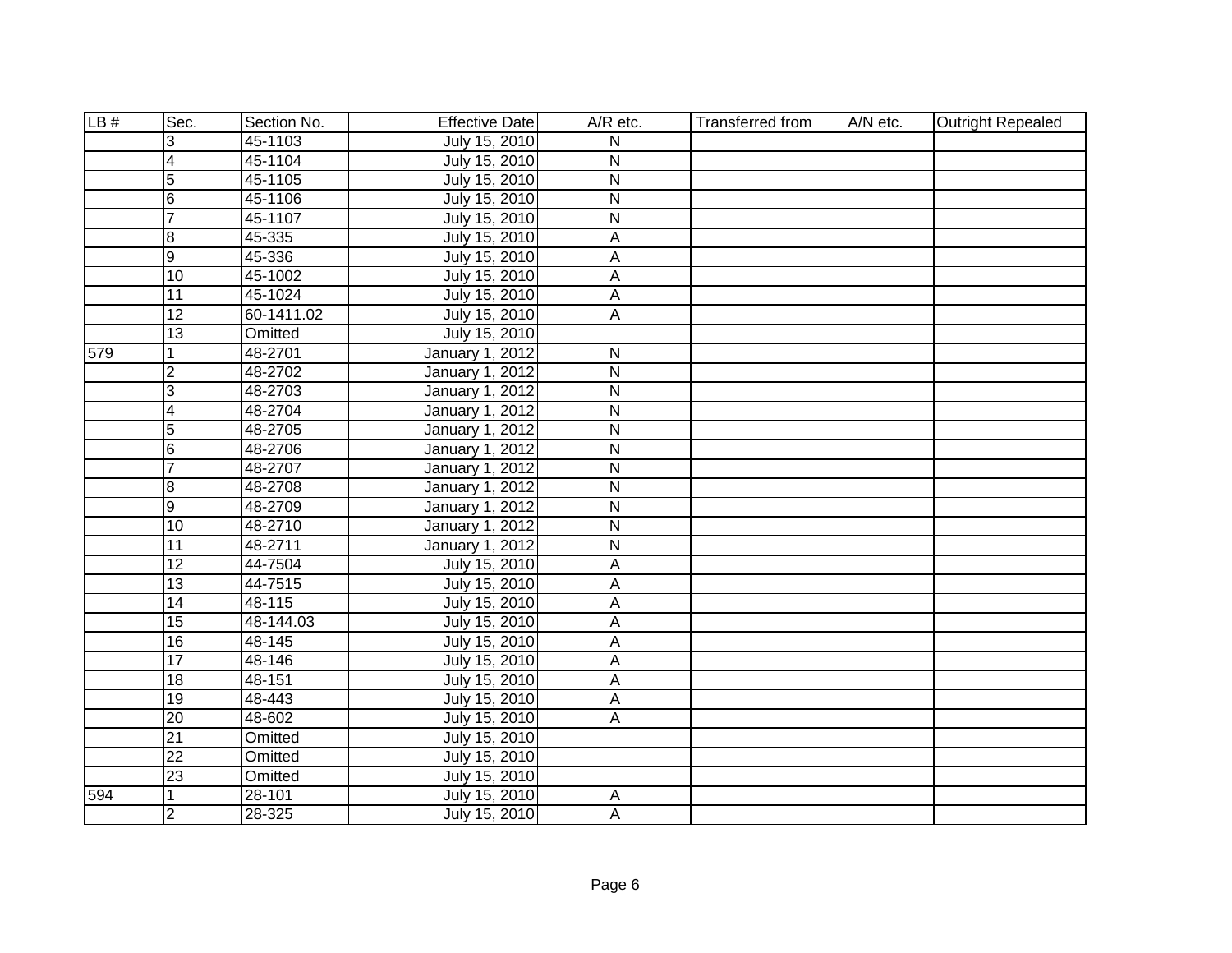| LB # | Sec. | Section No. | Effective Date | A/R etc. | Transferred from | A/N etc. | Outright Repealed |
| --- | --- | --- | --- | --- | --- | --- | --- |
| | 3 | 45-1103 | July 15, 2010 | N | | | |
| | 4 | 45-1104 | July 15, 2010 | N | | | |
| | 5 | 45-1105 | July 15, 2010 | N | | | |
| | 6 | 45-1106 | July 15, 2010 | N | | | |
| | 7 | 45-1107 | July 15, 2010 | N | | | |
| | 8 | 45-335 | July 15, 2010 | A | | | |
| | 9 | 45-336 | July 15, 2010 | A | | | |
| | 10 | 45-1002 | July 15, 2010 | A | | | |
| | 11 | 45-1024 | July 15, 2010 | A | | | |
| | 12 | 60-1411.02 | July 15, 2010 | A | | | |
| | 13 | Omitted | July 15, 2010 | | | | |
| 579 | 1 | 48-2701 | January 1, 2012 | N | | | |
| | 2 | 48-2702 | January 1, 2012 | N | | | |
| | 3 | 48-2703 | January 1, 2012 | N | | | |
| | 4 | 48-2704 | January 1, 2012 | N | | | |
| | 5 | 48-2705 | January 1, 2012 | N | | | |
| | 6 | 48-2706 | January 1, 2012 | N | | | |
| | 7 | 48-2707 | January 1, 2012 | N | | | |
| | 8 | 48-2708 | January 1, 2012 | N | | | |
| | 9 | 48-2709 | January 1, 2012 | N | | | |
| | 10 | 48-2710 | January 1, 2012 | N | | | |
| | 11 | 48-2711 | January 1, 2012 | N | | | |
| | 12 | 44-7504 | July 15, 2010 | A | | | |
| | 13 | 44-7515 | July 15, 2010 | A | | | |
| | 14 | 48-115 | July 15, 2010 | A | | | |
| | 15 | 48-144.03 | July 15, 2010 | A | | | |
| | 16 | 48-145 | July 15, 2010 | A | | | |
| | 17 | 48-146 | July 15, 2010 | A | | | |
| | 18 | 48-151 | July 15, 2010 | A | | | |
| | 19 | 48-443 | July 15, 2010 | A | | | |
| | 20 | 48-602 | July 15, 2010 | A | | | |
| | 21 | Omitted | July 15, 2010 | | | | |
| | 22 | Omitted | July 15, 2010 | | | | |
| | 23 | Omitted | July 15, 2010 | | | | |
| 594 | 1 | 28-101 | July 15, 2010 | A | | | |
| | 2 | 28-325 | July 15, 2010 | A | | | |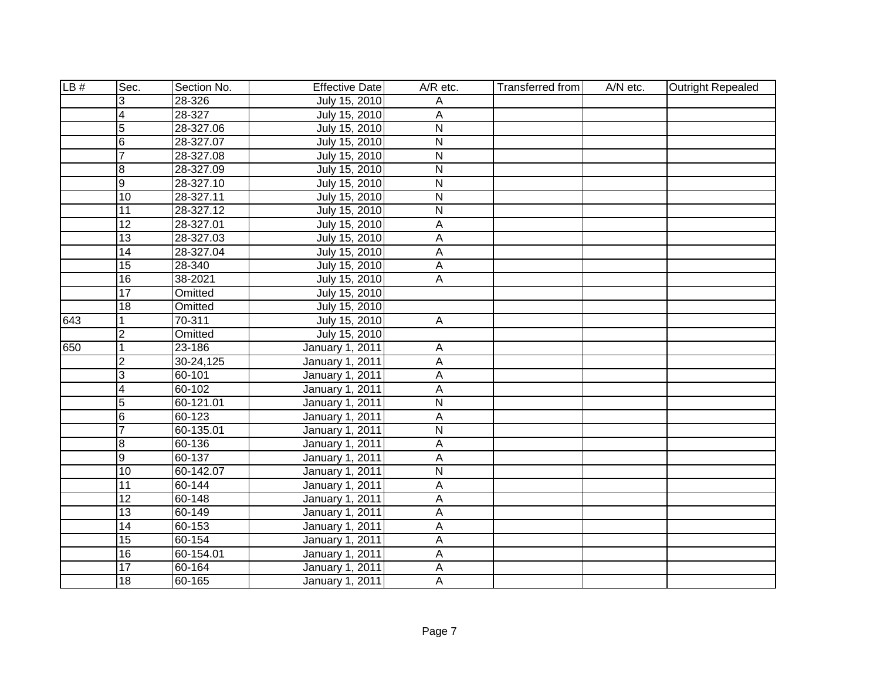| LB # | Sec. | Section No. | Effective Date | A/R etc. | Transferred from | A/N etc. | Outright Repealed |
|---|---|---|---|---|---|---|---|
| | 3 | 28-326 | July 15, 2010 | A | | | |
| | 4 | 28-327 | July 15, 2010 | A | | | |
| | 5 | 28-327.06 | July 15, 2010 | N | | | |
| | 6 | 28-327.07 | July 15, 2010 | N | | | |
| | 7 | 28-327.08 | July 15, 2010 | N | | | |
| | 8 | 28-327.09 | July 15, 2010 | N | | | |
| | 9 | 28-327.10 | July 15, 2010 | N | | | |
| | 10 | 28-327.11 | July 15, 2010 | N | | | |
| | 11 | 28-327.12 | July 15, 2010 | N | | | |
| | 12 | 28-327.01 | July 15, 2010 | A | | | |
| | 13 | 28-327.03 | July 15, 2010 | A | | | |
| | 14 | 28-327.04 | July 15, 2010 | A | | | |
| | 15 | 28-340 | July 15, 2010 | A | | | |
| | 16 | 38-2021 | July 15, 2010 | A | | | |
| | 17 | Omitted | July 15, 2010 | | | | |
| | 18 | Omitted | July 15, 2010 | | | | |
| 643 | 1 | 70-311 | July 15, 2010 | A | | | |
| | 2 | Omitted | July 15, 2010 | | | | |
| 650 | 1 | 23-186 | January 1, 2011 | A | | | |
| | 2 | 30-24,125 | January 1, 2011 | A | | | |
| | 3 | 60-101 | January 1, 2011 | A | | | |
| | 4 | 60-102 | January 1, 2011 | A | | | |
| | 5 | 60-121.01 | January 1, 2011 | N | | | |
| | 6 | 60-123 | January 1, 2011 | A | | | |
| | 7 | 60-135.01 | January 1, 2011 | N | | | |
| | 8 | 60-136 | January 1, 2011 | A | | | |
| | 9 | 60-137 | January 1, 2011 | A | | | |
| | 10 | 60-142.07 | January 1, 2011 | N | | | |
| | 11 | 60-144 | January 1, 2011 | A | | | |
| | 12 | 60-148 | January 1, 2011 | A | | | |
| | 13 | 60-149 | January 1, 2011 | A | | | |
| | 14 | 60-153 | January 1, 2011 | A | | | |
| | 15 | 60-154 | January 1, 2011 | A | | | |
| | 16 | 60-154.01 | January 1, 2011 | A | | | |
| | 17 | 60-164 | January 1, 2011 | A | | | |
| | 18 | 60-165 | January 1, 2011 | A | | | |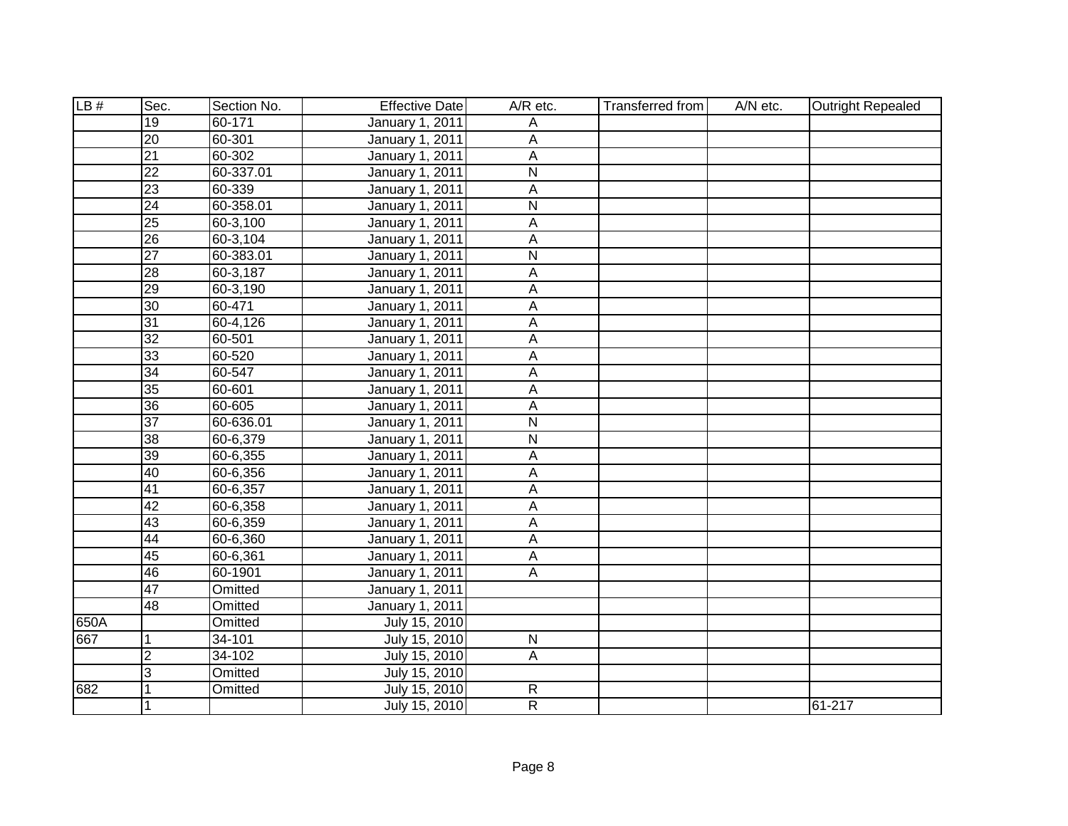| LB # | Sec. | Section No. | Effective Date | A/R etc. | Transferred from | A/N etc. | Outright Repealed |
|---|---|---|---|---|---|---|---|
| | 19 | 60-171 | January 1, 2011 | A | | | |
| | 20 | 60-301 | January 1, 2011 | A | | | |
| | 21 | 60-302 | January 1, 2011 | A | | | |
| | 22 | 60-337.01 | January 1, 2011 | N | | | |
| | 23 | 60-339 | January 1, 2011 | A | | | |
| | 24 | 60-358.01 | January 1, 2011 | N | | | |
| | 25 | 60-3,100 | January 1, 2011 | A | | | |
| | 26 | 60-3,104 | January 1, 2011 | A | | | |
| | 27 | 60-383.01 | January 1, 2011 | N | | | |
| | 28 | 60-3,187 | January 1, 2011 | A | | | |
| | 29 | 60-3,190 | January 1, 2011 | A | | | |
| | 30 | 60-471 | January 1, 2011 | A | | | |
| | 31 | 60-4,126 | January 1, 2011 | A | | | |
| | 32 | 60-501 | January 1, 2011 | A | | | |
| | 33 | 60-520 | January 1, 2011 | A | | | |
| | 34 | 60-547 | January 1, 2011 | A | | | |
| | 35 | 60-601 | January 1, 2011 | A | | | |
| | 36 | 60-605 | January 1, 2011 | A | | | |
| | 37 | 60-636.01 | January 1, 2011 | N | | | |
| | 38 | 60-6,379 | January 1, 2011 | N | | | |
| | 39 | 60-6,355 | January 1, 2011 | A | | | |
| | 40 | 60-6,356 | January 1, 2011 | A | | | |
| | 41 | 60-6,357 | January 1, 2011 | A | | | |
| | 42 | 60-6,358 | January 1, 2011 | A | | | |
| | 43 | 60-6,359 | January 1, 2011 | A | | | |
| | 44 | 60-6,360 | January 1, 2011 | A | | | |
| | 45 | 60-6,361 | January 1, 2011 | A | | | |
| | 46 | 60-1901 | January 1, 2011 | A | | | |
| | 47 | Omitted | January 1, 2011 | | | | |
| | 48 | Omitted | January 1, 2011 | | | | |
| 650A | | Omitted | July 15, 2010 | | | | |
| 667 | 1 | 34-101 | July 15, 2010 | N | | | |
| | 2 | 34-102 | July 15, 2010 | A | | | |
| | 3 | Omitted | July 15, 2010 | | | | |
| 682 | 1 | Omitted | July 15, 2010 | R | | | |
| | 1 | | July 15, 2010 | R | | | 61-217 |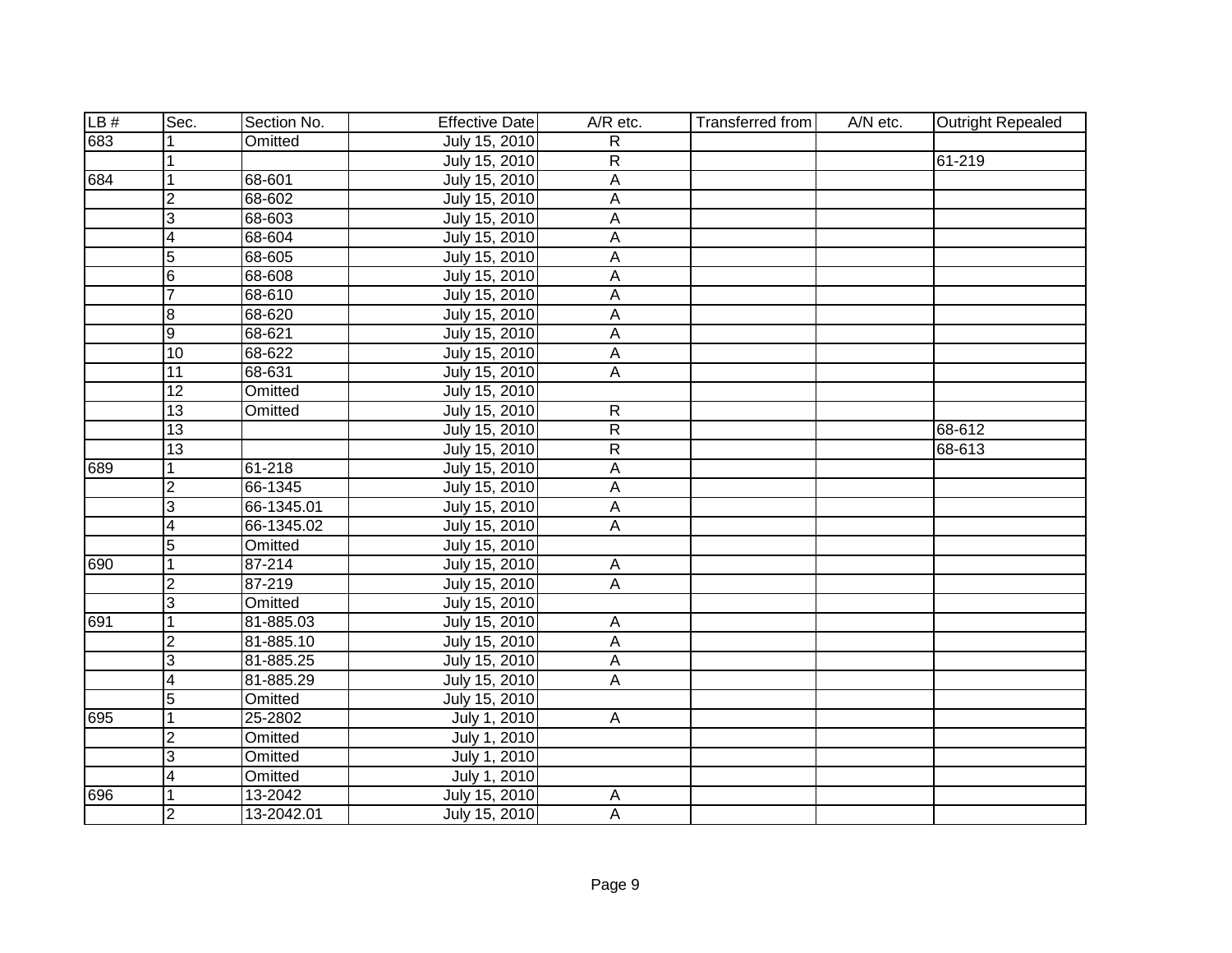| LB # | Sec. | Section No. | Effective Date | A/R etc. | Transferred from | A/N etc. | Outright Repealed |
|---|---|---|---|---|---|---|---|
| 683 | 1 | Omitted | July 15, 2010 | R | | | |
| | 1 | | July 15, 2010 | R | | | 61-219 |
| 684 | 1 | 68-601 | July 15, 2010 | A | | | |
| | 2 | 68-602 | July 15, 2010 | A | | | |
| | 3 | 68-603 | July 15, 2010 | A | | | |
| | 4 | 68-604 | July 15, 2010 | A | | | |
| | 5 | 68-605 | July 15, 2010 | A | | | |
| | 6 | 68-608 | July 15, 2010 | A | | | |
| | 7 | 68-610 | July 15, 2010 | A | | | |
| | 8 | 68-620 | July 15, 2010 | A | | | |
| | 9 | 68-621 | July 15, 2010 | A | | | |
| | 10 | 68-622 | July 15, 2010 | A | | | |
| | 11 | 68-631 | July 15, 2010 | A | | | |
| | 12 | Omitted | July 15, 2010 | | | | |
| | 13 | Omitted | July 15, 2010 | R | | | |
| | 13 | | July 15, 2010 | R | | | 68-612 |
| | 13 | | July 15, 2010 | R | | | 68-613 |
| 689 | 1 | 61-218 | July 15, 2010 | A | | | |
| | 2 | 66-1345 | July 15, 2010 | A | | | |
| | 3 | 66-1345.01 | July 15, 2010 | A | | | |
| | 4 | 66-1345.02 | July 15, 2010 | A | | | |
| | 5 | Omitted | July 15, 2010 | | | | |
| 690 | 1 | 87-214 | July 15, 2010 | A | | | |
| | 2 | 87-219 | July 15, 2010 | A | | | |
| | 3 | Omitted | July 15, 2010 | | | | |
| 691 | 1 | 81-885.03 | July 15, 2010 | A | | | |
| | 2 | 81-885.10 | July 15, 2010 | A | | | |
| | 3 | 81-885.25 | July 15, 2010 | A | | | |
| | 4 | 81-885.29 | July 15, 2010 | A | | | |
| | 5 | Omitted | July 15, 2010 | | | | |
| 695 | 1 | 25-2802 | July 1, 2010 | A | | | |
| | 2 | Omitted | July 1, 2010 | | | | |
| | 3 | Omitted | July 1, 2010 | | | | |
| | 4 | Omitted | July 1, 2010 | | | | |
| 696 | 1 | 13-2042 | July 15, 2010 | A | | | |
| | 2 | 13-2042.01 | July 15, 2010 | A | | | |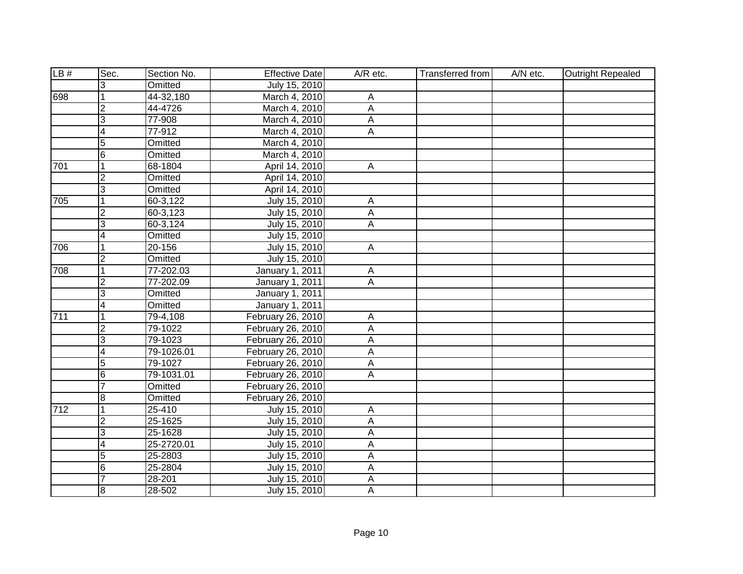| LB # | Sec. | Section No. | Effective Date | A/R etc. | Transferred from | A/N etc. | Outright Repealed |
|---|---|---|---|---|---|---|---|
| | 3 | Omitted | July 15, 2010 | | | | |
| 698 | 1 | 44-32,180 | March 4, 2010 | A | | | |
| | 2 | 44-4726 | March 4, 2010 | A | | | |
| | 3 | 77-908 | March 4, 2010 | A | | | |
| | 4 | 77-912 | March 4, 2010 | A | | | |
| | 5 | Omitted | March 4, 2010 | | | | |
| | 6 | Omitted | March 4, 2010 | | | | |
| 701 | 1 | 68-1804 | April 14, 2010 | A | | | |
| | 2 | Omitted | April 14, 2010 | | | | |
| | 3 | Omitted | April 14, 2010 | | | | |
| 705 | 1 | 60-3,122 | July 15, 2010 | A | | | |
| | 2 | 60-3,123 | July 15, 2010 | A | | | |
| | 3 | 60-3,124 | July 15, 2010 | A | | | |
| | 4 | Omitted | July 15, 2010 | | | | |
| 706 | 1 | 20-156 | July 15, 2010 | A | | | |
| | 2 | Omitted | July 15, 2010 | | | | |
| 708 | 1 | 77-202.03 | January 1, 2011 | A | | | |
| | 2 | 77-202.09 | January 1, 2011 | A | | | |
| | 3 | Omitted | January 1, 2011 | | | | |
| | 4 | Omitted | January 1, 2011 | | | | |
| 711 | 1 | 79-4,108 | February 26, 2010 | A | | | |
| | 2 | 79-1022 | February 26, 2010 | A | | | |
| | 3 | 79-1023 | February 26, 2010 | A | | | |
| | 4 | 79-1026.01 | February 26, 2010 | A | | | |
| | 5 | 79-1027 | February 26, 2010 | A | | | |
| | 6 | 79-1031.01 | February 26, 2010 | A | | | |
| | 7 | Omitted | February 26, 2010 | | | | |
| | 8 | Omitted | February 26, 2010 | | | | |
| 712 | 1 | 25-410 | July 15, 2010 | A | | | |
| | 2 | 25-1625 | July 15, 2010 | A | | | |
| | 3 | 25-1628 | July 15, 2010 | A | | | |
| | 4 | 25-2720.01 | July 15, 2010 | A | | | |
| | 5 | 25-2803 | July 15, 2010 | A | | | |
| | 6 | 25-2804 | July 15, 2010 | A | | | |
| | 7 | 28-201 | July 15, 2010 | A | | | |
| | 8 | 28-502 | July 15, 2010 | A | | | |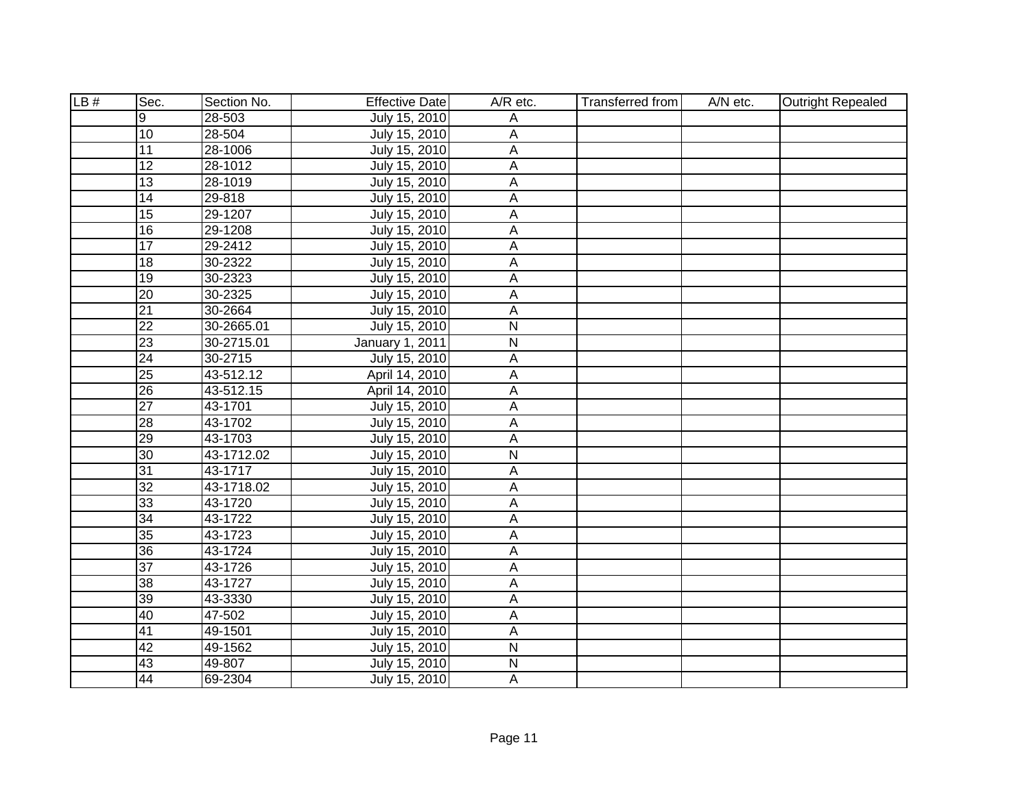| LB # | Sec. | Section No. | Effective Date | A/R etc. | Transferred from | A/N etc. | Outright Repealed |
|---|---|---|---|---|---|---|---|
| | 9 | 28-503 | July 15, 2010 | A | | | |
| | 10 | 28-504 | July 15, 2010 | A | | | |
| | 11 | 28-1006 | July 15, 2010 | A | | | |
| | 12 | 28-1012 | July 15, 2010 | A | | | |
| | 13 | 28-1019 | July 15, 2010 | A | | | |
| | 14 | 29-818 | July 15, 2010 | A | | | |
| | 15 | 29-1207 | July 15, 2010 | A | | | |
| | 16 | 29-1208 | July 15, 2010 | A | | | |
| | 17 | 29-2412 | July 15, 2010 | A | | | |
| | 18 | 30-2322 | July 15, 2010 | A | | | |
| | 19 | 30-2323 | July 15, 2010 | A | | | |
| | 20 | 30-2325 | July 15, 2010 | A | | | |
| | 21 | 30-2664 | July 15, 2010 | A | | | |
| | 22 | 30-2665.01 | July 15, 2010 | N | | | |
| | 23 | 30-2715.01 | January 1, 2011 | N | | | |
| | 24 | 30-2715 | July 15, 2010 | A | | | |
| | 25 | 43-512.12 | April 14, 2010 | A | | | |
| | 26 | 43-512.15 | April 14, 2010 | A | | | |
| | 27 | 43-1701 | July 15, 2010 | A | | | |
| | 28 | 43-1702 | July 15, 2010 | A | | | |
| | 29 | 43-1703 | July 15, 2010 | A | | | |
| | 30 | 43-1712.02 | July 15, 2010 | N | | | |
| | 31 | 43-1717 | July 15, 2010 | A | | | |
| | 32 | 43-1718.02 | July 15, 2010 | A | | | |
| | 33 | 43-1720 | July 15, 2010 | A | | | |
| | 34 | 43-1722 | July 15, 2010 | A | | | |
| | 35 | 43-1723 | July 15, 2010 | A | | | |
| | 36 | 43-1724 | July 15, 2010 | A | | | |
| | 37 | 43-1726 | July 15, 2010 | A | | | |
| | 38 | 43-1727 | July 15, 2010 | A | | | |
| | 39 | 43-3330 | July 15, 2010 | A | | | |
| | 40 | 47-502 | July 15, 2010 | A | | | |
| | 41 | 49-1501 | July 15, 2010 | A | | | |
| | 42 | 49-1562 | July 15, 2010 | N | | | |
| | 43 | 49-807 | July 15, 2010 | N | | | |
| | 44 | 69-2304 | July 15, 2010 | A | | | |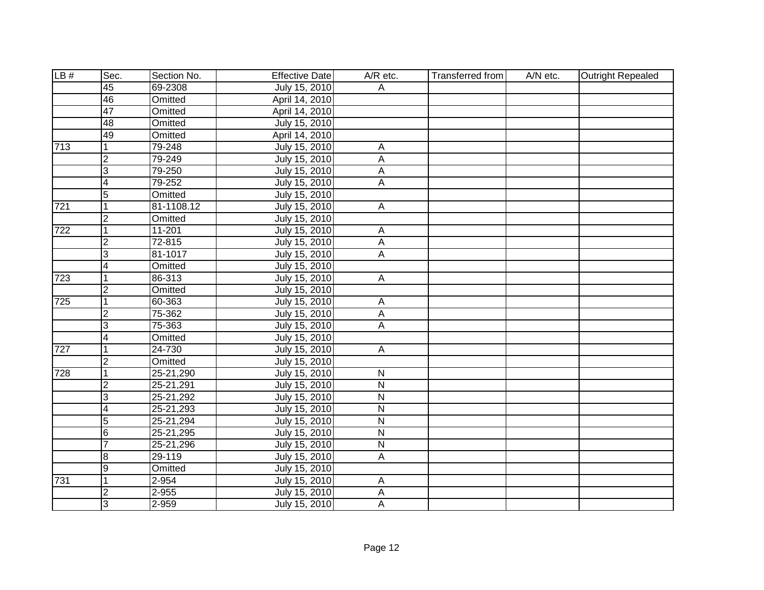| LB # | Sec. | Section No. | Effective Date | A/R etc. | Transferred from | A/N etc. | Outright Repealed |
|---|---|---|---|---|---|---|---|
| | 45 | 69-2308 | July 15, 2010 | A | | | |
| | 46 | Omitted | April 14, 2010 | | | | |
| | 47 | Omitted | April 14, 2010 | | | | |
| | 48 | Omitted | July 15, 2010 | | | | |
| | 49 | Omitted | April 14, 2010 | | | | |
| 713 | 1 | 79-248 | July 15, 2010 | A | | | |
| | 2 | 79-249 | July 15, 2010 | A | | | |
| | 3 | 79-250 | July 15, 2010 | A | | | |
| | 4 | 79-252 | July 15, 2010 | A | | | |
| | 5 | Omitted | July 15, 2010 | | | | |
| 721 | 1 | 81-1108.12 | July 15, 2010 | A | | | |
| | 2 | Omitted | July 15, 2010 | | | | |
| 722 | 1 | 11-201 | July 15, 2010 | A | | | |
| | 2 | 72-815 | July 15, 2010 | A | | | |
| | 3 | 81-1017 | July 15, 2010 | A | | | |
| | 4 | Omitted | July 15, 2010 | | | | |
| 723 | 1 | 86-313 | July 15, 2010 | A | | | |
| | 2 | Omitted | July 15, 2010 | | | | |
| 725 | 1 | 60-363 | July 15, 2010 | A | | | |
| | 2 | 75-362 | July 15, 2010 | A | | | |
| | 3 | 75-363 | July 15, 2010 | A | | | |
| | 4 | Omitted | July 15, 2010 | | | | |
| 727 | 1 | 24-730 | July 15, 2010 | A | | | |
| | 2 | Omitted | July 15, 2010 | | | | |
| 728 | 1 | 25-21,290 | July 15, 2010 | N | | | |
| | 2 | 25-21,291 | July 15, 2010 | N | | | |
| | 3 | 25-21,292 | July 15, 2010 | N | | | |
| | 4 | 25-21,293 | July 15, 2010 | N | | | |
| | 5 | 25-21,294 | July 15, 2010 | N | | | |
| | 6 | 25-21,295 | July 15, 2010 | N | | | |
| | 7 | 25-21,296 | July 15, 2010 | N | | | |
| | 8 | 29-119 | July 15, 2010 | A | | | |
| | 9 | Omitted | July 15, 2010 | | | | |
| 731 | 1 | 2-954 | July 15, 2010 | A | | | |
| | 2 | 2-955 | July 15, 2010 | A | | | |
| | 3 | 2-959 | July 15, 2010 | A | | | |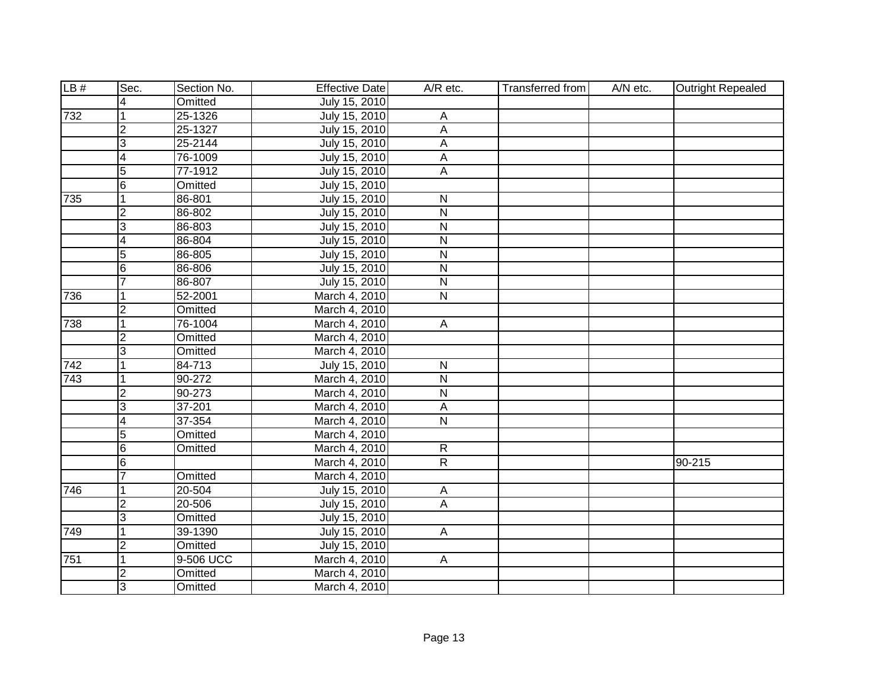| LB # | Sec. | Section No. | Effective Date | A/R etc. | Transferred from | A/N etc. | Outright Repealed |
|---|---|---|---|---|---|---|---|
| | 4 | Omitted | July 15, 2010 | | | | |
| 732 | 1 | 25-1326 | July 15, 2010 | A | | | |
| | 2 | 25-1327 | July 15, 2010 | A | | | |
| | 3 | 25-2144 | July 15, 2010 | A | | | |
| | 4 | 76-1009 | July 15, 2010 | A | | | |
| | 5 | 77-1912 | July 15, 2010 | A | | | |
| | 6 | Omitted | July 15, 2010 | | | | |
| 735 | 1 | 86-801 | July 15, 2010 | N | | | |
| | 2 | 86-802 | July 15, 2010 | N | | | |
| | 3 | 86-803 | July 15, 2010 | N | | | |
| | 4 | 86-804 | July 15, 2010 | N | | | |
| | 5 | 86-805 | July 15, 2010 | N | | | |
| | 6 | 86-806 | July 15, 2010 | N | | | |
| | 7 | 86-807 | July 15, 2010 | N | | | |
| 736 | 1 | 52-2001 | March 4, 2010 | N | | | |
| | 2 | Omitted | March 4, 2010 | | | | |
| 738 | 1 | 76-1004 | March 4, 2010 | A | | | |
| | 2 | Omitted | March 4, 2010 | | | | |
| | 3 | Omitted | March 4, 2010 | | | | |
| 742 | 1 | 84-713 | July 15, 2010 | N | | | |
| 743 | 1 | 90-272 | March 4, 2010 | N | | | |
| | 2 | 90-273 | March 4, 2010 | N | | | |
| | 3 | 37-201 | March 4, 2010 | A | | | |
| | 4 | 37-354 | March 4, 2010 | N | | | |
| | 5 | Omitted | March 4, 2010 | | | | |
| | 6 | Omitted | March 4, 2010 | R | | | |
| | 6 | | March 4, 2010 | R | | | 90-215 |
| | 7 | Omitted | March 4, 2010 | | | | |
| 746 | 1 | 20-504 | July 15, 2010 | A | | | |
| | 2 | 20-506 | July 15, 2010 | A | | | |
| | 3 | Omitted | July 15, 2010 | | | | |
| 749 | 1 | 39-1390 | July 15, 2010 | A | | | |
| | 2 | Omitted | July 15, 2010 | | | | |
| 751 | 1 | 9-506 UCC | March 4, 2010 | A | | | |
| | 2 | Omitted | March 4, 2010 | | | | |
| | 3 | Omitted | March 4, 2010 | | | | |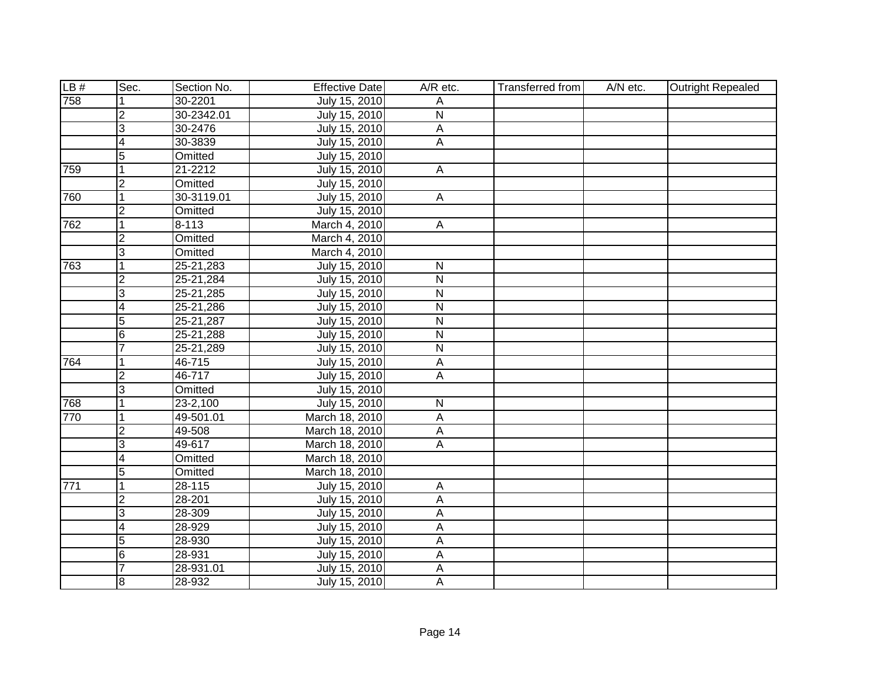| LB # | Sec. | Section No. | Effective Date | A/R etc. | Transferred from | A/N etc. | Outright Repealed |
|---|---|---|---|---|---|---|---|
| 758 | 1 | 30-2201 | July 15, 2010 | A | | | |
| | 2 | 30-2342.01 | July 15, 2010 | N | | | |
| | 3 | 30-2476 | July 15, 2010 | A | | | |
| | 4 | 30-3839 | July 15, 2010 | A | | | |
| | 5 | Omitted | July 15, 2010 | | | | |
| 759 | 1 | 21-2212 | July 15, 2010 | A | | | |
| | 2 | Omitted | July 15, 2010 | | | | |
| 760 | 1 | 30-3119.01 | July 15, 2010 | A | | | |
| | 2 | Omitted | July 15, 2010 | | | | |
| 762 | 1 | 8-113 | March 4, 2010 | A | | | |
| | 2 | Omitted | March 4, 2010 | | | | |
| | 3 | Omitted | March 4, 2010 | | | | |
| 763 | 1 | 25-21,283 | July 15, 2010 | N | | | |
| | 2 | 25-21,284 | July 15, 2010 | N | | | |
| | 3 | 25-21,285 | July 15, 2010 | N | | | |
| | 4 | 25-21,286 | July 15, 2010 | N | | | |
| | 5 | 25-21,287 | July 15, 2010 | N | | | |
| | 6 | 25-21,288 | July 15, 2010 | N | | | |
| | 7 | 25-21,289 | July 15, 2010 | N | | | |
| 764 | 1 | 46-715 | July 15, 2010 | A | | | |
| | 2 | 46-717 | July 15, 2010 | A | | | |
| | 3 | Omitted | July 15, 2010 | | | | |
| 768 | 1 | 23-2,100 | July 15, 2010 | N | | | |
| 770 | 1 | 49-501.01 | March 18, 2010 | A | | | |
| | 2 | 49-508 | March 18, 2010 | A | | | |
| | 3 | 49-617 | March 18, 2010 | A | | | |
| | 4 | Omitted | March 18, 2010 | | | | |
| | 5 | Omitted | March 18, 2010 | | | | |
| 771 | 1 | 28-115 | July 15, 2010 | A | | | |
| | 2 | 28-201 | July 15, 2010 | A | | | |
| | 3 | 28-309 | July 15, 2010 | A | | | |
| | 4 | 28-929 | July 15, 2010 | A | | | |
| | 5 | 28-930 | July 15, 2010 | A | | | |
| | 6 | 28-931 | July 15, 2010 | A | | | |
| | 7 | 28-931.01 | July 15, 2010 | A | | | |
| | 8 | 28-932 | July 15, 2010 | A | | | |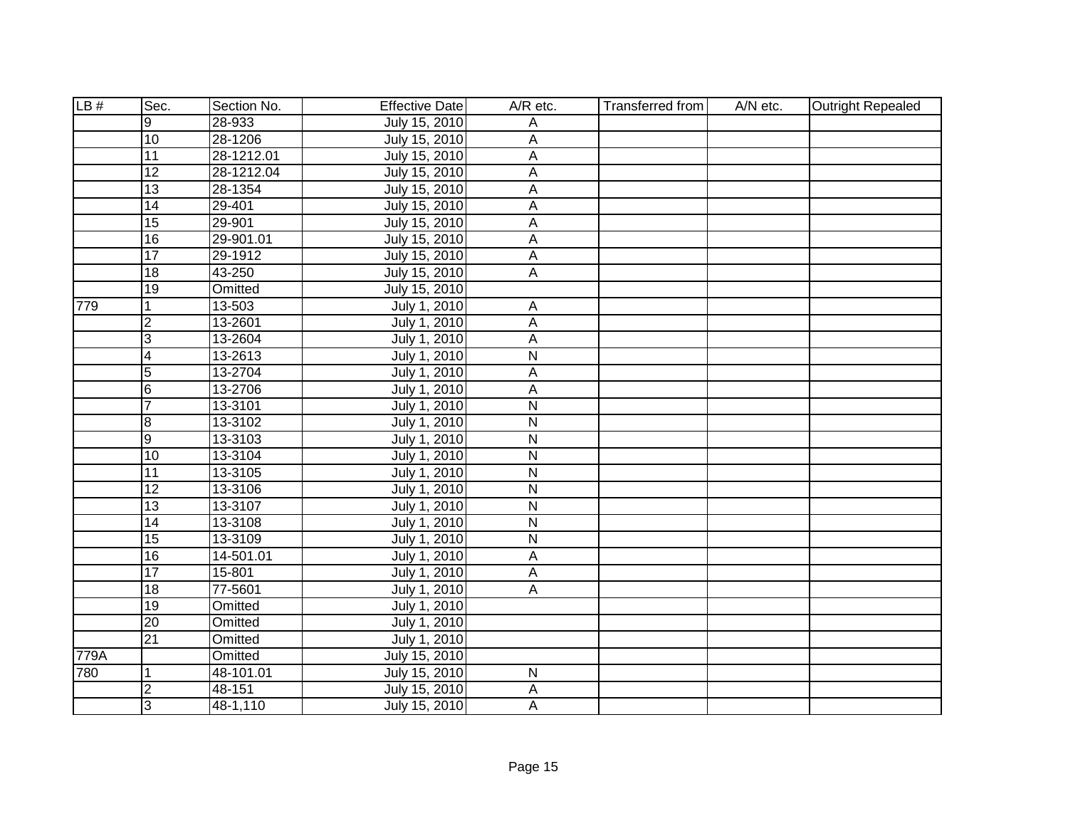| LB # | Sec. | Section No. | Effective Date | A/R etc. | Transferred from | A/N etc. | Outright Repealed |
|---|---|---|---|---|---|---|---|
| | 9 | 28-933 | July 15, 2010 | A | | | |
| | 10 | 28-1206 | July 15, 2010 | A | | | |
| | 11 | 28-1212.01 | July 15, 2010 | A | | | |
| | 12 | 28-1212.04 | July 15, 2010 | A | | | |
| | 13 | 28-1354 | July 15, 2010 | A | | | |
| | 14 | 29-401 | July 15, 2010 | A | | | |
| | 15 | 29-901 | July 15, 2010 | A | | | |
| | 16 | 29-901.01 | July 15, 2010 | A | | | |
| | 17 | 29-1912 | July 15, 2010 | A | | | |
| | 18 | 43-250 | July 15, 2010 | A | | | |
| | 19 | Omitted | July 15, 2010 | | | | |
| 779 | 1 | 13-503 | July 1, 2010 | A | | | |
| | 2 | 13-2601 | July 1, 2010 | A | | | |
| | 3 | 13-2604 | July 1, 2010 | A | | | |
| | 4 | 13-2613 | July 1, 2010 | N | | | |
| | 5 | 13-2704 | July 1, 2010 | A | | | |
| | 6 | 13-2706 | July 1, 2010 | A | | | |
| | 7 | 13-3101 | July 1, 2010 | N | | | |
| | 8 | 13-3102 | July 1, 2010 | N | | | |
| | 9 | 13-3103 | July 1, 2010 | N | | | |
| | 10 | 13-3104 | July 1, 2010 | N | | | |
| | 11 | 13-3105 | July 1, 2010 | N | | | |
| | 12 | 13-3106 | July 1, 2010 | N | | | |
| | 13 | 13-3107 | July 1, 2010 | N | | | |
| | 14 | 13-3108 | July 1, 2010 | N | | | |
| | 15 | 13-3109 | July 1, 2010 | N | | | |
| | 16 | 14-501.01 | July 1, 2010 | A | | | |
| | 17 | 15-801 | July 1, 2010 | A | | | |
| | 18 | 77-5601 | July 1, 2010 | A | | | |
| | 19 | Omitted | July 1, 2010 | | | | |
| | 20 | Omitted | July 1, 2010 | | | | |
| | 21 | Omitted | July 1, 2010 | | | | |
| 779A | | Omitted | July 15, 2010 | | | | |
| 780 | 1 | 48-101.01 | July 15, 2010 | N | | | |
| | 2 | 48-151 | July 15, 2010 | A | | | |
| | 3 | 48-1,110 | July 15, 2010 | A | | | |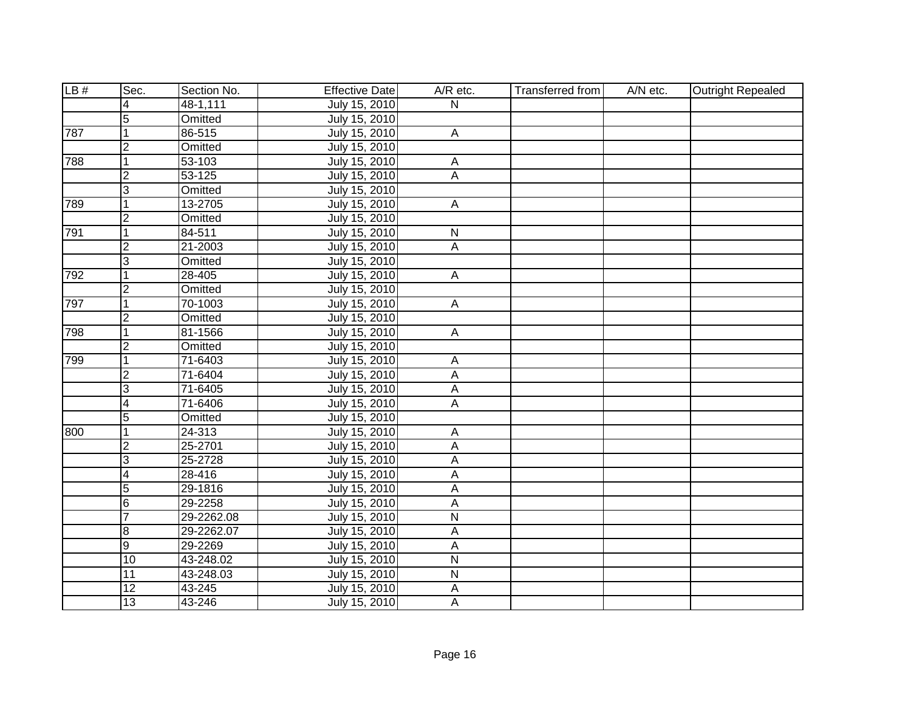| LB # | Sec. | Section No. | Effective Date | A/R etc. | Transferred from | A/N etc. | Outright Repealed |
| --- | --- | --- | --- | --- | --- | --- | --- |
| | 4 | 48-1,111 | July 15, 2010 | N | | | |
| | 5 | Omitted | July 15, 2010 | | | | |
| 787 | 1 | 86-515 | July 15, 2010 | A | | | |
| | 2 | Omitted | July 15, 2010 | | | | |
| 788 | 1 | 53-103 | July 15, 2010 | A | | | |
| | 2 | 53-125 | July 15, 2010 | A | | | |
| | 3 | Omitted | July 15, 2010 | | | | |
| 789 | 1 | 13-2705 | July 15, 2010 | A | | | |
| | 2 | Omitted | July 15, 2010 | | | | |
| 791 | 1 | 84-511 | July 15, 2010 | N | | | |
| | 2 | 21-2003 | July 15, 2010 | A | | | |
| | 3 | Omitted | July 15, 2010 | | | | |
| 792 | 1 | 28-405 | July 15, 2010 | A | | | |
| | 2 | Omitted | July 15, 2010 | | | | |
| 797 | 1 | 70-1003 | July 15, 2010 | A | | | |
| | 2 | Omitted | July 15, 2010 | | | | |
| 798 | 1 | 81-1566 | July 15, 2010 | A | | | |
| | 2 | Omitted | July 15, 2010 | | | | |
| 799 | 1 | 71-6403 | July 15, 2010 | A | | | |
| | 2 | 71-6404 | July 15, 2010 | A | | | |
| | 3 | 71-6405 | July 15, 2010 | A | | | |
| | 4 | 71-6406 | July 15, 2010 | A | | | |
| | 5 | Omitted | July 15, 2010 | | | | |
| 800 | 1 | 24-313 | July 15, 2010 | A | | | |
| | 2 | 25-2701 | July 15, 2010 | A | | | |
| | 3 | 25-2728 | July 15, 2010 | A | | | |
| | 4 | 28-416 | July 15, 2010 | A | | | |
| | 5 | 29-1816 | July 15, 2010 | A | | | |
| | 6 | 29-2258 | July 15, 2010 | A | | | |
| | 7 | 29-2262.08 | July 15, 2010 | N | | | |
| | 8 | 29-2262.07 | July 15, 2010 | A | | | |
| | 9 | 29-2269 | July 15, 2010 | A | | | |
| | 10 | 43-248.02 | July 15, 2010 | N | | | |
| | 11 | 43-248.03 | July 15, 2010 | N | | | |
| | 12 | 43-245 | July 15, 2010 | A | | | |
| | 13 | 43-246 | July 15, 2010 | A | | | |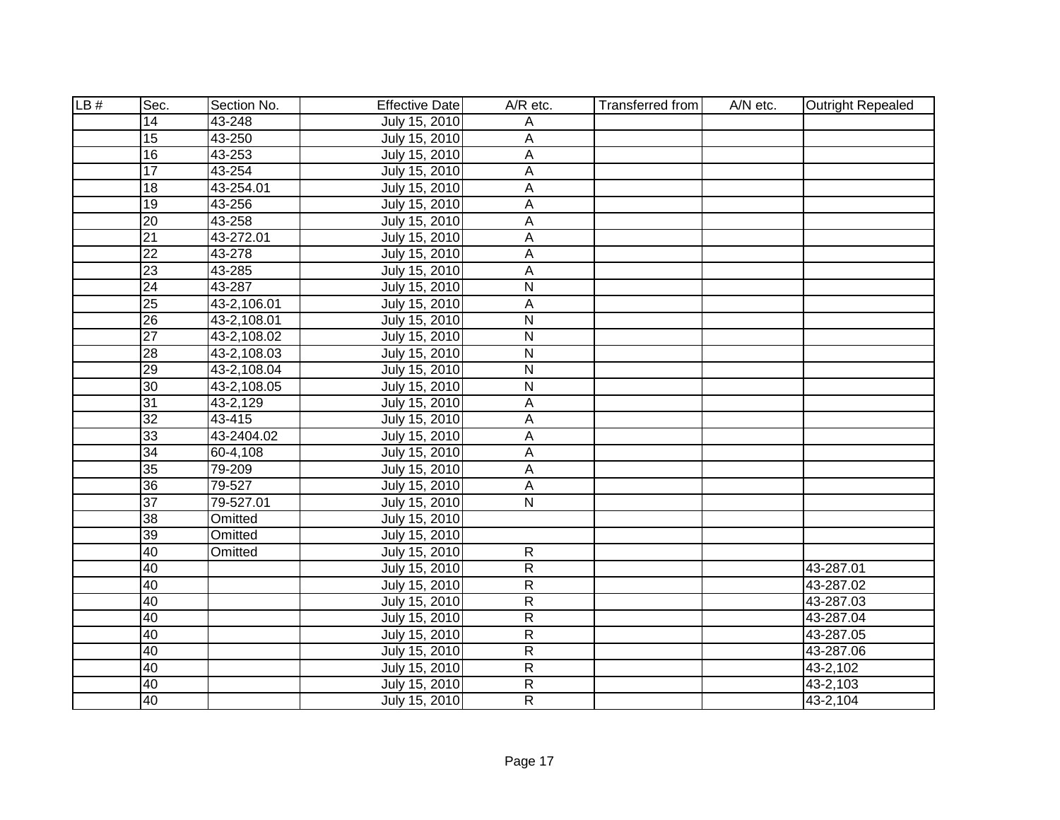| LB # | Sec. | Section No. | Effective Date | A/R etc. | Transferred from | A/N etc. | Outright Repealed |
|---|---|---|---|---|---|---|---|
| | 14 | 43-248 | July 15, 2010 | A | | | |
| | 15 | 43-250 | July 15, 2010 | A | | | |
| | 16 | 43-253 | July 15, 2010 | A | | | |
| | 17 | 43-254 | July 15, 2010 | A | | | |
| | 18 | 43-254.01 | July 15, 2010 | A | | | |
| | 19 | 43-256 | July 15, 2010 | A | | | |
| | 20 | 43-258 | July 15, 2010 | A | | | |
| | 21 | 43-272.01 | July 15, 2010 | A | | | |
| | 22 | 43-278 | July 15, 2010 | A | | | |
| | 23 | 43-285 | July 15, 2010 | A | | | |
| | 24 | 43-287 | July 15, 2010 | N | | | |
| | 25 | 43-2,106.01 | July 15, 2010 | A | | | |
| | 26 | 43-2,108.01 | July 15, 2010 | N | | | |
| | 27 | 43-2,108.02 | July 15, 2010 | N | | | |
| | 28 | 43-2,108.03 | July 15, 2010 | N | | | |
| | 29 | 43-2,108.04 | July 15, 2010 | N | | | |
| | 30 | 43-2,108.05 | July 15, 2010 | N | | | |
| | 31 | 43-2,129 | July 15, 2010 | A | | | |
| | 32 | 43-415 | July 15, 2010 | A | | | |
| | 33 | 43-2404.02 | July 15, 2010 | A | | | |
| | 34 | 60-4,108 | July 15, 2010 | A | | | |
| | 35 | 79-209 | July 15, 2010 | A | | | |
| | 36 | 79-527 | July 15, 2010 | A | | | |
| | 37 | 79-527.01 | July 15, 2010 | N | | | |
| | 38 | Omitted | July 15, 2010 | | | | |
| | 39 | Omitted | July 15, 2010 | | | | |
| | 40 | Omitted | July 15, 2010 | R | | | |
| | 40 | | July 15, 2010 | R | | | 43-287.01 |
| | 40 | | July 15, 2010 | R | | | 43-287.02 |
| | 40 | | July 15, 2010 | R | | | 43-287.03 |
| | 40 | | July 15, 2010 | R | | | 43-287.04 |
| | 40 | | July 15, 2010 | R | | | 43-287.05 |
| | 40 | | July 15, 2010 | R | | | 43-287.06 |
| | 40 | | July 15, 2010 | R | | | 43-2,102 |
| | 40 | | July 15, 2010 | R | | | 43-2,103 |
| | 40 | | July 15, 2010 | R | | | 43-2,104 |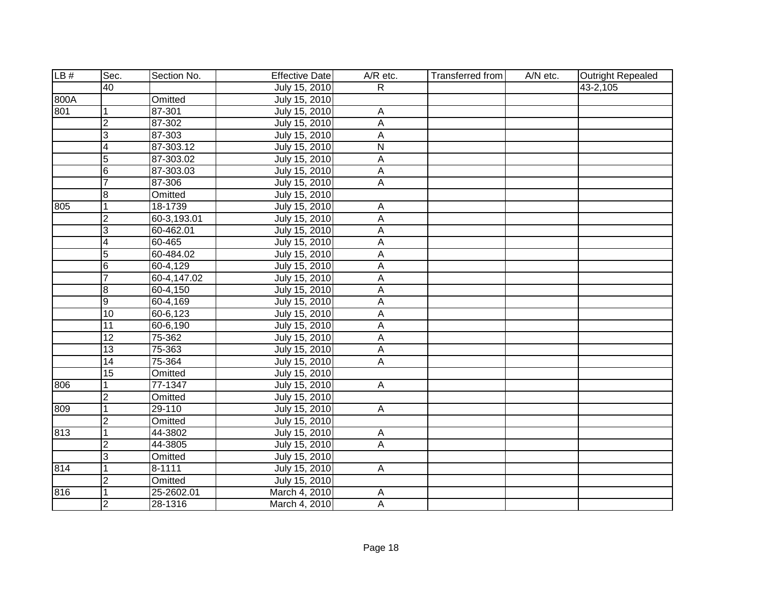| LB # | Sec. | Section No. | Effective Date | A/R etc. | Transferred from | A/N etc. | Outright Repealed |
|---|---|---|---|---|---|---|---|
| | 40 | | July 15, 2010 | R | | | 43-2,105 |
| 800A | | Omitted | July 15, 2010 | | | | |
| 801 | 1 | 87-301 | July 15, 2010 | A | | | |
| | 2 | 87-302 | July 15, 2010 | A | | | |
| | 3 | 87-303 | July 15, 2010 | A | | | |
| | 4 | 87-303.12 | July 15, 2010 | N | | | |
| | 5 | 87-303.02 | July 15, 2010 | A | | | |
| | 6 | 87-303.03 | July 15, 2010 | A | | | |
| | 7 | 87-306 | July 15, 2010 | A | | | |
| | 8 | Omitted | July 15, 2010 | | | | |
| 805 | 1 | 18-1739 | July 15, 2010 | A | | | |
| | 2 | 60-3,193.01 | July 15, 2010 | A | | | |
| | 3 | 60-462.01 | July 15, 2010 | A | | | |
| | 4 | 60-465 | July 15, 2010 | A | | | |
| | 5 | 60-484.02 | July 15, 2010 | A | | | |
| | 6 | 60-4,129 | July 15, 2010 | A | | | |
| | 7 | 60-4,147.02 | July 15, 2010 | A | | | |
| | 8 | 60-4,150 | July 15, 2010 | A | | | |
| | 9 | 60-4,169 | July 15, 2010 | A | | | |
| | 10 | 60-6,123 | July 15, 2010 | A | | | |
| | 11 | 60-6,190 | July 15, 2010 | A | | | |
| | 12 | 75-362 | July 15, 2010 | A | | | |
| | 13 | 75-363 | July 15, 2010 | A | | | |
| | 14 | 75-364 | July 15, 2010 | A | | | |
| | 15 | Omitted | July 15, 2010 | | | | |
| 806 | 1 | 77-1347 | July 15, 2010 | A | | | |
| | 2 | Omitted | July 15, 2010 | | | | |
| 809 | 1 | 29-110 | July 15, 2010 | A | | | |
| | 2 | Omitted | July 15, 2010 | | | | |
| 813 | 1 | 44-3802 | July 15, 2010 | A | | | |
| | 2 | 44-3805 | July 15, 2010 | A | | | |
| | 3 | Omitted | July 15, 2010 | | | | |
| 814 | 1 | 8-1111 | July 15, 2010 | A | | | |
| | 2 | Omitted | July 15, 2010 | | | | |
| 816 | 1 | 25-2602.01 | March 4, 2010 | A | | | |
| | 2 | 28-1316 | March 4, 2010 | A | | | |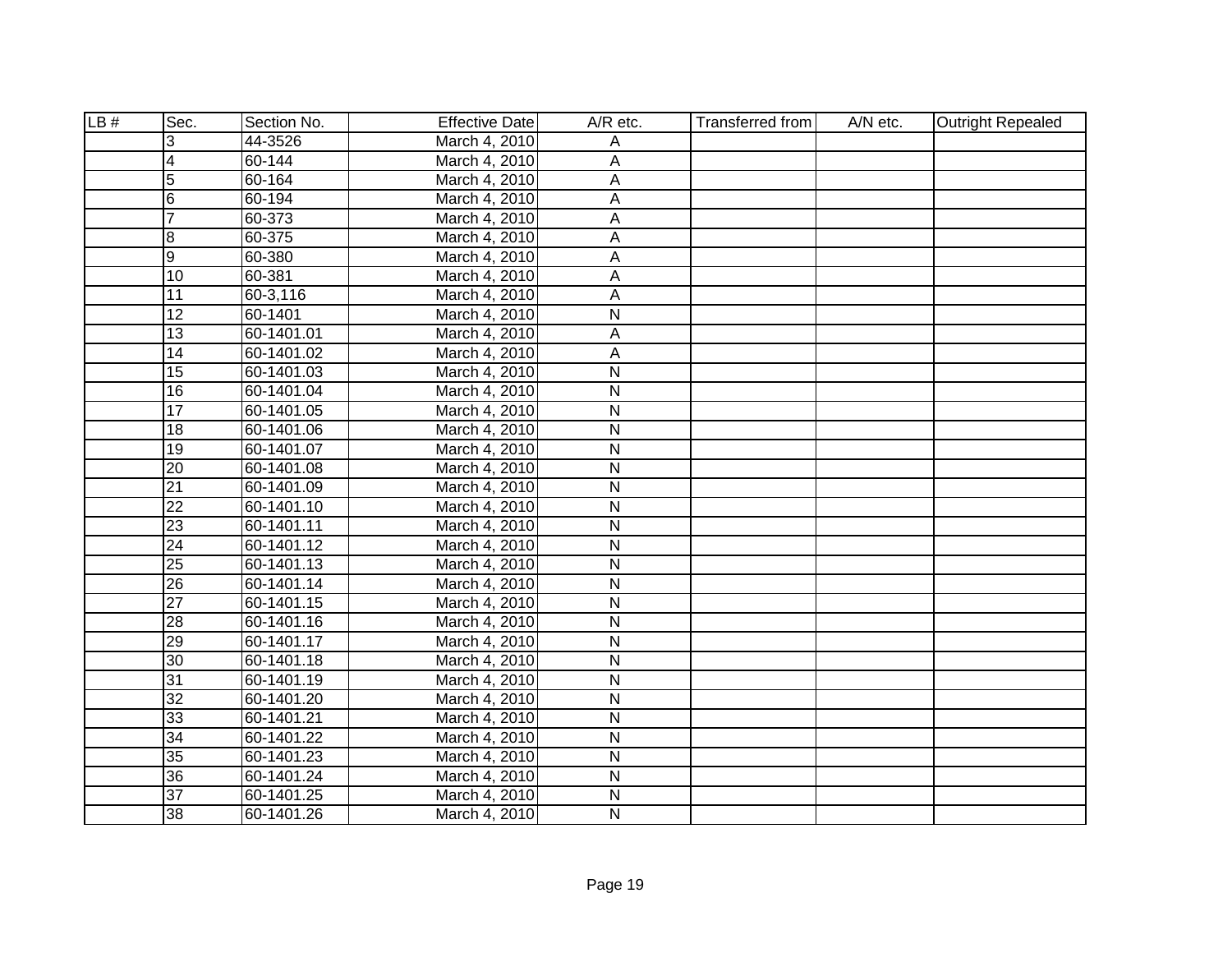| LB # | Sec. | Section No. | Effective Date | A/R etc. | Transferred from | A/N etc. | Outright Repealed |
|---|---|---|---|---|---|---|---|
| | 3 | 44-3526 | March 4, 2010 | A | | | |
| | 4 | 60-144 | March 4, 2010 | A | | | |
| | 5 | 60-164 | March 4, 2010 | A | | | |
| | 6 | 60-194 | March 4, 2010 | A | | | |
| | 7 | 60-373 | March 4, 2010 | A | | | |
| | 8 | 60-375 | March 4, 2010 | A | | | |
| | 9 | 60-380 | March 4, 2010 | A | | | |
| | 10 | 60-381 | March 4, 2010 | A | | | |
| | 11 | 60-3,116 | March 4, 2010 | A | | | |
| | 12 | 60-1401 | March 4, 2010 | N | | | |
| | 13 | 60-1401.01 | March 4, 2010 | A | | | |
| | 14 | 60-1401.02 | March 4, 2010 | A | | | |
| | 15 | 60-1401.03 | March 4, 2010 | N | | | |
| | 16 | 60-1401.04 | March 4, 2010 | N | | | |
| | 17 | 60-1401.05 | March 4, 2010 | N | | | |
| | 18 | 60-1401.06 | March 4, 2010 | N | | | |
| | 19 | 60-1401.07 | March 4, 2010 | N | | | |
| | 20 | 60-1401.08 | March 4, 2010 | N | | | |
| | 21 | 60-1401.09 | March 4, 2010 | N | | | |
| | 22 | 60-1401.10 | March 4, 2010 | N | | | |
| | 23 | 60-1401.11 | March 4, 2010 | N | | | |
| | 24 | 60-1401.12 | March 4, 2010 | N | | | |
| | 25 | 60-1401.13 | March 4, 2010 | N | | | |
| | 26 | 60-1401.14 | March 4, 2010 | N | | | |
| | 27 | 60-1401.15 | March 4, 2010 | N | | | |
| | 28 | 60-1401.16 | March 4, 2010 | N | | | |
| | 29 | 60-1401.17 | March 4, 2010 | N | | | |
| | 30 | 60-1401.18 | March 4, 2010 | N | | | |
| | 31 | 60-1401.19 | March 4, 2010 | N | | | |
| | 32 | 60-1401.20 | March 4, 2010 | N | | | |
| | 33 | 60-1401.21 | March 4, 2010 | N | | | |
| | 34 | 60-1401.22 | March 4, 2010 | N | | | |
| | 35 | 60-1401.23 | March 4, 2010 | N | | | |
| | 36 | 60-1401.24 | March 4, 2010 | N | | | |
| | 37 | 60-1401.25 | March 4, 2010 | N | | | |
| | 38 | 60-1401.26 | March 4, 2010 | N | | | |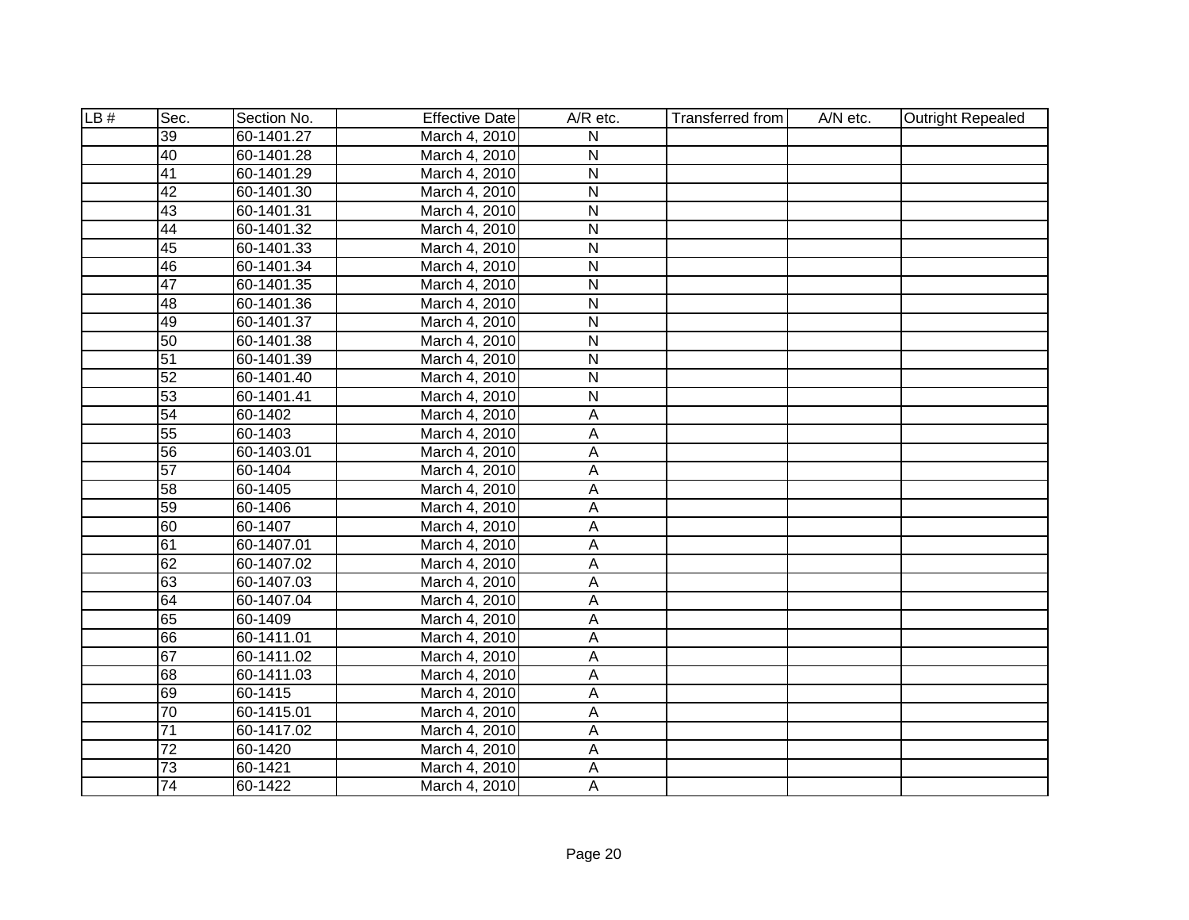| LB # | Sec. | Section No. | Effective Date | A/R etc. | Transferred from | A/N etc. | Outright Repealed |
|---|---|---|---|---|---|---|---|
| | 39 | 60-1401.27 | March 4, 2010 | N | | | |
| | 40 | 60-1401.28 | March 4, 2010 | N | | | |
| | 41 | 60-1401.29 | March 4, 2010 | N | | | |
| | 42 | 60-1401.30 | March 4, 2010 | N | | | |
| | 43 | 60-1401.31 | March 4, 2010 | N | | | |
| | 44 | 60-1401.32 | March 4, 2010 | N | | | |
| | 45 | 60-1401.33 | March 4, 2010 | N | | | |
| | 46 | 60-1401.34 | March 4, 2010 | N | | | |
| | 47 | 60-1401.35 | March 4, 2010 | N | | | |
| | 48 | 60-1401.36 | March 4, 2010 | N | | | |
| | 49 | 60-1401.37 | March 4, 2010 | N | | | |
| | 50 | 60-1401.38 | March 4, 2010 | N | | | |
| | 51 | 60-1401.39 | March 4, 2010 | N | | | |
| | 52 | 60-1401.40 | March 4, 2010 | N | | | |
| | 53 | 60-1401.41 | March 4, 2010 | N | | | |
| | 54 | 60-1402 | March 4, 2010 | A | | | |
| | 55 | 60-1403 | March 4, 2010 | A | | | |
| | 56 | 60-1403.01 | March 4, 2010 | A | | | |
| | 57 | 60-1404 | March 4, 2010 | A | | | |
| | 58 | 60-1405 | March 4, 2010 | A | | | |
| | 59 | 60-1406 | March 4, 2010 | A | | | |
| | 60 | 60-1407 | March 4, 2010 | A | | | |
| | 61 | 60-1407.01 | March 4, 2010 | A | | | |
| | 62 | 60-1407.02 | March 4, 2010 | A | | | |
| | 63 | 60-1407.03 | March 4, 2010 | A | | | |
| | 64 | 60-1407.04 | March 4, 2010 | A | | | |
| | 65 | 60-1409 | March 4, 2010 | A | | | |
| | 66 | 60-1411.01 | March 4, 2010 | A | | | |
| | 67 | 60-1411.02 | March 4, 2010 | A | | | |
| | 68 | 60-1411.03 | March 4, 2010 | A | | | |
| | 69 | 60-1415 | March 4, 2010 | A | | | |
| | 70 | 60-1415.01 | March 4, 2010 | A | | | |
| | 71 | 60-1417.02 | March 4, 2010 | A | | | |
| | 72 | 60-1420 | March 4, 2010 | A | | | |
| | 73 | 60-1421 | March 4, 2010 | A | | | |
| | 74 | 60-1422 | March 4, 2010 | A | | | |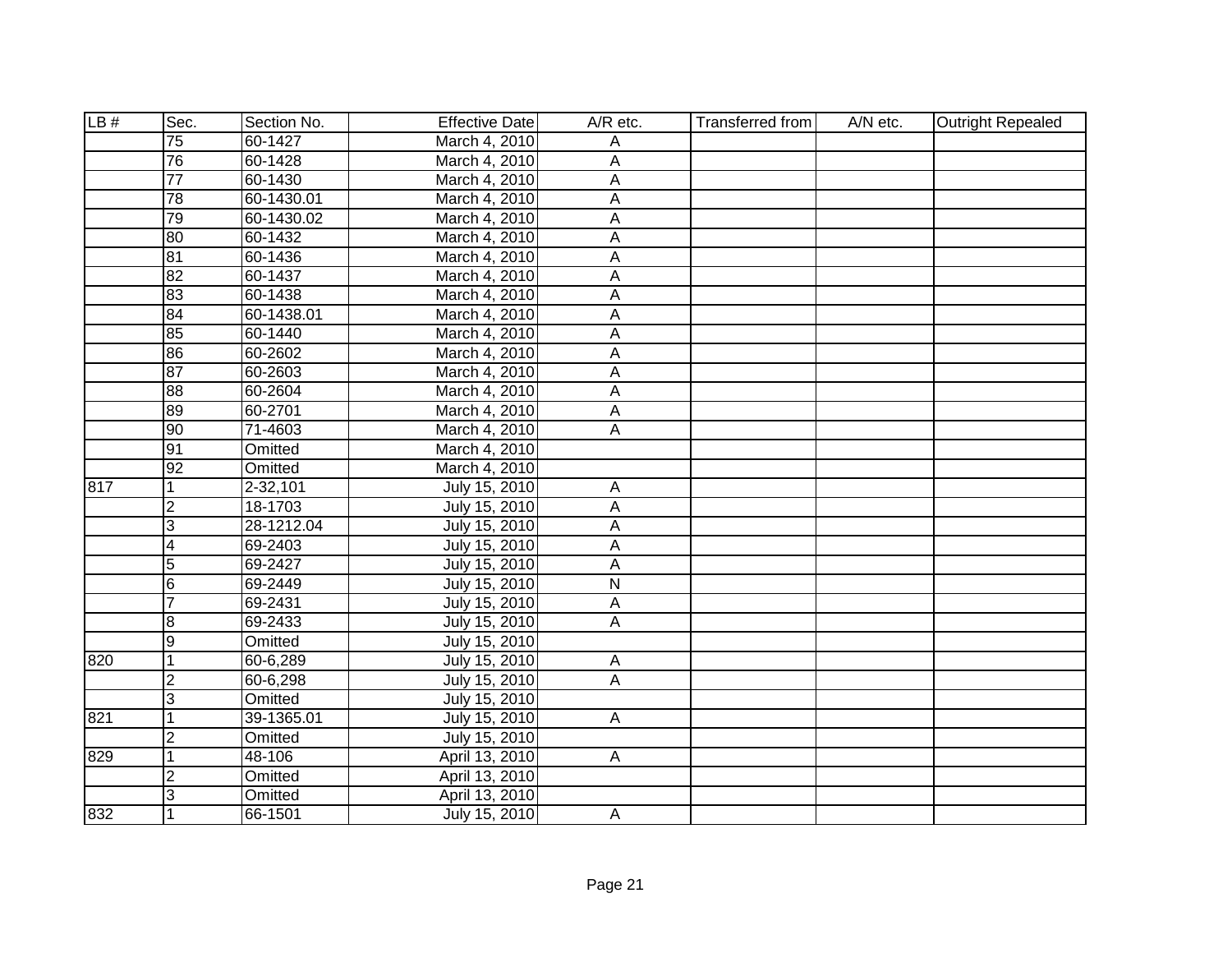| LB # | Sec. | Section No. | Effective Date | A/R etc. | Transferred from | A/N etc. | Outright Repealed |
|---|---|---|---|---|---|---|---|
| | 75 | 60-1427 | March 4, 2010 | A | | | |
| | 76 | 60-1428 | March 4, 2010 | A | | | |
| | 77 | 60-1430 | March 4, 2010 | A | | | |
| | 78 | 60-1430.01 | March 4, 2010 | A | | | |
| | 79 | 60-1430.02 | March 4, 2010 | A | | | |
| | 80 | 60-1432 | March 4, 2010 | A | | | |
| | 81 | 60-1436 | March 4, 2010 | A | | | |
| | 82 | 60-1437 | March 4, 2010 | A | | | |
| | 83 | 60-1438 | March 4, 2010 | A | | | |
| | 84 | 60-1438.01 | March 4, 2010 | A | | | |
| | 85 | 60-1440 | March 4, 2010 | A | | | |
| | 86 | 60-2602 | March 4, 2010 | A | | | |
| | 87 | 60-2603 | March 4, 2010 | A | | | |
| | 88 | 60-2604 | March 4, 2010 | A | | | |
| | 89 | 60-2701 | March 4, 2010 | A | | | |
| | 90 | 71-4603 | March 4, 2010 | A | | | |
| | 91 | Omitted | March 4, 2010 | | | | |
| | 92 | Omitted | March 4, 2010 | | | | |
| 817 | 1 | 2-32,101 | July 15, 2010 | A | | | |
| | 2 | 18-1703 | July 15, 2010 | A | | | |
| | 3 | 28-1212.04 | July 15, 2010 | A | | | |
| | 4 | 69-2403 | July 15, 2010 | A | | | |
| | 5 | 69-2427 | July 15, 2010 | A | | | |
| | 6 | 69-2449 | July 15, 2010 | N | | | |
| | 7 | 69-2431 | July 15, 2010 | A | | | |
| | 8 | 69-2433 | July 15, 2010 | A | | | |
| | 9 | Omitted | July 15, 2010 | | | | |
| 820 | 1 | 60-6,289 | July 15, 2010 | A | | | |
| | 2 | 60-6,298 | July 15, 2010 | A | | | |
| | 3 | Omitted | July 15, 2010 | | | | |
| 821 | 1 | 39-1365.01 | July 15, 2010 | A | | | |
| | 2 | Omitted | July 15, 2010 | | | | |
| 829 | 1 | 48-106 | April 13, 2010 | A | | | |
| | 2 | Omitted | April 13, 2010 | | | | |
| | 3 | Omitted | April 13, 2010 | | | | |
| 832 | 1 | 66-1501 | July 15, 2010 | A | | | |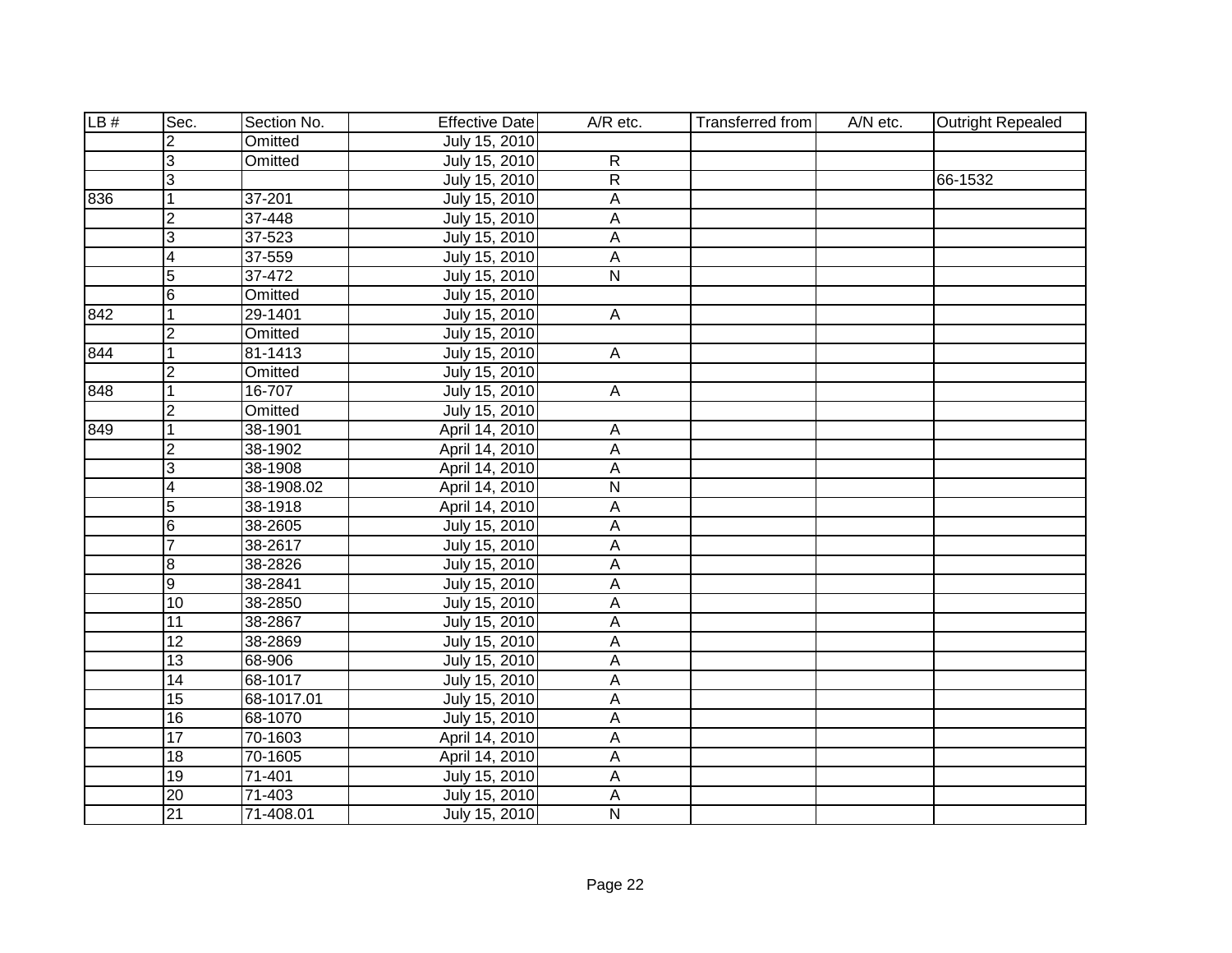| LB # | Sec. | Section No. | Effective Date | A/R etc. | Transferred from | A/N etc. | Outright Repealed |
|---|---|---|---|---|---|---|---|
| | 2 | Omitted | July 15, 2010 | | | | |
| | 3 | Omitted | July 15, 2010 | R | | | |
| | 3 | | July 15, 2010 | R | | | 66-1532 |
| 836 | 1 | 37-201 | July 15, 2010 | A | | | |
| | 2 | 37-448 | July 15, 2010 | A | | | |
| | 3 | 37-523 | July 15, 2010 | A | | | |
| | 4 | 37-559 | July 15, 2010 | A | | | |
| | 5 | 37-472 | July 15, 2010 | N | | | |
| | 6 | Omitted | July 15, 2010 | | | | |
| 842 | 1 | 29-1401 | July 15, 2010 | A | | | |
| | 2 | Omitted | July 15, 2010 | | | | |
| 844 | 1 | 81-1413 | July 15, 2010 | A | | | |
| | 2 | Omitted | July 15, 2010 | | | | |
| 848 | 1 | 16-707 | July 15, 2010 | A | | | |
| | 2 | Omitted | July 15, 2010 | | | | |
| 849 | 1 | 38-1901 | April 14, 2010 | A | | | |
| | 2 | 38-1902 | April 14, 2010 | A | | | |
| | 3 | 38-1908 | April 14, 2010 | A | | | |
| | 4 | 38-1908.02 | April 14, 2010 | N | | | |
| | 5 | 38-1918 | April 14, 2010 | A | | | |
| | 6 | 38-2605 | July 15, 2010 | A | | | |
| | 7 | 38-2617 | July 15, 2010 | A | | | |
| | 8 | 38-2826 | July 15, 2010 | A | | | |
| | 9 | 38-2841 | July 15, 2010 | A | | | |
| | 10 | 38-2850 | July 15, 2010 | A | | | |
| | 11 | 38-2867 | July 15, 2010 | A | | | |
| | 12 | 38-2869 | July 15, 2010 | A | | | |
| | 13 | 68-906 | July 15, 2010 | A | | | |
| | 14 | 68-1017 | July 15, 2010 | A | | | |
| | 15 | 68-1017.01 | July 15, 2010 | A | | | |
| | 16 | 68-1070 | July 15, 2010 | A | | | |
| | 17 | 70-1603 | April 14, 2010 | A | | | |
| | 18 | 70-1605 | April 14, 2010 | A | | | |
| | 19 | 71-401 | July 15, 2010 | A | | | |
| | 20 | 71-403 | July 15, 2010 | A | | | |
| | 21 | 71-408.01 | July 15, 2010 | N | | | |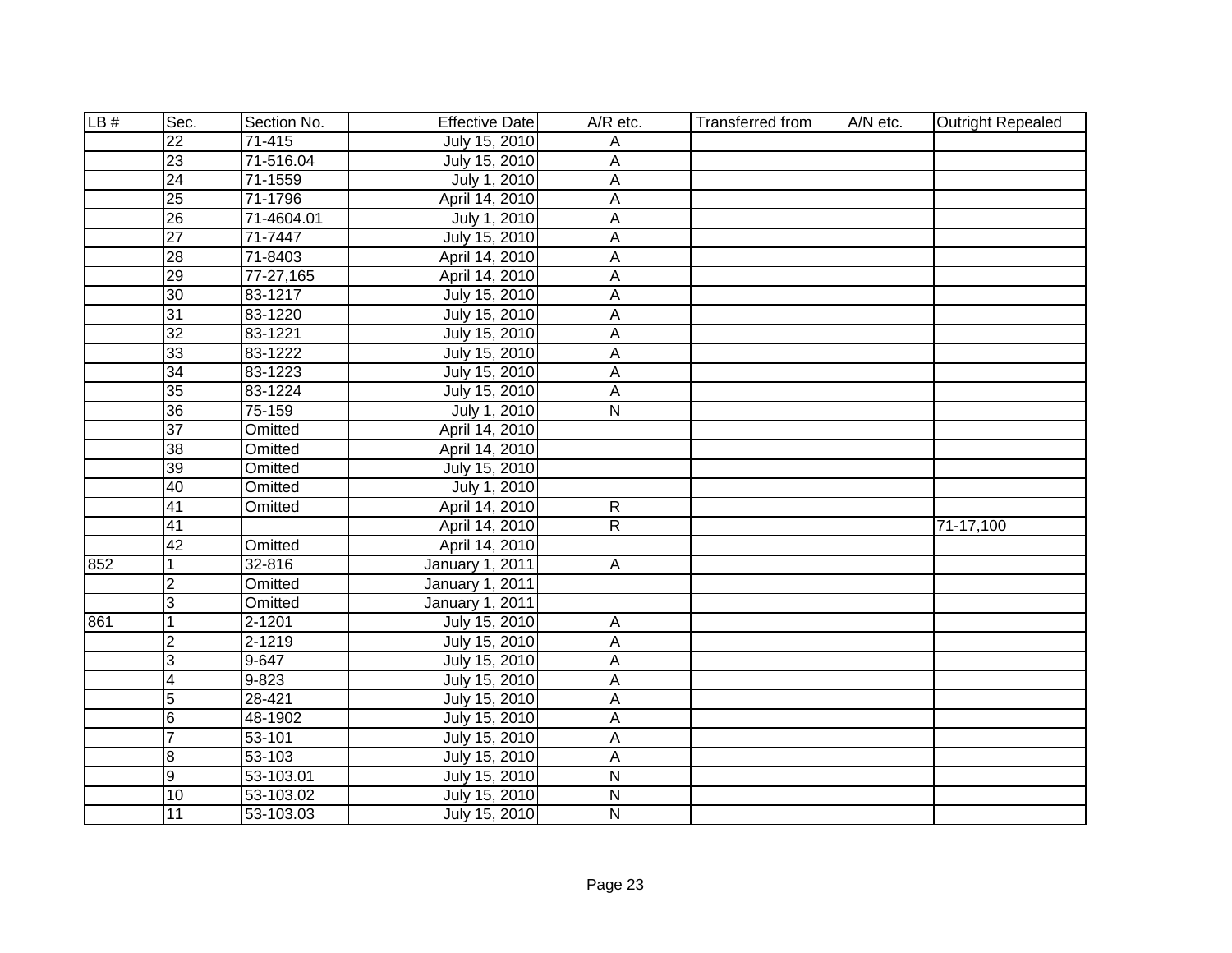| LB # | Sec. | Section No. | Effective Date | A/R etc. | Transferred from | A/N etc. | Outright Repealed |
|---|---|---|---|---|---|---|---|
| | 22 | 71-415 | July 15, 2010 | A | | | |
| | 23 | 71-516.04 | July 15, 2010 | A | | | |
| | 24 | 71-1559 | July 1, 2010 | A | | | |
| | 25 | 71-1796 | April 14, 2010 | A | | | |
| | 26 | 71-4604.01 | July 1, 2010 | A | | | |
| | 27 | 71-7447 | July 15, 2010 | A | | | |
| | 28 | 71-8403 | April 14, 2010 | A | | | |
| | 29 | 77-27,165 | April 14, 2010 | A | | | |
| | 30 | 83-1217 | July 15, 2010 | A | | | |
| | 31 | 83-1220 | July 15, 2010 | A | | | |
| | 32 | 83-1221 | July 15, 2010 | A | | | |
| | 33 | 83-1222 | July 15, 2010 | A | | | |
| | 34 | 83-1223 | July 15, 2010 | A | | | |
| | 35 | 83-1224 | July 15, 2010 | A | | | |
| | 36 | 75-159 | July 1, 2010 | N | | | |
| | 37 | Omitted | April 14, 2010 | | | | |
| | 38 | Omitted | April 14, 2010 | | | | |
| | 39 | Omitted | July 15, 2010 | | | | |
| | 40 | Omitted | July 1, 2010 | | | | |
| | 41 | Omitted | April 14, 2010 | R | | | |
| | 41 | | April 14, 2010 | R | | | 71-17,100 |
| | 42 | Omitted | April 14, 2010 | | | | |
| 852 | 1 | 32-816 | January 1, 2011 | A | | | |
| | 2 | Omitted | January 1, 2011 | | | | |
| | 3 | Omitted | January 1, 2011 | | | | |
| 861 | 1 | 2-1201 | July 15, 2010 | A | | | |
| | 2 | 2-1219 | July 15, 2010 | A | | | |
| | 3 | 9-647 | July 15, 2010 | A | | | |
| | 4 | 9-823 | July 15, 2010 | A | | | |
| | 5 | 28-421 | July 15, 2010 | A | | | |
| | 6 | 48-1902 | July 15, 2010 | A | | | |
| | 7 | 53-101 | July 15, 2010 | A | | | |
| | 8 | 53-103 | July 15, 2010 | A | | | |
| | 9 | 53-103.01 | July 15, 2010 | N | | | |
| | 10 | 53-103.02 | July 15, 2010 | N | | | |
| | 11 | 53-103.03 | July 15, 2010 | N | | | |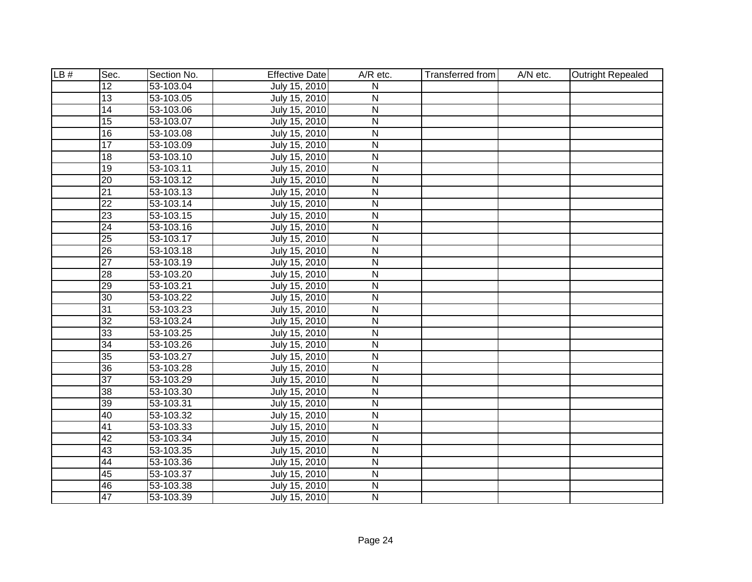| LB # | Sec. | Section No. | Effective Date | A/R etc. | Transferred from | A/N etc. | Outright Repealed |
|---|---|---|---|---|---|---|---|
| | 12 | 53-103.04 | July 15, 2010 | N | | | |
| | 13 | 53-103.05 | July 15, 2010 | N | | | |
| | 14 | 53-103.06 | July 15, 2010 | N | | | |
| | 15 | 53-103.07 | July 15, 2010 | N | | | |
| | 16 | 53-103.08 | July 15, 2010 | N | | | |
| | 17 | 53-103.09 | July 15, 2010 | N | | | |
| | 18 | 53-103.10 | July 15, 2010 | N | | | |
| | 19 | 53-103.11 | July 15, 2010 | N | | | |
| | 20 | 53-103.12 | July 15, 2010 | N | | | |
| | 21 | 53-103.13 | July 15, 2010 | N | | | |
| | 22 | 53-103.14 | July 15, 2010 | N | | | |
| | 23 | 53-103.15 | July 15, 2010 | N | | | |
| | 24 | 53-103.16 | July 15, 2010 | N | | | |
| | 25 | 53-103.17 | July 15, 2010 | N | | | |
| | 26 | 53-103.18 | July 15, 2010 | N | | | |
| | 27 | 53-103.19 | July 15, 2010 | N | | | |
| | 28 | 53-103.20 | July 15, 2010 | N | | | |
| | 29 | 53-103.21 | July 15, 2010 | N | | | |
| | 30 | 53-103.22 | July 15, 2010 | N | | | |
| | 31 | 53-103.23 | July 15, 2010 | N | | | |
| | 32 | 53-103.24 | July 15, 2010 | N | | | |
| | 33 | 53-103.25 | July 15, 2010 | N | | | |
| | 34 | 53-103.26 | July 15, 2010 | N | | | |
| | 35 | 53-103.27 | July 15, 2010 | N | | | |
| | 36 | 53-103.28 | July 15, 2010 | N | | | |
| | 37 | 53-103.29 | July 15, 2010 | N | | | |
| | 38 | 53-103.30 | July 15, 2010 | N | | | |
| | 39 | 53-103.31 | July 15, 2010 | N | | | |
| | 40 | 53-103.32 | July 15, 2010 | N | | | |
| | 41 | 53-103.33 | July 15, 2010 | N | | | |
| | 42 | 53-103.34 | July 15, 2010 | N | | | |
| | 43 | 53-103.35 | July 15, 2010 | N | | | |
| | 44 | 53-103.36 | July 15, 2010 | N | | | |
| | 45 | 53-103.37 | July 15, 2010 | N | | | |
| | 46 | 53-103.38 | July 15, 2010 | N | | | |
| | 47 | 53-103.39 | July 15, 2010 | N | | | |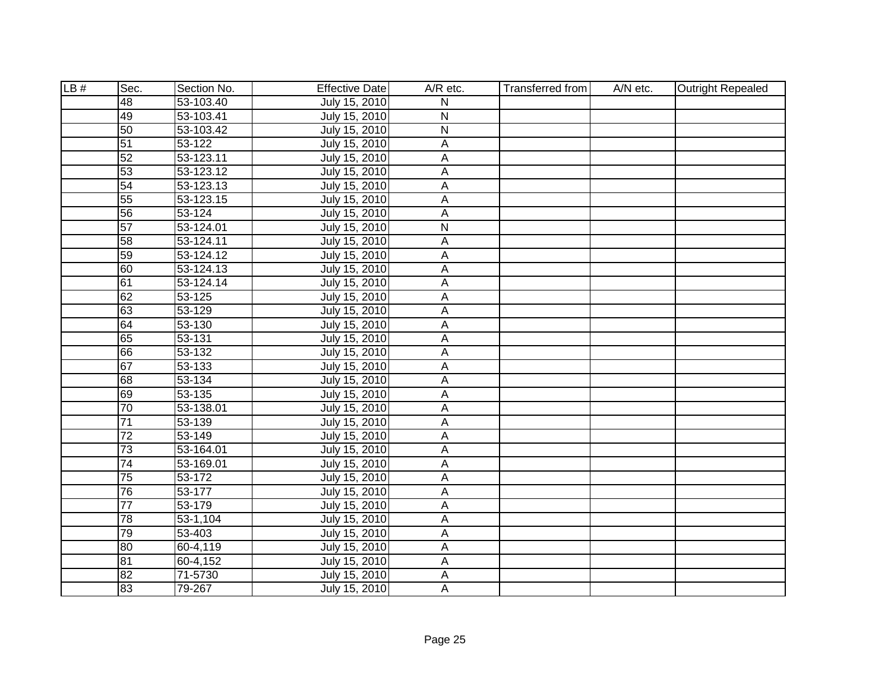| LB # | Sec. | Section No. | Effective Date | A/R etc. | Transferred from | A/N etc. | Outright Repealed |
|---|---|---|---|---|---|---|---|
| | 48 | 53-103.40 | July 15, 2010 | N | | | |
| | 49 | 53-103.41 | July 15, 2010 | N | | | |
| | 50 | 53-103.42 | July 15, 2010 | N | | | |
| | 51 | 53-122 | July 15, 2010 | A | | | |
| | 52 | 53-123.11 | July 15, 2010 | A | | | |
| | 53 | 53-123.12 | July 15, 2010 | A | | | |
| | 54 | 53-123.13 | July 15, 2010 | A | | | |
| | 55 | 53-123.15 | July 15, 2010 | A | | | |
| | 56 | 53-124 | July 15, 2010 | A | | | |
| | 57 | 53-124.01 | July 15, 2010 | N | | | |
| | 58 | 53-124.11 | July 15, 2010 | A | | | |
| | 59 | 53-124.12 | July 15, 2010 | A | | | |
| | 60 | 53-124.13 | July 15, 2010 | A | | | |
| | 61 | 53-124.14 | July 15, 2010 | A | | | |
| | 62 | 53-125 | July 15, 2010 | A | | | |
| | 63 | 53-129 | July 15, 2010 | A | | | |
| | 64 | 53-130 | July 15, 2010 | A | | | |
| | 65 | 53-131 | July 15, 2010 | A | | | |
| | 66 | 53-132 | July 15, 2010 | A | | | |
| | 67 | 53-133 | July 15, 2010 | A | | | |
| | 68 | 53-134 | July 15, 2010 | A | | | |
| | 69 | 53-135 | July 15, 2010 | A | | | |
| | 70 | 53-138.01 | July 15, 2010 | A | | | |
| | 71 | 53-139 | July 15, 2010 | A | | | |
| | 72 | 53-149 | July 15, 2010 | A | | | |
| | 73 | 53-164.01 | July 15, 2010 | A | | | |
| | 74 | 53-169.01 | July 15, 2010 | A | | | |
| | 75 | 53-172 | July 15, 2010 | A | | | |
| | 76 | 53-177 | July 15, 2010 | A | | | |
| | 77 | 53-179 | July 15, 2010 | A | | | |
| | 78 | 53-1,104 | July 15, 2010 | A | | | |
| | 79 | 53-403 | July 15, 2010 | A | | | |
| | 80 | 60-4,119 | July 15, 2010 | A | | | |
| | 81 | 60-4,152 | July 15, 2010 | A | | | |
| | 82 | 71-5730 | July 15, 2010 | A | | | |
| | 83 | 79-267 | July 15, 2010 | A | | | |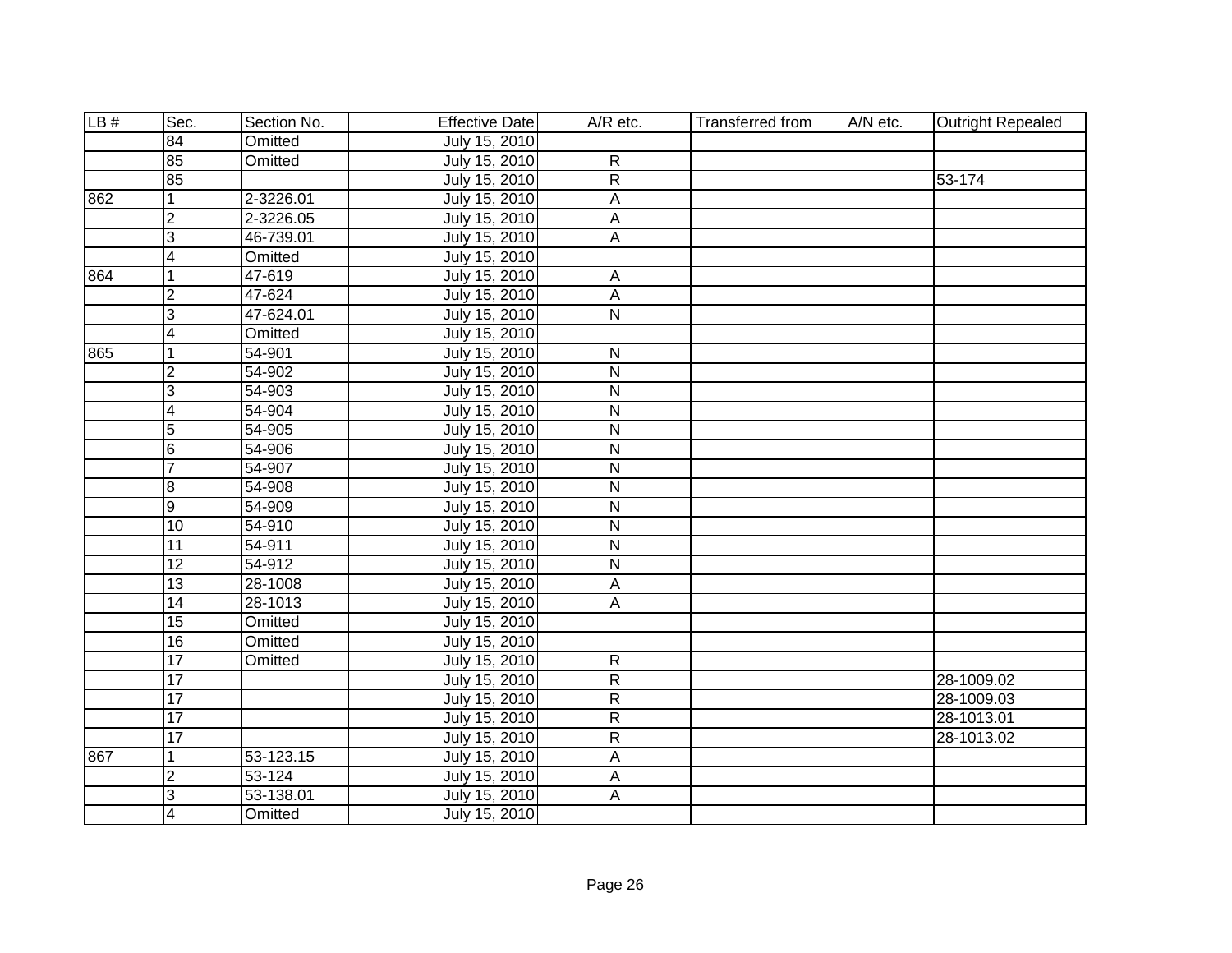| LB # | Sec. | Section No. | Effective Date | A/R etc. | Transferred from | A/N etc. | Outright Repealed |
|---|---|---|---|---|---|---|---|
| | 84 | Omitted | July 15, 2010 | | | | |
| | 85 | Omitted | July 15, 2010 | R | | | |
| | 85 | | July 15, 2010 | R | | | 53-174 |
| 862 | 1 | 2-3226.01 | July 15, 2010 | A | | | |
| | 2 | 2-3226.05 | July 15, 2010 | A | | | |
| | 3 | 46-739.01 | July 15, 2010 | A | | | |
| | 4 | Omitted | July 15, 2010 | | | | |
| 864 | 1 | 47-619 | July 15, 2010 | A | | | |
| | 2 | 47-624 | July 15, 2010 | A | | | |
| | 3 | 47-624.01 | July 15, 2010 | N | | | |
| | 4 | Omitted | July 15, 2010 | | | | |
| 865 | 1 | 54-901 | July 15, 2010 | N | | | |
| | 2 | 54-902 | July 15, 2010 | N | | | |
| | 3 | 54-903 | July 15, 2010 | N | | | |
| | 4 | 54-904 | July 15, 2010 | N | | | |
| | 5 | 54-905 | July 15, 2010 | N | | | |
| | 6 | 54-906 | July 15, 2010 | N | | | |
| | 7 | 54-907 | July 15, 2010 | N | | | |
| | 8 | 54-908 | July 15, 2010 | N | | | |
| | 9 | 54-909 | July 15, 2010 | N | | | |
| | 10 | 54-910 | July 15, 2010 | N | | | |
| | 11 | 54-911 | July 15, 2010 | N | | | |
| | 12 | 54-912 | July 15, 2010 | N | | | |
| | 13 | 28-1008 | July 15, 2010 | A | | | |
| | 14 | 28-1013 | July 15, 2010 | A | | | |
| | 15 | Omitted | July 15, 2010 | | | | |
| | 16 | Omitted | July 15, 2010 | | | | |
| | 17 | Omitted | July 15, 2010 | R | | | |
| | 17 | | July 15, 2010 | R | | | 28-1009.02 |
| | 17 | | July 15, 2010 | R | | | 28-1009.03 |
| | 17 | | July 15, 2010 | R | | | 28-1013.01 |
| | 17 | | July 15, 2010 | R | | | 28-1013.02 |
| 867 | 1 | 53-123.15 | July 15, 2010 | A | | | |
| | 2 | 53-124 | July 15, 2010 | A | | | |
| | 3 | 53-138.01 | July 15, 2010 | A | | | |
| | 4 | Omitted | July 15, 2010 | | | | |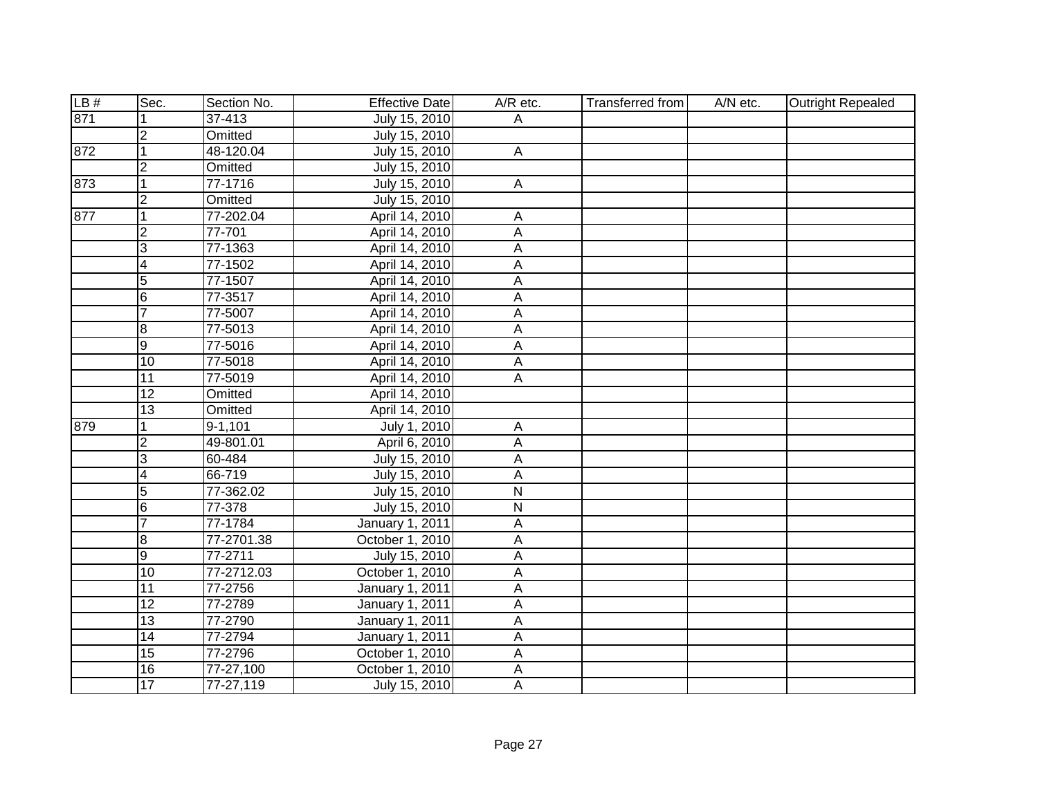| LB # | Sec. | Section No. | Effective Date | A/R etc. | Transferred from | A/N etc. | Outright Repealed |
|---|---|---|---|---|---|---|---|
| 871 | 1 | 37-413 | July 15, 2010 | A | | | |
| | 2 | Omitted | July 15, 2010 | | | | |
| 872 | 1 | 48-120.04 | July 15, 2010 | A | | | |
| | 2 | Omitted | July 15, 2010 | | | | |
| 873 | 1 | 77-1716 | July 15, 2010 | A | | | |
| | 2 | Omitted | July 15, 2010 | | | | |
| 877 | 1 | 77-202.04 | April 14, 2010 | A | | | |
| | 2 | 77-701 | April 14, 2010 | A | | | |
| | 3 | 77-1363 | April 14, 2010 | A | | | |
| | 4 | 77-1502 | April 14, 2010 | A | | | |
| | 5 | 77-1507 | April 14, 2010 | A | | | |
| | 6 | 77-3517 | April 14, 2010 | A | | | |
| | 7 | 77-5007 | April 14, 2010 | A | | | |
| | 8 | 77-5013 | April 14, 2010 | A | | | |
| | 9 | 77-5016 | April 14, 2010 | A | | | |
| | 10 | 77-5018 | April 14, 2010 | A | | | |
| | 11 | 77-5019 | April 14, 2010 | A | | | |
| | 12 | Omitted | April 14, 2010 | | | | |
| | 13 | Omitted | April 14, 2010 | | | | |
| 879 | 1 | 9-1,101 | July 1, 2010 | A | | | |
| | 2 | 49-801.01 | April 6, 2010 | A | | | |
| | 3 | 60-484 | July 15, 2010 | A | | | |
| | 4 | 66-719 | July 15, 2010 | A | | | |
| | 5 | 77-362.02 | July 15, 2010 | N | | | |
| | 6 | 77-378 | July 15, 2010 | N | | | |
| | 7 | 77-1784 | January 1, 2011 | A | | | |
| | 8 | 77-2701.38 | October 1, 2010 | A | | | |
| | 9 | 77-2711 | July 15, 2010 | A | | | |
| | 10 | 77-2712.03 | October 1, 2010 | A | | | |
| | 11 | 77-2756 | January 1, 2011 | A | | | |
| | 12 | 77-2789 | January 1, 2011 | A | | | |
| | 13 | 77-2790 | January 1, 2011 | A | | | |
| | 14 | 77-2794 | January 1, 2011 | A | | | |
| | 15 | 77-2796 | October 1, 2010 | A | | | |
| | 16 | 77-27,100 | October 1, 2010 | A | | | |
| | 17 | 77-27,119 | July 15, 2010 | A | | | |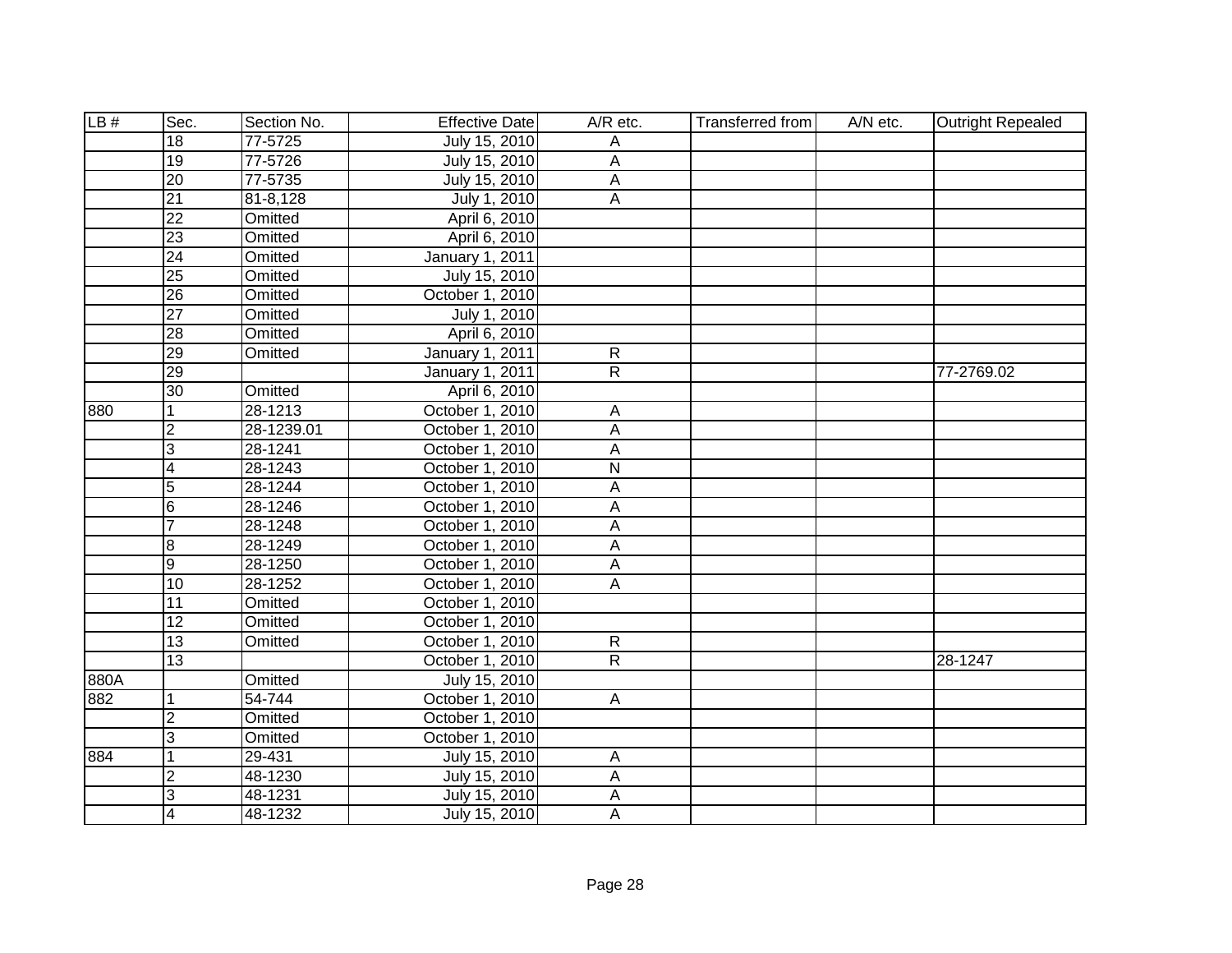| LB # | Sec. | Section No. | Effective Date | A/R etc. | Transferred from | A/N etc. | Outright Repealed |
|---|---|---|---|---|---|---|---|
| | 18 | 77-5725 | July 15, 2010 | A | | | |
| | 19 | 77-5726 | July 15, 2010 | A | | | |
| | 20 | 77-5735 | July 15, 2010 | A | | | |
| | 21 | 81-8,128 | July 1, 2010 | A | | | |
| | 22 | Omitted | April 6, 2010 | | | | |
| | 23 | Omitted | April 6, 2010 | | | | |
| | 24 | Omitted | January 1, 2011 | | | | |
| | 25 | Omitted | July 15, 2010 | | | | |
| | 26 | Omitted | October 1, 2010 | | | | |
| | 27 | Omitted | July 1, 2010 | | | | |
| | 28 | Omitted | April 6, 2010 | | | | |
| | 29 | Omitted | January 1, 2011 | R | | | |
| | 29 | | January 1, 2011 | R | | | 77-2769.02 |
| | 30 | Omitted | April 6, 2010 | | | | |
| 880 | 1 | 28-1213 | October 1, 2010 | A | | | |
| | 2 | 28-1239.01 | October 1, 2010 | A | | | |
| | 3 | 28-1241 | October 1, 2010 | A | | | |
| | 4 | 28-1243 | October 1, 2010 | N | | | |
| | 5 | 28-1244 | October 1, 2010 | A | | | |
| | 6 | 28-1246 | October 1, 2010 | A | | | |
| | 7 | 28-1248 | October 1, 2010 | A | | | |
| | 8 | 28-1249 | October 1, 2010 | A | | | |
| | 9 | 28-1250 | October 1, 2010 | A | | | |
| | 10 | 28-1252 | October 1, 2010 | A | | | |
| | 11 | Omitted | October 1, 2010 | | | | |
| | 12 | Omitted | October 1, 2010 | | | | |
| | 13 | Omitted | October 1, 2010 | R | | | |
| | 13 | | October 1, 2010 | R | | | 28-1247 |
| 880A | | Omitted | July 15, 2010 | | | | |
| 882 | 1 | 54-744 | October 1, 2010 | A | | | |
| | 2 | Omitted | October 1, 2010 | | | | |
| | 3 | Omitted | October 1, 2010 | | | | |
| 884 | 1 | 29-431 | July 15, 2010 | A | | | |
| | 2 | 48-1230 | July 15, 2010 | A | | | |
| | 3 | 48-1231 | July 15, 2010 | A | | | |
| | 4 | 48-1232 | July 15, 2010 | A | | | |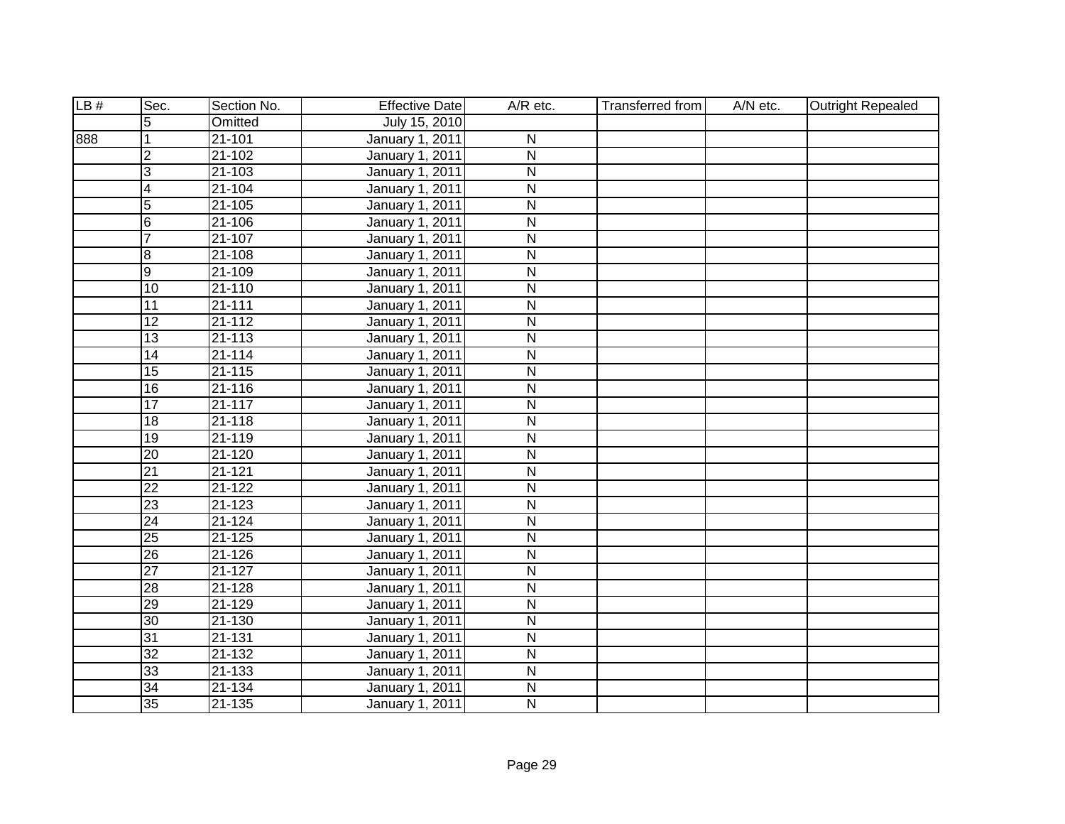| LB # | Sec. | Section No. | Effective Date | A/R etc. | Transferred from | A/N etc. | Outright Repealed |
|---|---|---|---|---|---|---|---|
| | 5 | Omitted | July 15, 2010 | | | | |
| 888 | 1 | 21-101 | January 1, 2011 | N | | | |
| | 2 | 21-102 | January 1, 2011 | N | | | |
| | 3 | 21-103 | January 1, 2011 | N | | | |
| | 4 | 21-104 | January 1, 2011 | N | | | |
| | 5 | 21-105 | January 1, 2011 | N | | | |
| | 6 | 21-106 | January 1, 2011 | N | | | |
| | 7 | 21-107 | January 1, 2011 | N | | | |
| | 8 | 21-108 | January 1, 2011 | N | | | |
| | 9 | 21-109 | January 1, 2011 | N | | | |
| | 10 | 21-110 | January 1, 2011 | N | | | |
| | 11 | 21-111 | January 1, 2011 | N | | | |
| | 12 | 21-112 | January 1, 2011 | N | | | |
| | 13 | 21-113 | January 1, 2011 | N | | | |
| | 14 | 21-114 | January 1, 2011 | N | | | |
| | 15 | 21-115 | January 1, 2011 | N | | | |
| | 16 | 21-116 | January 1, 2011 | N | | | |
| | 17 | 21-117 | January 1, 2011 | N | | | |
| | 18 | 21-118 | January 1, 2011 | N | | | |
| | 19 | 21-119 | January 1, 2011 | N | | | |
| | 20 | 21-120 | January 1, 2011 | N | | | |
| | 21 | 21-121 | January 1, 2011 | N | | | |
| | 22 | 21-122 | January 1, 2011 | N | | | |
| | 23 | 21-123 | January 1, 2011 | N | | | |
| | 24 | 21-124 | January 1, 2011 | N | | | |
| | 25 | 21-125 | January 1, 2011 | N | | | |
| | 26 | 21-126 | January 1, 2011 | N | | | |
| | 27 | 21-127 | January 1, 2011 | N | | | |
| | 28 | 21-128 | January 1, 2011 | N | | | |
| | 29 | 21-129 | January 1, 2011 | N | | | |
| | 30 | 21-130 | January 1, 2011 | N | | | |
| | 31 | 21-131 | January 1, 2011 | N | | | |
| | 32 | 21-132 | January 1, 2011 | N | | | |
| | 33 | 21-133 | January 1, 2011 | N | | | |
| | 34 | 21-134 | January 1, 2011 | N | | | |
| | 35 | 21-135 | January 1, 2011 | N | | | |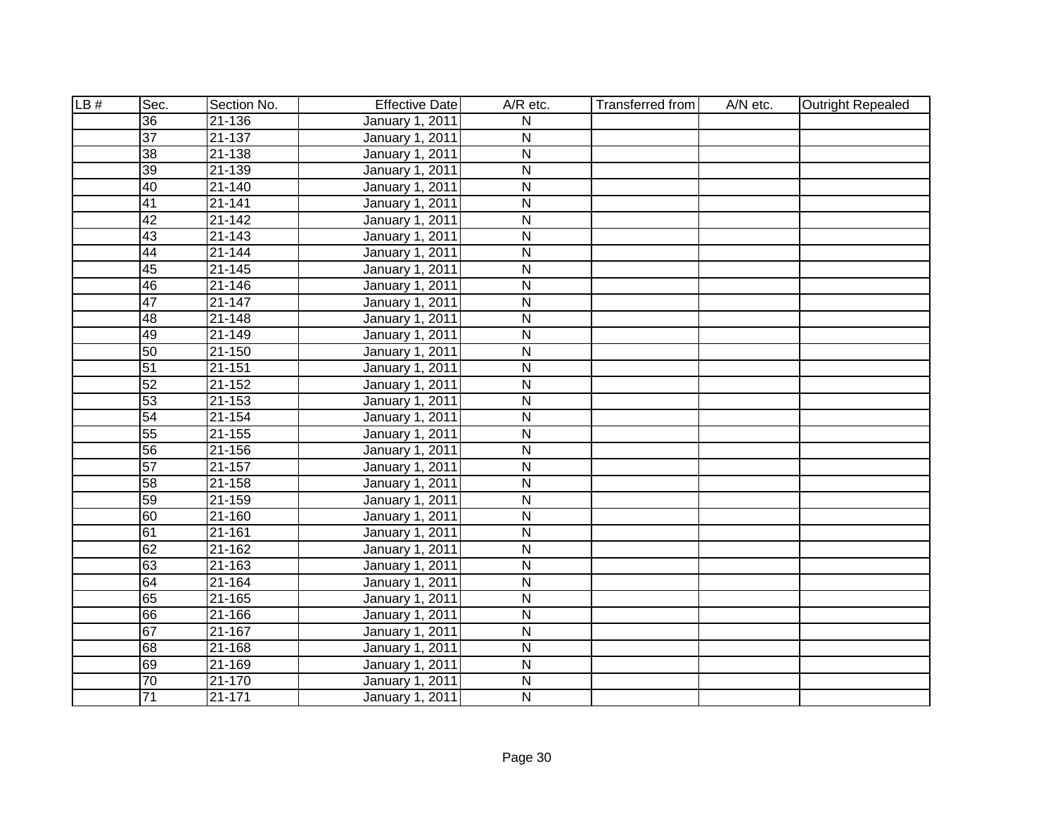| LB # | Sec. | Section No. | Effective Date | A/R etc. | Transferred from | A/N etc. | Outright Repealed |
|---|---|---|---|---|---|---|---|
| | 36 | 21-136 | January 1, 2011 | N | | | |
| | 37 | 21-137 | January 1, 2011 | N | | | |
| | 38 | 21-138 | January 1, 2011 | N | | | |
| | 39 | 21-139 | January 1, 2011 | N | | | |
| | 40 | 21-140 | January 1, 2011 | N | | | |
| | 41 | 21-141 | January 1, 2011 | N | | | |
| | 42 | 21-142 | January 1, 2011 | N | | | |
| | 43 | 21-143 | January 1, 2011 | N | | | |
| | 44 | 21-144 | January 1, 2011 | N | | | |
| | 45 | 21-145 | January 1, 2011 | N | | | |
| | 46 | 21-146 | January 1, 2011 | N | | | |
| | 47 | 21-147 | January 1, 2011 | N | | | |
| | 48 | 21-148 | January 1, 2011 | N | | | |
| | 49 | 21-149 | January 1, 2011 | N | | | |
| | 50 | 21-150 | January 1, 2011 | N | | | |
| | 51 | 21-151 | January 1, 2011 | N | | | |
| | 52 | 21-152 | January 1, 2011 | N | | | |
| | 53 | 21-153 | January 1, 2011 | N | | | |
| | 54 | 21-154 | January 1, 2011 | N | | | |
| | 55 | 21-155 | January 1, 2011 | N | | | |
| | 56 | 21-156 | January 1, 2011 | N | | | |
| | 57 | 21-157 | January 1, 2011 | N | | | |
| | 58 | 21-158 | January 1, 2011 | N | | | |
| | 59 | 21-159 | January 1, 2011 | N | | | |
| | 60 | 21-160 | January 1, 2011 | N | | | |
| | 61 | 21-161 | January 1, 2011 | N | | | |
| | 62 | 21-162 | January 1, 2011 | N | | | |
| | 63 | 21-163 | January 1, 2011 | N | | | |
| | 64 | 21-164 | January 1, 2011 | N | | | |
| | 65 | 21-165 | January 1, 2011 | N | | | |
| | 66 | 21-166 | January 1, 2011 | N | | | |
| | 67 | 21-167 | January 1, 2011 | N | | | |
| | 68 | 21-168 | January 1, 2011 | N | | | |
| | 69 | 21-169 | January 1, 2011 | N | | | |
| | 70 | 21-170 | January 1, 2011 | N | | | |
| | 71 | 21-171 | January 1, 2011 | N | | | |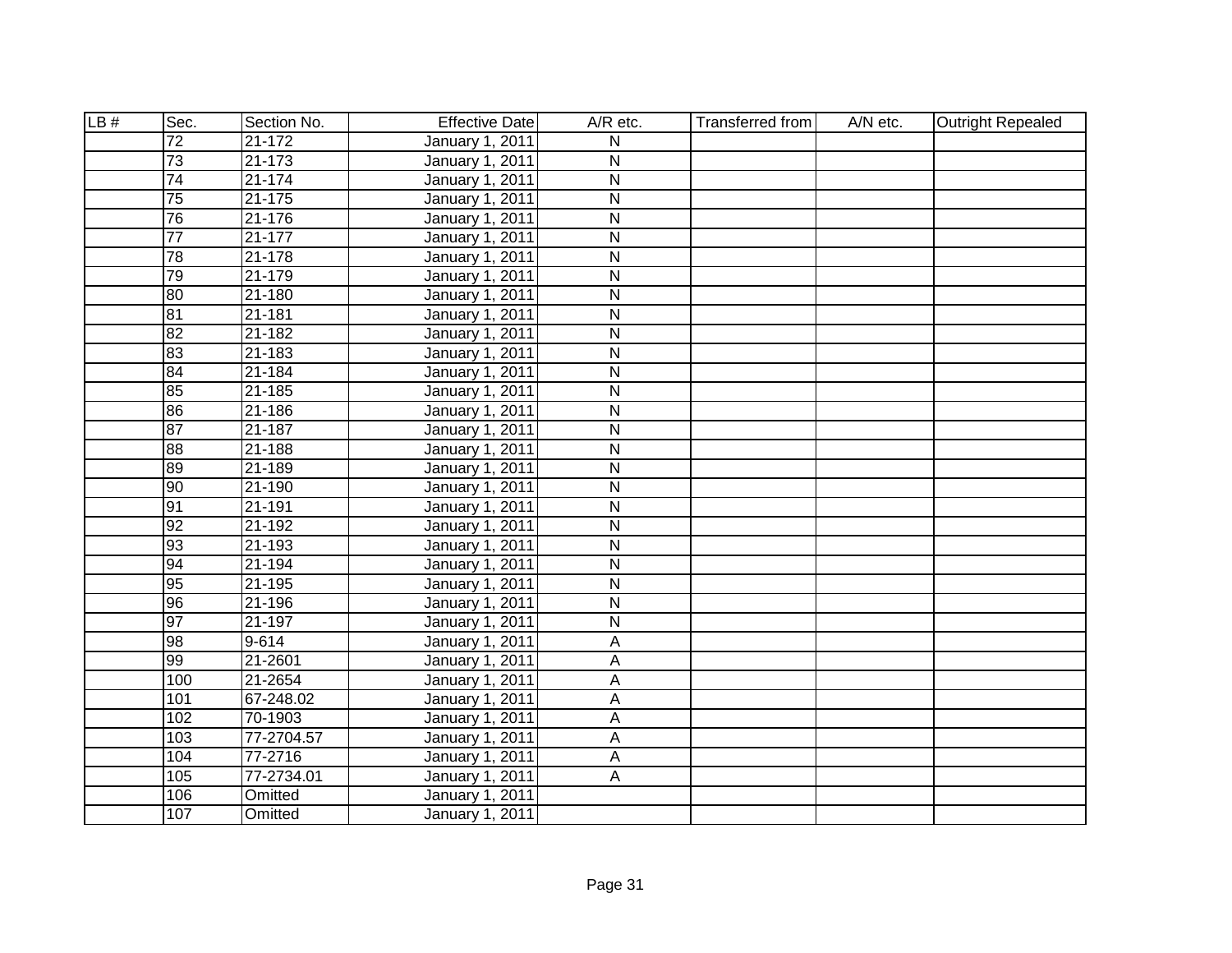| LB # | Sec. | Section No. | Effective Date | A/R etc. | Transferred from | A/N etc. | Outright Repealed |
|---|---|---|---|---|---|---|---|
| | 72 | 21-172 | January 1, 2011 | N | | | |
| | 73 | 21-173 | January 1, 2011 | N | | | |
| | 74 | 21-174 | January 1, 2011 | N | | | |
| | 75 | 21-175 | January 1, 2011 | N | | | |
| | 76 | 21-176 | January 1, 2011 | N | | | |
| | 77 | 21-177 | January 1, 2011 | N | | | |
| | 78 | 21-178 | January 1, 2011 | N | | | |
| | 79 | 21-179 | January 1, 2011 | N | | | |
| | 80 | 21-180 | January 1, 2011 | N | | | |
| | 81 | 21-181 | January 1, 2011 | N | | | |
| | 82 | 21-182 | January 1, 2011 | N | | | |
| | 83 | 21-183 | January 1, 2011 | N | | | |
| | 84 | 21-184 | January 1, 2011 | N | | | |
| | 85 | 21-185 | January 1, 2011 | N | | | |
| | 86 | 21-186 | January 1, 2011 | N | | | |
| | 87 | 21-187 | January 1, 2011 | N | | | |
| | 88 | 21-188 | January 1, 2011 | N | | | |
| | 89 | 21-189 | January 1, 2011 | N | | | |
| | 90 | 21-190 | January 1, 2011 | N | | | |
| | 91 | 21-191 | January 1, 2011 | N | | | |
| | 92 | 21-192 | January 1, 2011 | N | | | |
| | 93 | 21-193 | January 1, 2011 | N | | | |
| | 94 | 21-194 | January 1, 2011 | N | | | |
| | 95 | 21-195 | January 1, 2011 | N | | | |
| | 96 | 21-196 | January 1, 2011 | N | | | |
| | 97 | 21-197 | January 1, 2011 | N | | | |
| | 98 | 9-614 | January 1, 2011 | A | | | |
| | 99 | 21-2601 | January 1, 2011 | A | | | |
| | 100 | 21-2654 | January 1, 2011 | A | | | |
| | 101 | 67-248.02 | January 1, 2011 | A | | | |
| | 102 | 70-1903 | January 1, 2011 | A | | | |
| | 103 | 77-2704.57 | January 1, 2011 | A | | | |
| | 104 | 77-2716 | January 1, 2011 | A | | | |
| | 105 | 77-2734.01 | January 1, 2011 | A | | | |
| | 106 | Omitted | January 1, 2011 | | | | |
| | 107 | Omitted | January 1, 2011 | | | | |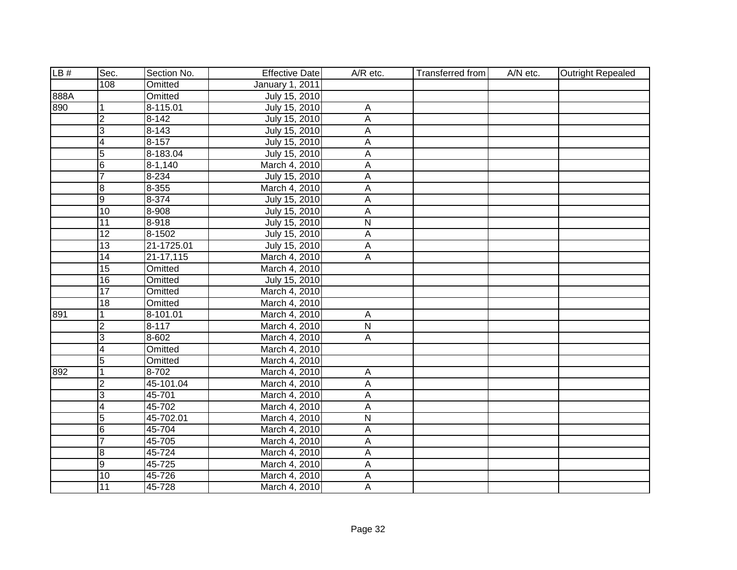| LB # | Sec. | Section No. | Effective Date | A/R etc. | Transferred from | A/N etc. | Outright Repealed |
|---|---|---|---|---|---|---|---|
| | 108 | Omitted | January 1, 2011 | | | | |
| 888A | | Omitted | July 15, 2010 | | | | |
| 890 | 1 | 8-115.01 | July 15, 2010 | A | | | |
| | 2 | 8-142 | July 15, 2010 | A | | | |
| | 3 | 8-143 | July 15, 2010 | A | | | |
| | 4 | 8-157 | July 15, 2010 | A | | | |
| | 5 | 8-183.04 | July 15, 2010 | A | | | |
| | 6 | 8-1,140 | March 4, 2010 | A | | | |
| | 7 | 8-234 | July 15, 2010 | A | | | |
| | 8 | 8-355 | March 4, 2010 | A | | | |
| | 9 | 8-374 | July 15, 2010 | A | | | |
| | 10 | 8-908 | July 15, 2010 | A | | | |
| | 11 | 8-918 | July 15, 2010 | N | | | |
| | 12 | 8-1502 | July 15, 2010 | A | | | |
| | 13 | 21-1725.01 | July 15, 2010 | A | | | |
| | 14 | 21-17,115 | March 4, 2010 | A | | | |
| | 15 | Omitted | March 4, 2010 | | | | |
| | 16 | Omitted | July 15, 2010 | | | | |
| | 17 | Omitted | March 4, 2010 | | | | |
| | 18 | Omitted | March 4, 2010 | | | | |
| 891 | 1 | 8-101.01 | March 4, 2010 | A | | | |
| | 2 | 8-117 | March 4, 2010 | N | | | |
| | 3 | 8-602 | March 4, 2010 | A | | | |
| | 4 | Omitted | March 4, 2010 | | | | |
| | 5 | Omitted | March 4, 2010 | | | | |
| 892 | 1 | 8-702 | March 4, 2010 | A | | | |
| | 2 | 45-101.04 | March 4, 2010 | A | | | |
| | 3 | 45-701 | March 4, 2010 | A | | | |
| | 4 | 45-702 | March 4, 2010 | A | | | |
| | 5 | 45-702.01 | March 4, 2010 | N | | | |
| | 6 | 45-704 | March 4, 2010 | A | | | |
| | 7 | 45-705 | March 4, 2010 | A | | | |
| | 8 | 45-724 | March 4, 2010 | A | | | |
| | 9 | 45-725 | March 4, 2010 | A | | | |
| | 10 | 45-726 | March 4, 2010 | A | | | |
| | 11 | 45-728 | March 4, 2010 | A | | | |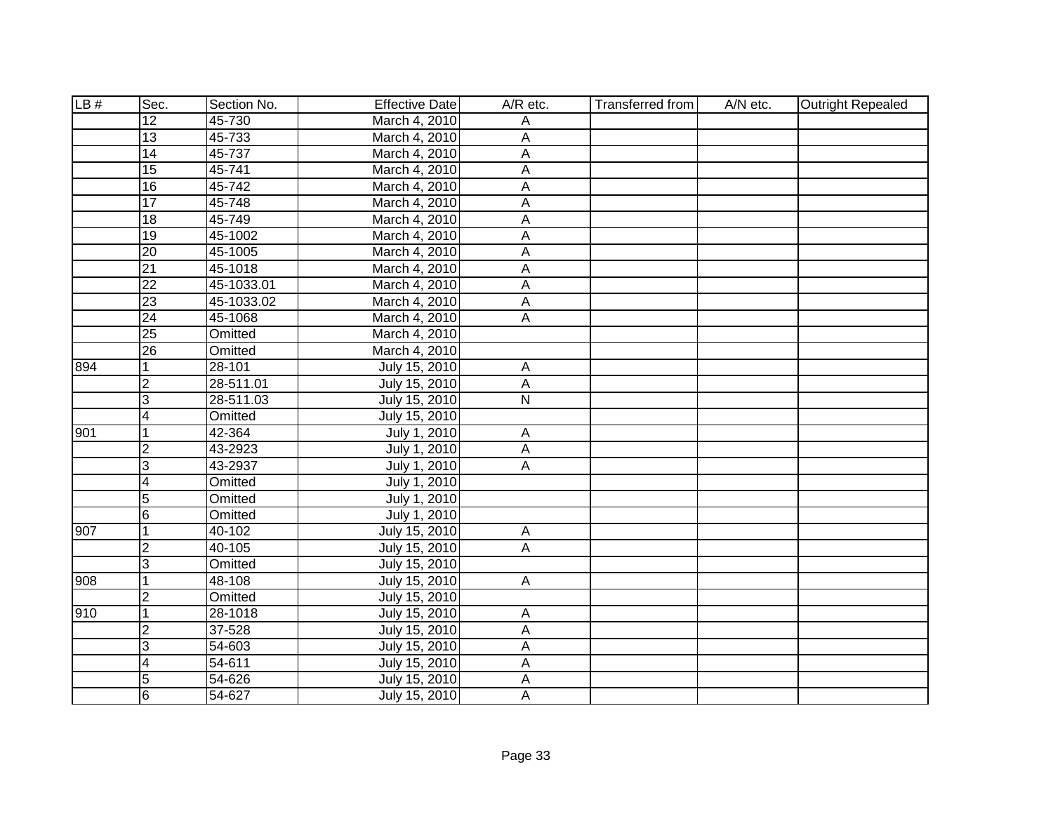| LB # | Sec. | Section No. | Effective Date | A/R etc. | Transferred from | A/N etc. | Outright Repealed |
|---|---|---|---|---|---|---|---|
| | 12 | 45-730 | March 4, 2010 | A | | | |
| | 13 | 45-733 | March 4, 2010 | A | | | |
| | 14 | 45-737 | March 4, 2010 | A | | | |
| | 15 | 45-741 | March 4, 2010 | A | | | |
| | 16 | 45-742 | March 4, 2010 | A | | | |
| | 17 | 45-748 | March 4, 2010 | A | | | |
| | 18 | 45-749 | March 4, 2010 | A | | | |
| | 19 | 45-1002 | March 4, 2010 | A | | | |
| | 20 | 45-1005 | March 4, 2010 | A | | | |
| | 21 | 45-1018 | March 4, 2010 | A | | | |
| | 22 | 45-1033.01 | March 4, 2010 | A | | | |
| | 23 | 45-1033.02 | March 4, 2010 | A | | | |
| | 24 | 45-1068 | March 4, 2010 | A | | | |
| | 25 | Omitted | March 4, 2010 | | | | |
| | 26 | Omitted | March 4, 2010 | | | | |
| 894 | 1 | 28-101 | July 15, 2010 | A | | | |
| | 2 | 28-511.01 | July 15, 2010 | A | | | |
| | 3 | 28-511.03 | July 15, 2010 | N | | | |
| | 4 | Omitted | July 15, 2010 | | | | |
| 901 | 1 | 42-364 | July 1, 2010 | A | | | |
| | 2 | 43-2923 | July 1, 2010 | A | | | |
| | 3 | 43-2937 | July 1, 2010 | A | | | |
| | 4 | Omitted | July 1, 2010 | | | | |
| | 5 | Omitted | July 1, 2010 | | | | |
| | 6 | Omitted | July 1, 2010 | | | | |
| 907 | 1 | 40-102 | July 15, 2010 | A | | | |
| | 2 | 40-105 | July 15, 2010 | A | | | |
| | 3 | Omitted | July 15, 2010 | | | | |
| 908 | 1 | 48-108 | July 15, 2010 | A | | | |
| | 2 | Omitted | July 15, 2010 | | | | |
| 910 | 1 | 28-1018 | July 15, 2010 | A | | | |
| | 2 | 37-528 | July 15, 2010 | A | | | |
| | 3 | 54-603 | July 15, 2010 | A | | | |
| | 4 | 54-611 | July 15, 2010 | A | | | |
| | 5 | 54-626 | July 15, 2010 | A | | | |
| | 6 | 54-627 | July 15, 2010 | A | | | |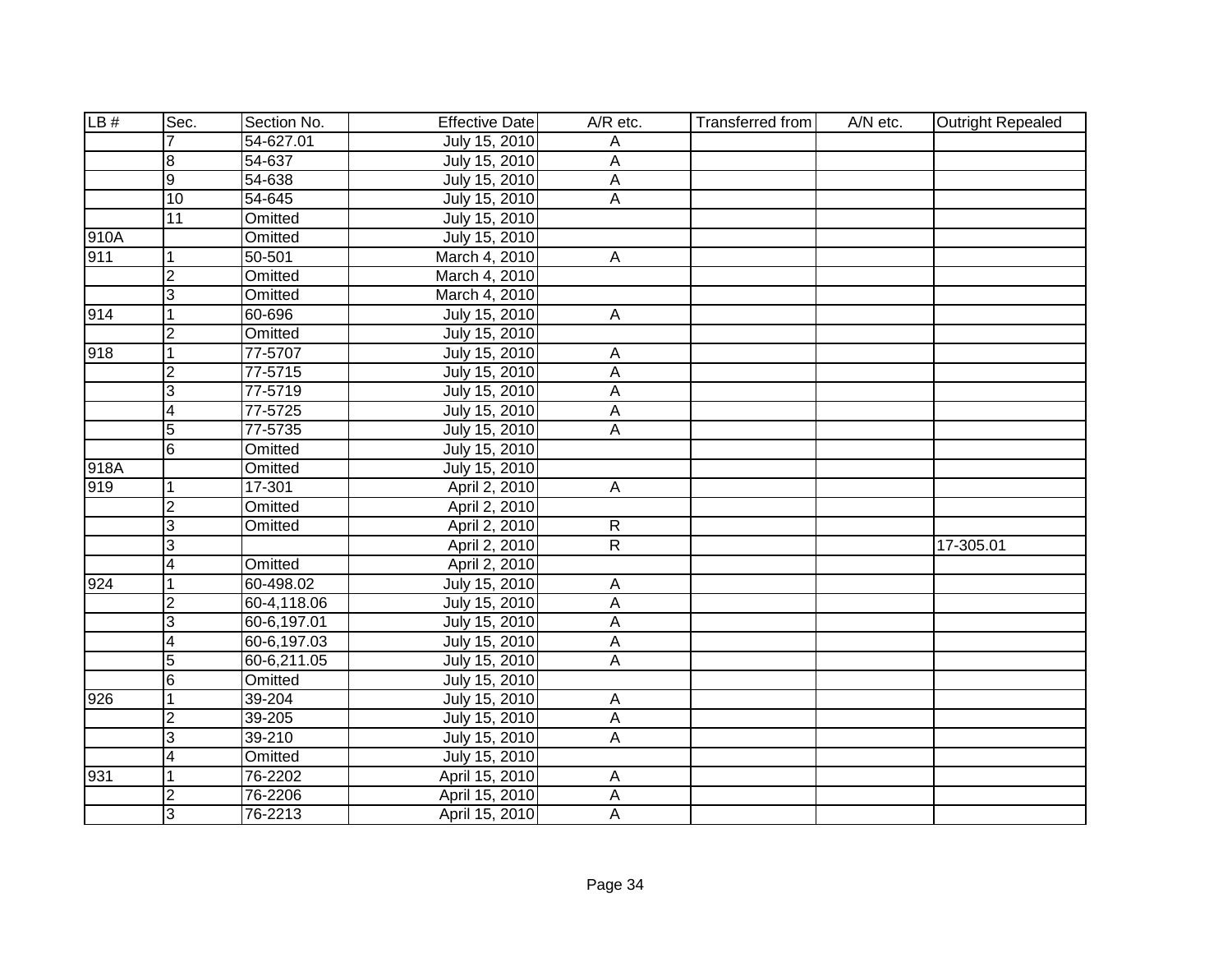| LB # | Sec. | Section No. | Effective Date | A/R etc. | Transferred from | A/N etc. | Outright Repealed |
|---|---|---|---|---|---|---|---|
| | 7 | 54-627.01 | July 15, 2010 | A | | | |
| | 8 | 54-637 | July 15, 2010 | A | | | |
| | 9 | 54-638 | July 15, 2010 | A | | | |
| | 10 | 54-645 | July 15, 2010 | A | | | |
| | 11 | Omitted | July 15, 2010 | | | | |
| 910A | | Omitted | July 15, 2010 | | | | |
| 911 | 1 | 50-501 | March 4, 2010 | A | | | |
| | 2 | Omitted | March 4, 2010 | | | | |
| | 3 | Omitted | March 4, 2010 | | | | |
| 914 | 1 | 60-696 | July 15, 2010 | A | | | |
| | 2 | Omitted | July 15, 2010 | | | | |
| 918 | 1 | 77-5707 | July 15, 2010 | A | | | |
| | 2 | 77-5715 | July 15, 2010 | A | | | |
| | 3 | 77-5719 | July 15, 2010 | A | | | |
| | 4 | 77-5725 | July 15, 2010 | A | | | |
| | 5 | 77-5735 | July 15, 2010 | A | | | |
| | 6 | Omitted | July 15, 2010 | | | | |
| 918A | | Omitted | July 15, 2010 | | | | |
| 919 | 1 | 17-301 | April 2, 2010 | A | | | |
| | 2 | Omitted | April 2, 2010 | | | | |
| | 3 | Omitted | April 2, 2010 | R | | | |
| | 3 | | April 2, 2010 | R | | | 17-305.01 |
| | 4 | Omitted | April 2, 2010 | | | | |
| 924 | 1 | 60-498.02 | July 15, 2010 | A | | | |
| | 2 | 60-4,118.06 | July 15, 2010 | A | | | |
| | 3 | 60-6,197.01 | July 15, 2010 | A | | | |
| | 4 | 60-6,197.03 | July 15, 2010 | A | | | |
| | 5 | 60-6,211.05 | July 15, 2010 | A | | | |
| | 6 | Omitted | July 15, 2010 | | | | |
| 926 | 1 | 39-204 | July 15, 2010 | A | | | |
| | 2 | 39-205 | July 15, 2010 | A | | | |
| | 3 | 39-210 | July 15, 2010 | A | | | |
| | 4 | Omitted | July 15, 2010 | | | | |
| 931 | 1 | 76-2202 | April 15, 2010 | A | | | |
| | 2 | 76-2206 | April 15, 2010 | A | | | |
| | 3 | 76-2213 | April 15, 2010 | A | | | |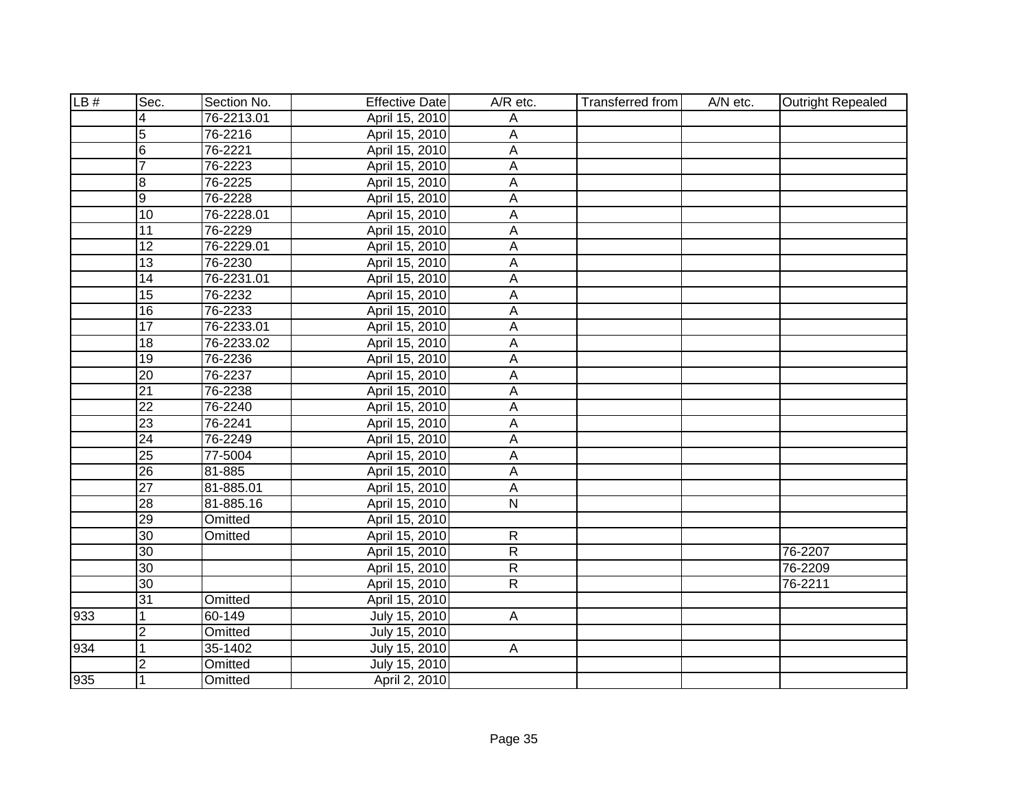| LB # | Sec. | Section No. | Effective Date | A/R etc. | Transferred from | A/N etc. | Outright Repealed |
|---|---|---|---|---|---|---|---|
| | 4 | 76-2213.01 | April 15, 2010 | A | | | |
| | 5 | 76-2216 | April 15, 2010 | A | | | |
| | 6 | 76-2221 | April 15, 2010 | A | | | |
| | 7 | 76-2223 | April 15, 2010 | A | | | |
| | 8 | 76-2225 | April 15, 2010 | A | | | |
| | 9 | 76-2228 | April 15, 2010 | A | | | |
| | 10 | 76-2228.01 | April 15, 2010 | A | | | |
| | 11 | 76-2229 | April 15, 2010 | A | | | |
| | 12 | 76-2229.01 | April 15, 2010 | A | | | |
| | 13 | 76-2230 | April 15, 2010 | A | | | |
| | 14 | 76-2231.01 | April 15, 2010 | A | | | |
| | 15 | 76-2232 | April 15, 2010 | A | | | |
| | 16 | 76-2233 | April 15, 2010 | A | | | |
| | 17 | 76-2233.01 | April 15, 2010 | A | | | |
| | 18 | 76-2233.02 | April 15, 2010 | A | | | |
| | 19 | 76-2236 | April 15, 2010 | A | | | |
| | 20 | 76-2237 | April 15, 2010 | A | | | |
| | 21 | 76-2238 | April 15, 2010 | A | | | |
| | 22 | 76-2240 | April 15, 2010 | A | | | |
| | 23 | 76-2241 | April 15, 2010 | A | | | |
| | 24 | 76-2249 | April 15, 2010 | A | | | |
| | 25 | 77-5004 | April 15, 2010 | A | | | |
| | 26 | 81-885 | April 15, 2010 | A | | | |
| | 27 | 81-885.01 | April 15, 2010 | A | | | |
| | 28 | 81-885.16 | April 15, 2010 | N | | | |
| | 29 | Omitted | April 15, 2010 | | | | |
| | 30 | Omitted | April 15, 2010 | R | | | |
| | 30 | | April 15, 2010 | R | | | 76-2207 |
| | 30 | | April 15, 2010 | R | | | 76-2209 |
| | 30 | | April 15, 2010 | R | | | 76-2211 |
| | 31 | Omitted | April 15, 2010 | | | | |
| 933 | 1 | 60-149 | July 15, 2010 | A | | | |
| | 2 | Omitted | July 15, 2010 | | | | |
| 934 | 1 | 35-1402 | July 15, 2010 | A | | | |
| | 2 | Omitted | July 15, 2010 | | | | |
| 935 | 1 | Omitted | April 2, 2010 | | | | |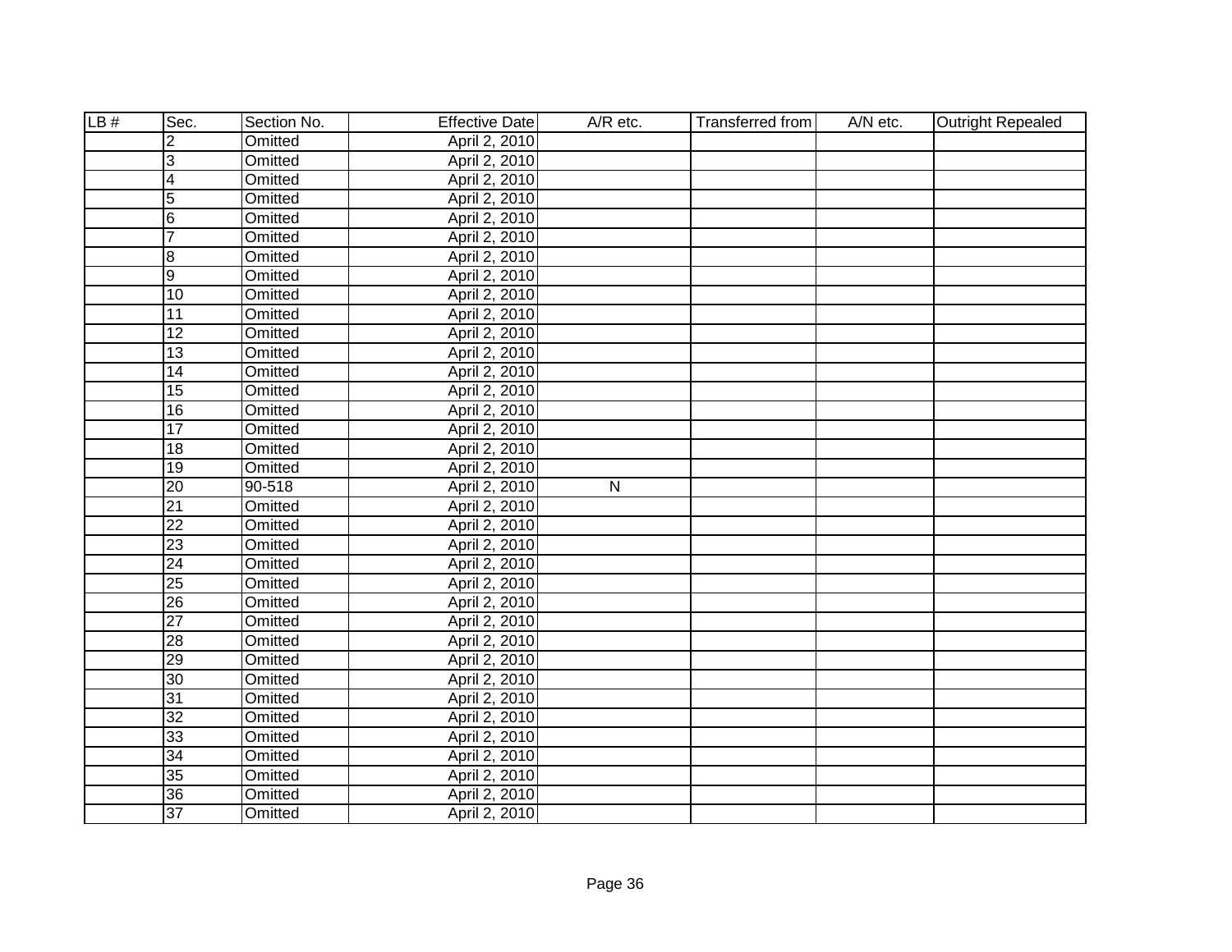| LB # | Sec. | Section No. | Effective Date | A/R etc. | Transferred from | A/N etc. | Outright Repealed |
|---|---|---|---|---|---|---|---|
| | 2 | Omitted | April 2, 2010 | | | | |
| | 3 | Omitted | April 2, 2010 | | | | |
| | 4 | Omitted | April 2, 2010 | | | | |
| | 5 | Omitted | April 2, 2010 | | | | |
| | 6 | Omitted | April 2, 2010 | | | | |
| | 7 | Omitted | April 2, 2010 | | | | |
| | 8 | Omitted | April 2, 2010 | | | | |
| | 9 | Omitted | April 2, 2010 | | | | |
| | 10 | Omitted | April 2, 2010 | | | | |
| | 11 | Omitted | April 2, 2010 | | | | |
| | 12 | Omitted | April 2, 2010 | | | | |
| | 13 | Omitted | April 2, 2010 | | | | |
| | 14 | Omitted | April 2, 2010 | | | | |
| | 15 | Omitted | April 2, 2010 | | | | |
| | 16 | Omitted | April 2, 2010 | | | | |
| | 17 | Omitted | April 2, 2010 | | | | |
| | 18 | Omitted | April 2, 2010 | | | | |
| | 19 | Omitted | April 2, 2010 | | | | |
| | 20 | 90-518 | April 2, 2010 | N | | | |
| | 21 | Omitted | April 2, 2010 | | | | |
| | 22 | Omitted | April 2, 2010 | | | | |
| | 23 | Omitted | April 2, 2010 | | | | |
| | 24 | Omitted | April 2, 2010 | | | | |
| | 25 | Omitted | April 2, 2010 | | | | |
| | 26 | Omitted | April 2, 2010 | | | | |
| | 27 | Omitted | April 2, 2010 | | | | |
| | 28 | Omitted | April 2, 2010 | | | | |
| | 29 | Omitted | April 2, 2010 | | | | |
| | 30 | Omitted | April 2, 2010 | | | | |
| | 31 | Omitted | April 2, 2010 | | | | |
| | 32 | Omitted | April 2, 2010 | | | | |
| | 33 | Omitted | April 2, 2010 | | | | |
| | 34 | Omitted | April 2, 2010 | | | | |
| | 35 | Omitted | April 2, 2010 | | | | |
| | 36 | Omitted | April 2, 2010 | | | | |
| | 37 | Omitted | April 2, 2010 | | | | |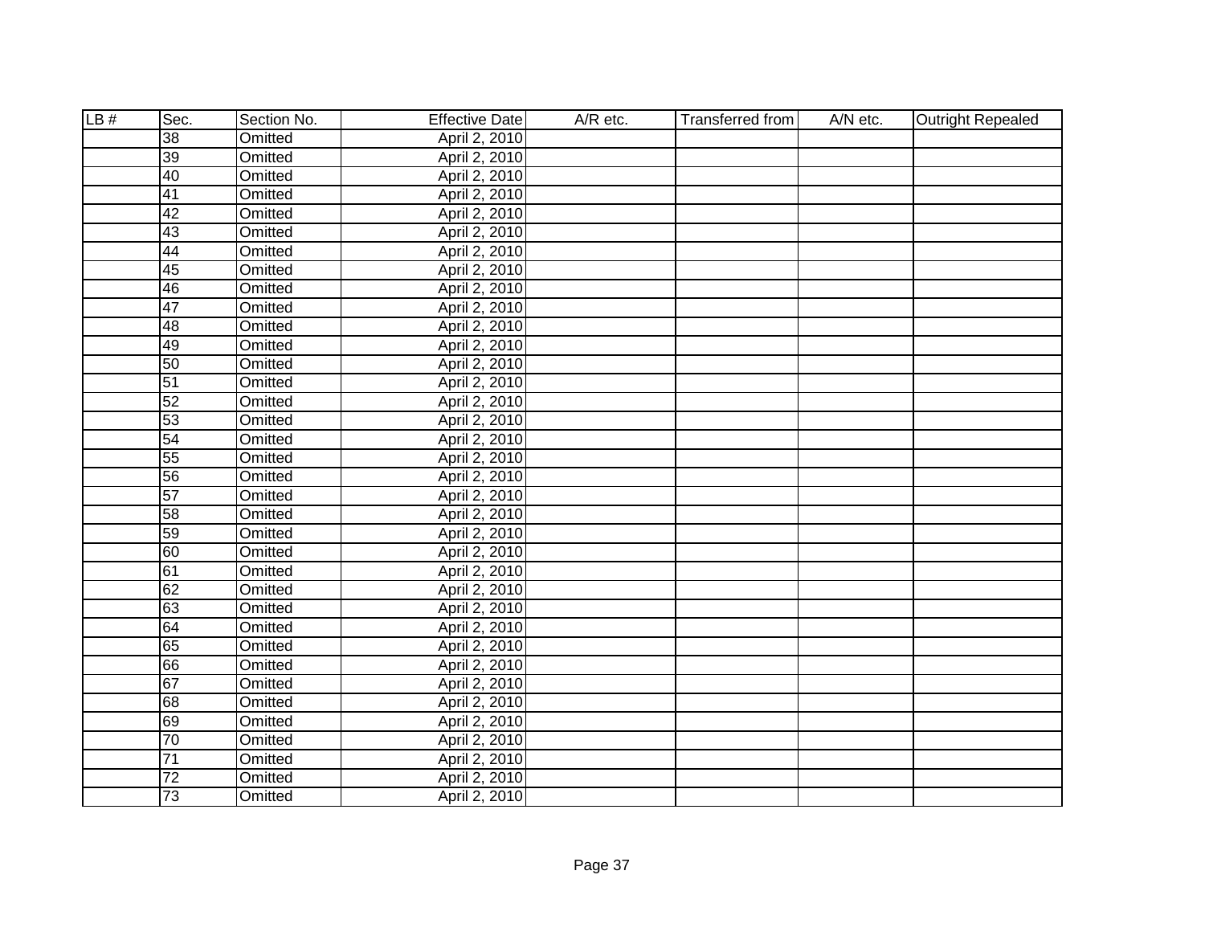| LB # | Sec. | Section No. | Effective Date | A/R etc. | Transferred from | A/N etc. | Outright Repealed |
|---|---|---|---|---|---|---|---|
| | 38 | Omitted | April 2, 2010 | | | | |
| | 39 | Omitted | April 2, 2010 | | | | |
| | 40 | Omitted | April 2, 2010 | | | | |
| | 41 | Omitted | April 2, 2010 | | | | |
| | 42 | Omitted | April 2, 2010 | | | | |
| | 43 | Omitted | April 2, 2010 | | | | |
| | 44 | Omitted | April 2, 2010 | | | | |
| | 45 | Omitted | April 2, 2010 | | | | |
| | 46 | Omitted | April 2, 2010 | | | | |
| | 47 | Omitted | April 2, 2010 | | | | |
| | 48 | Omitted | April 2, 2010 | | | | |
| | 49 | Omitted | April 2, 2010 | | | | |
| | 50 | Omitted | April 2, 2010 | | | | |
| | 51 | Omitted | April 2, 2010 | | | | |
| | 52 | Omitted | April 2, 2010 | | | | |
| | 53 | Omitted | April 2, 2010 | | | | |
| | 54 | Omitted | April 2, 2010 | | | | |
| | 55 | Omitted | April 2, 2010 | | | | |
| | 56 | Omitted | April 2, 2010 | | | | |
| | 57 | Omitted | April 2, 2010 | | | | |
| | 58 | Omitted | April 2, 2010 | | | | |
| | 59 | Omitted | April 2, 2010 | | | | |
| | 60 | Omitted | April 2, 2010 | | | | |
| | 61 | Omitted | April 2, 2010 | | | | |
| | 62 | Omitted | April 2, 2010 | | | | |
| | 63 | Omitted | April 2, 2010 | | | | |
| | 64 | Omitted | April 2, 2010 | | | | |
| | 65 | Omitted | April 2, 2010 | | | | |
| | 66 | Omitted | April 2, 2010 | | | | |
| | 67 | Omitted | April 2, 2010 | | | | |
| | 68 | Omitted | April 2, 2010 | | | | |
| | 69 | Omitted | April 2, 2010 | | | | |
| | 70 | Omitted | April 2, 2010 | | | | |
| | 71 | Omitted | April 2, 2010 | | | | |
| | 72 | Omitted | April 2, 2010 | | | | |
| | 73 | Omitted | April 2, 2010 | | | | |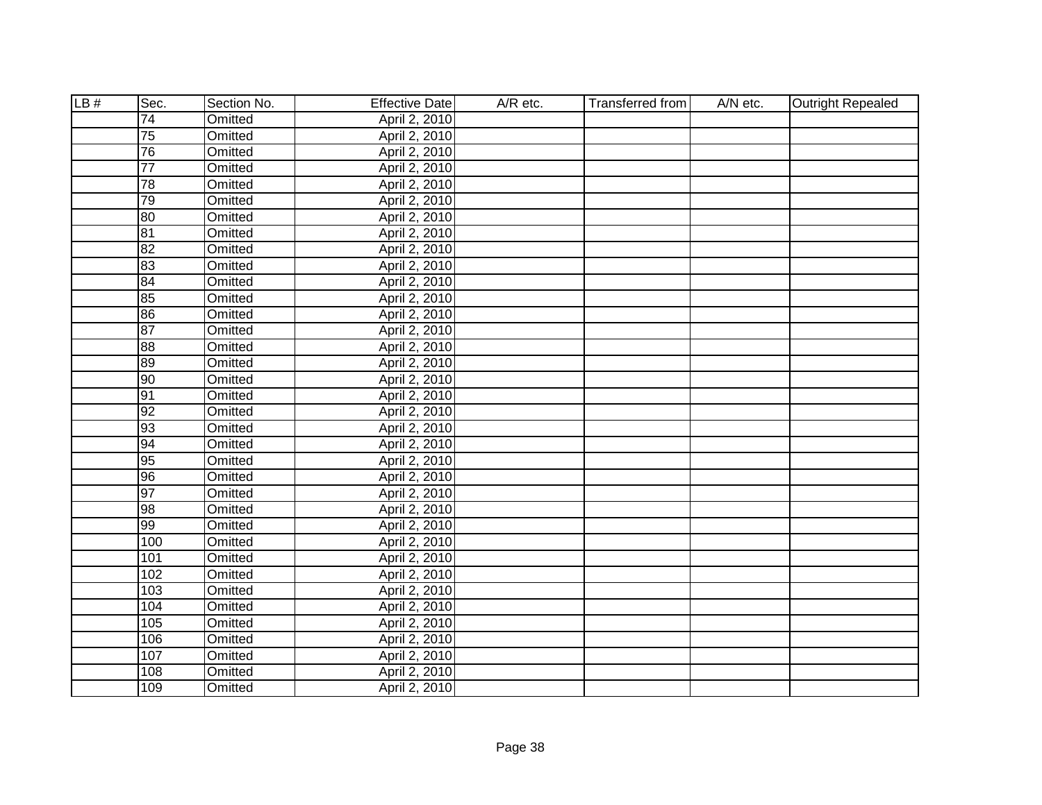| LB # | Sec. | Section No. | Effective Date | A/R etc. | Transferred from | A/N etc. | Outright Repealed |
|---|---|---|---|---|---|---|---|
| | 74 | Omitted | April 2, 2010 | | | | |
| | 75 | Omitted | April 2, 2010 | | | | |
| | 76 | Omitted | April 2, 2010 | | | | |
| | 77 | Omitted | April 2, 2010 | | | | |
| | 78 | Omitted | April 2, 2010 | | | | |
| | 79 | Omitted | April 2, 2010 | | | | |
| | 80 | Omitted | April 2, 2010 | | | | |
| | 81 | Omitted | April 2, 2010 | | | | |
| | 82 | Omitted | April 2, 2010 | | | | |
| | 83 | Omitted | April 2, 2010 | | | | |
| | 84 | Omitted | April 2, 2010 | | | | |
| | 85 | Omitted | April 2, 2010 | | | | |
| | 86 | Omitted | April 2, 2010 | | | | |
| | 87 | Omitted | April 2, 2010 | | | | |
| | 88 | Omitted | April 2, 2010 | | | | |
| | 89 | Omitted | April 2, 2010 | | | | |
| | 90 | Omitted | April 2, 2010 | | | | |
| | 91 | Omitted | April 2, 2010 | | | | |
| | 92 | Omitted | April 2, 2010 | | | | |
| | 93 | Omitted | April 2, 2010 | | | | |
| | 94 | Omitted | April 2, 2010 | | | | |
| | 95 | Omitted | April 2, 2010 | | | | |
| | 96 | Omitted | April 2, 2010 | | | | |
| | 97 | Omitted | April 2, 2010 | | | | |
| | 98 | Omitted | April 2, 2010 | | | | |
| | 99 | Omitted | April 2, 2010 | | | | |
| | 100 | Omitted | April 2, 2010 | | | | |
| | 101 | Omitted | April 2, 2010 | | | | |
| | 102 | Omitted | April 2, 2010 | | | | |
| | 103 | Omitted | April 2, 2010 | | | | |
| | 104 | Omitted | April 2, 2010 | | | | |
| | 105 | Omitted | April 2, 2010 | | | | |
| | 106 | Omitted | April 2, 2010 | | | | |
| | 107 | Omitted | April 2, 2010 | | | | |
| | 108 | Omitted | April 2, 2010 | | | | |
| | 109 | Omitted | April 2, 2010 | | | | |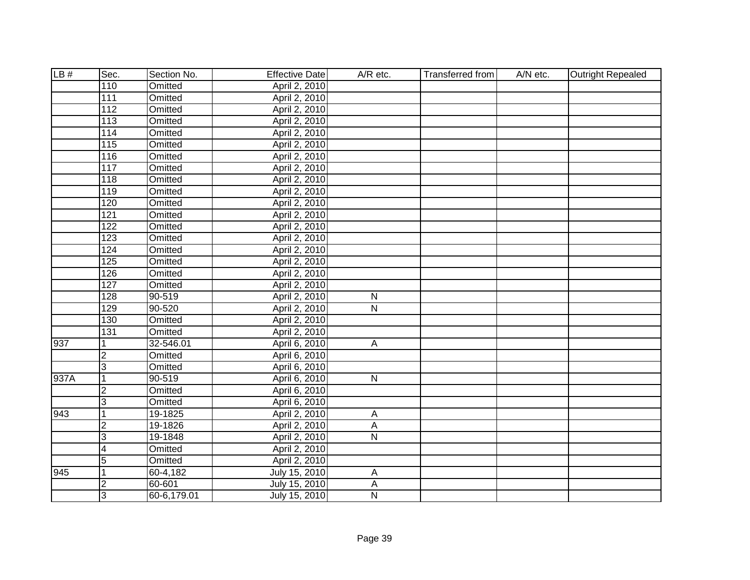| LB # | Sec. | Section No. | Effective Date | A/R etc. | Transferred from | A/N etc. | Outright Repealed |
|---|---|---|---|---|---|---|---|
| | 110 | Omitted | April 2, 2010 | | | | |
| | 111 | Omitted | April 2, 2010 | | | | |
| | 112 | Omitted | April 2, 2010 | | | | |
| | 113 | Omitted | April 2, 2010 | | | | |
| | 114 | Omitted | April 2, 2010 | | | | |
| | 115 | Omitted | April 2, 2010 | | | | |
| | 116 | Omitted | April 2, 2010 | | | | |
| | 117 | Omitted | April 2, 2010 | | | | |
| | 118 | Omitted | April 2, 2010 | | | | |
| | 119 | Omitted | April 2, 2010 | | | | |
| | 120 | Omitted | April 2, 2010 | | | | |
| | 121 | Omitted | April 2, 2010 | | | | |
| | 122 | Omitted | April 2, 2010 | | | | |
| | 123 | Omitted | April 2, 2010 | | | | |
| | 124 | Omitted | April 2, 2010 | | | | |
| | 125 | Omitted | April 2, 2010 | | | | |
| | 126 | Omitted | April 2, 2010 | | | | |
| | 127 | Omitted | April 2, 2010 | | | | |
| | 128 | 90-519 | April 2, 2010 | N | | | |
| | 129 | 90-520 | April 2, 2010 | N | | | |
| | 130 | Omitted | April 2, 2010 | | | | |
| | 131 | Omitted | April 2, 2010 | | | | |
| 937 | 1 | 32-546.01 | April 6, 2010 | A | | | |
| | 2 | Omitted | April 6, 2010 | | | | |
| | 3 | Omitted | April 6, 2010 | | | | |
| 937A | 1 | 90-519 | April 6, 2010 | N | | | |
| | 2 | Omitted | April 6, 2010 | | | | |
| | 3 | Omitted | April 6, 2010 | | | | |
| 943 | 1 | 19-1825 | April 2, 2010 | A | | | |
| | 2 | 19-1826 | April 2, 2010 | A | | | |
| | 3 | 19-1848 | April 2, 2010 | N | | | |
| | 4 | Omitted | April 2, 2010 | | | | |
| | 5 | Omitted | April 2, 2010 | | | | |
| 945 | 1 | 60-4,182 | July 15, 2010 | A | | | |
| | 2 | 60-601 | July 15, 2010 | A | | | |
| | 3 | 60-6,179.01 | July 15, 2010 | N | | | |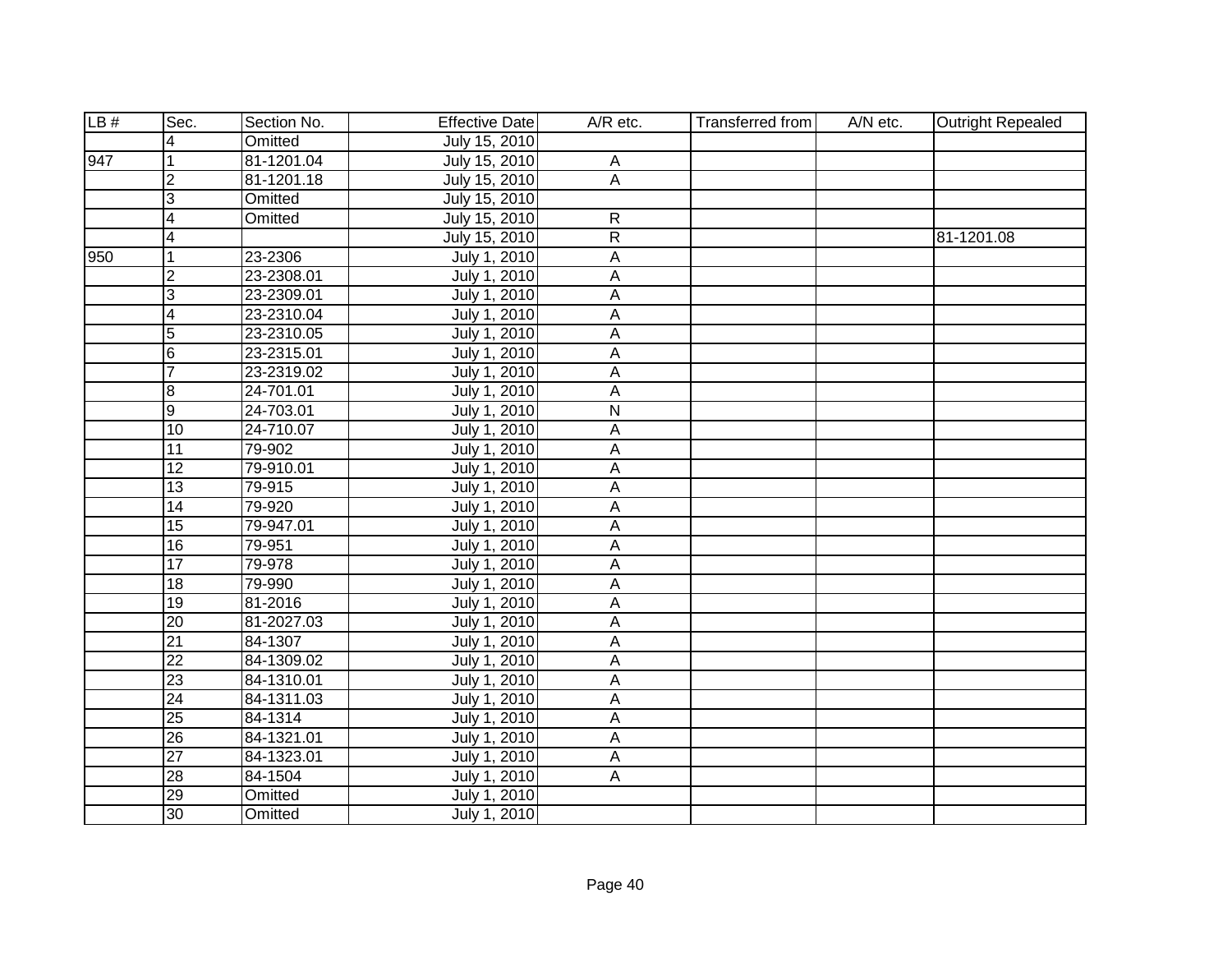| LB # | Sec. | Section No. | Effective Date | A/R etc. | Transferred from | A/N etc. | Outright Repealed |
|---|---|---|---|---|---|---|---|
| | 4 | Omitted | July 15, 2010 | | | | |
| 947 | 1 | 81-1201.04 | July 15, 2010 | A | | | |
| | 2 | 81-1201.18 | July 15, 2010 | A | | | |
| | 3 | Omitted | July 15, 2010 | | | | |
| | 4 | Omitted | July 15, 2010 | R | | | |
| | 4 | | July 15, 2010 | R | | | 81-1201.08 |
| 950 | 1 | 23-2306 | July 1, 2010 | A | | | |
| | 2 | 23-2308.01 | July 1, 2010 | A | | | |
| | 3 | 23-2309.01 | July 1, 2010 | A | | | |
| | 4 | 23-2310.04 | July 1, 2010 | A | | | |
| | 5 | 23-2310.05 | July 1, 2010 | A | | | |
| | 6 | 23-2315.01 | July 1, 2010 | A | | | |
| | 7 | 23-2319.02 | July 1, 2010 | A | | | |
| | 8 | 24-701.01 | July 1, 2010 | A | | | |
| | 9 | 24-703.01 | July 1, 2010 | N | | | |
| | 10 | 24-710.07 | July 1, 2010 | A | | | |
| | 11 | 79-902 | July 1, 2010 | A | | | |
| | 12 | 79-910.01 | July 1, 2010 | A | | | |
| | 13 | 79-915 | July 1, 2010 | A | | | |
| | 14 | 79-920 | July 1, 2010 | A | | | |
| | 15 | 79-947.01 | July 1, 2010 | A | | | |
| | 16 | 79-951 | July 1, 2010 | A | | | |
| | 17 | 79-978 | July 1, 2010 | A | | | |
| | 18 | 79-990 | July 1, 2010 | A | | | |
| | 19 | 81-2016 | July 1, 2010 | A | | | |
| | 20 | 81-2027.03 | July 1, 2010 | A | | | |
| | 21 | 84-1307 | July 1, 2010 | A | | | |
| | 22 | 84-1309.02 | July 1, 2010 | A | | | |
| | 23 | 84-1310.01 | July 1, 2010 | A | | | |
| | 24 | 84-1311.03 | July 1, 2010 | A | | | |
| | 25 | 84-1314 | July 1, 2010 | A | | | |
| | 26 | 84-1321.01 | July 1, 2010 | A | | | |
| | 27 | 84-1323.01 | July 1, 2010 | A | | | |
| | 28 | 84-1504 | July 1, 2010 | A | | | |
| | 29 | Omitted | July 1, 2010 | | | | |
| | 30 | Omitted | July 1, 2010 | | | | |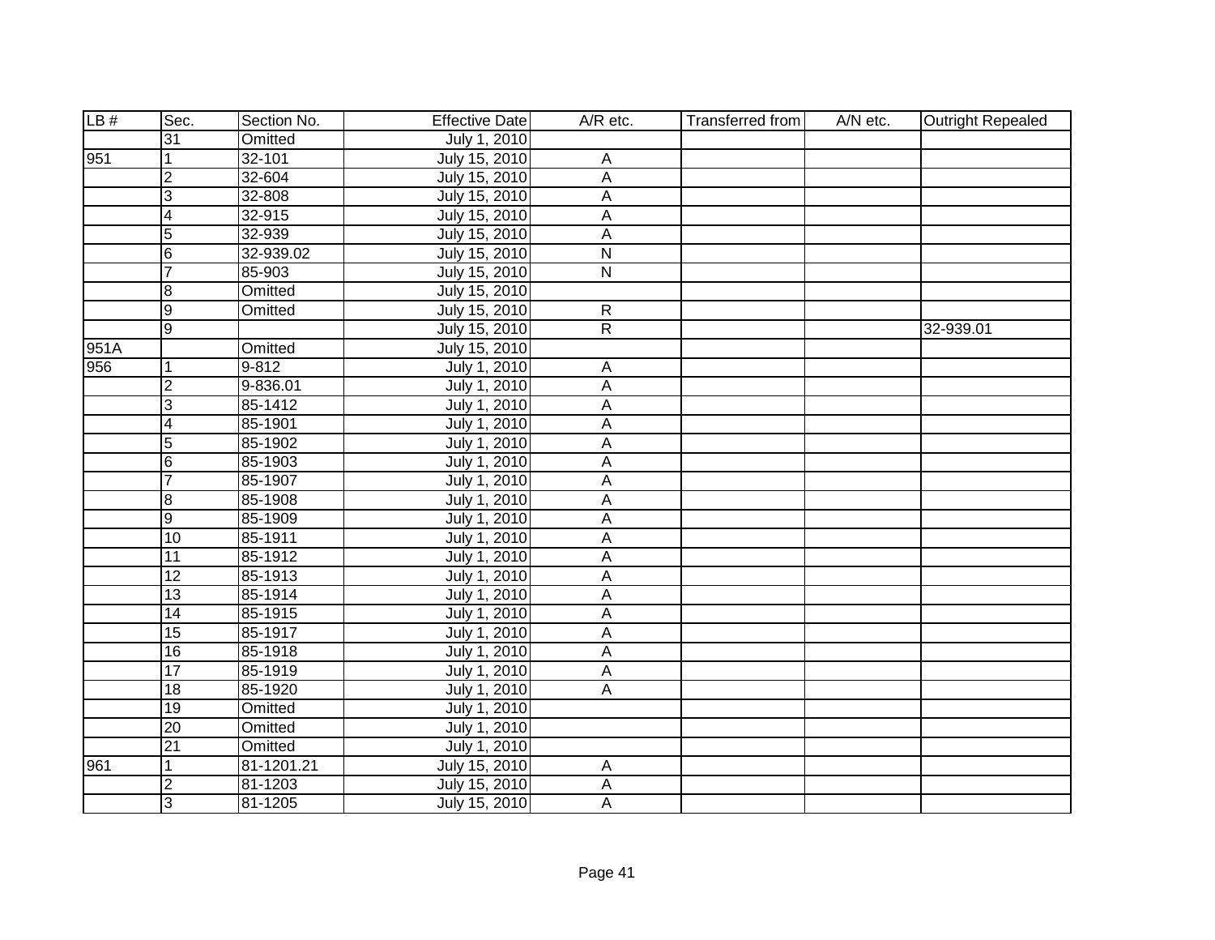| LB # | Sec. | Section No. | Effective Date | A/R etc. | Transferred from | A/N etc. | Outright Repealed |
|---|---|---|---|---|---|---|---|
| | 31 | Omitted | July 1, 2010 | | | | |
| 951 | 1 | 32-101 | July 15, 2010 | A | | | |
| | 2 | 32-604 | July 15, 2010 | A | | | |
| | 3 | 32-808 | July 15, 2010 | A | | | |
| | 4 | 32-915 | July 15, 2010 | A | | | |
| | 5 | 32-939 | July 15, 2010 | A | | | |
| | 6 | 32-939.02 | July 15, 2010 | N | | | |
| | 7 | 85-903 | July 15, 2010 | N | | | |
| | 8 | Omitted | July 15, 2010 | | | | |
| | 9 | Omitted | July 15, 2010 | R | | | |
| | 9 | | July 15, 2010 | R | | | 32-939.01 |
| 951A | | Omitted | July 15, 2010 | | | | |
| 956 | 1 | 9-812 | July 1, 2010 | A | | | |
| | 2 | 9-836.01 | July 1, 2010 | A | | | |
| | 3 | 85-1412 | July 1, 2010 | A | | | |
| | 4 | 85-1901 | July 1, 2010 | A | | | |
| | 5 | 85-1902 | July 1, 2010 | A | | | |
| | 6 | 85-1903 | July 1, 2010 | A | | | |
| | 7 | 85-1907 | July 1, 2010 | A | | | |
| | 8 | 85-1908 | July 1, 2010 | A | | | |
| | 9 | 85-1909 | July 1, 2010 | A | | | |
| | 10 | 85-1911 | July 1, 2010 | A | | | |
| | 11 | 85-1912 | July 1, 2010 | A | | | |
| | 12 | 85-1913 | July 1, 2010 | A | | | |
| | 13 | 85-1914 | July 1, 2010 | A | | | |
| | 14 | 85-1915 | July 1, 2010 | A | | | |
| | 15 | 85-1917 | July 1, 2010 | A | | | |
| | 16 | 85-1918 | July 1, 2010 | A | | | |
| | 17 | 85-1919 | July 1, 2010 | A | | | |
| | 18 | 85-1920 | July 1, 2010 | A | | | |
| | 19 | Omitted | July 1, 2010 | | | | |
| | 20 | Omitted | July 1, 2010 | | | | |
| | 21 | Omitted | July 1, 2010 | | | | |
| 961 | 1 | 81-1201.21 | July 15, 2010 | A | | | |
| | 2 | 81-1203 | July 15, 2010 | A | | | |
| | 3 | 81-1205 | July 15, 2010 | A | | | |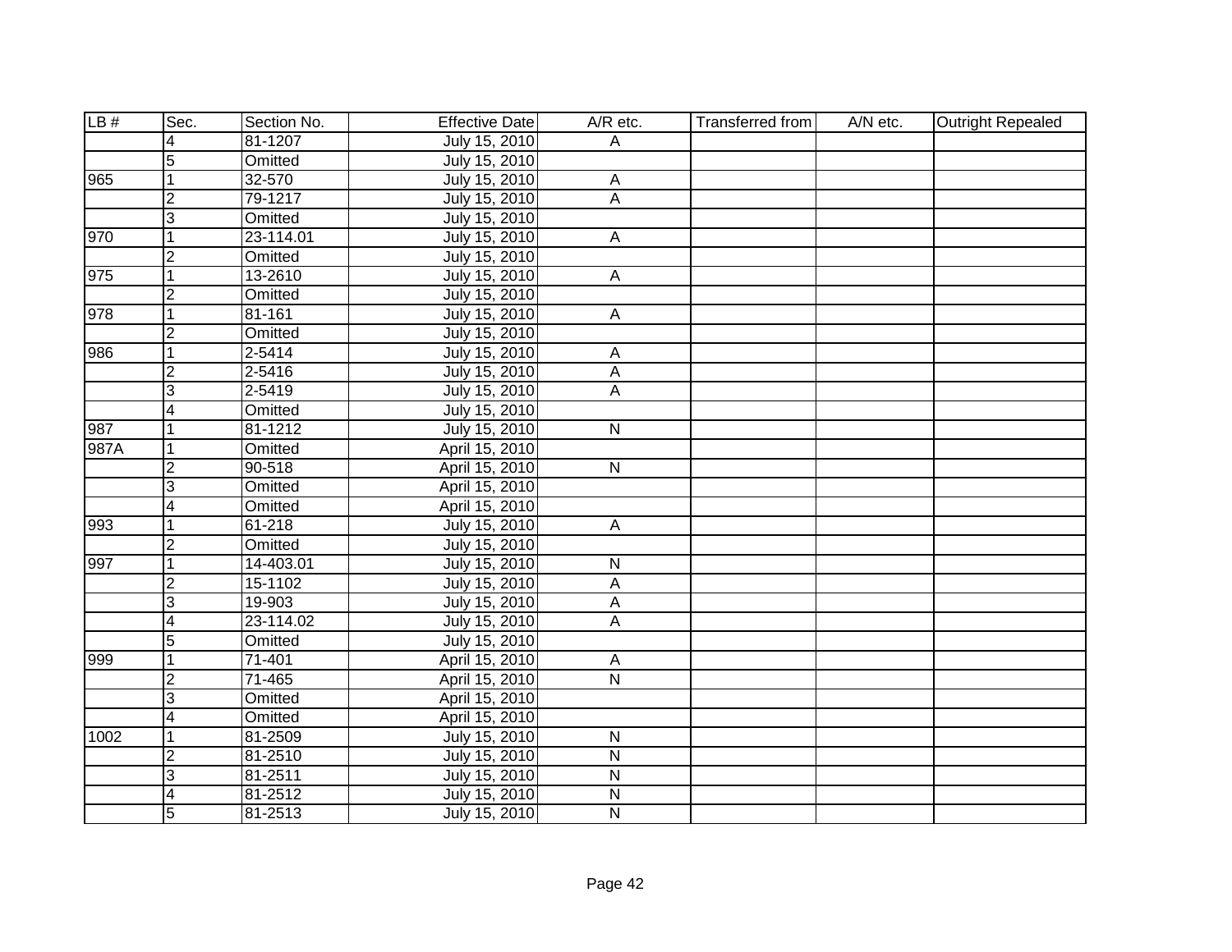| LB # | Sec. | Section No. | Effective Date | A/R etc. | Transferred from | A/N etc. | Outright Repealed |
|---|---|---|---|---|---|---|---|
| | 4 | 81-1207 | July 15, 2010 | A | | | |
| | 5 | Omitted | July 15, 2010 | | | | |
| 965 | 1 | 32-570 | July 15, 2010 | A | | | |
| | 2 | 79-1217 | July 15, 2010 | A | | | |
| | 3 | Omitted | July 15, 2010 | | | | |
| 970 | 1 | 23-114.01 | July 15, 2010 | A | | | |
| | 2 | Omitted | July 15, 2010 | | | | |
| 975 | 1 | 13-2610 | July 15, 2010 | A | | | |
| | 2 | Omitted | July 15, 2010 | | | | |
| 978 | 1 | 81-161 | July 15, 2010 | A | | | |
| | 2 | Omitted | July 15, 2010 | | | | |
| 986 | 1 | 2-5414 | July 15, 2010 | A | | | |
| | 2 | 2-5416 | July 15, 2010 | A | | | |
| | 3 | 2-5419 | July 15, 2010 | A | | | |
| | 4 | Omitted | July 15, 2010 | | | | |
| 987 | 1 | 81-1212 | July 15, 2010 | N | | | |
| 987A | 1 | Omitted | April 15, 2010 | | | | |
| | 2 | 90-518 | April 15, 2010 | N | | | |
| | 3 | Omitted | April 15, 2010 | | | | |
| | 4 | Omitted | April 15, 2010 | | | | |
| 993 | 1 | 61-218 | July 15, 2010 | A | | | |
| | 2 | Omitted | July 15, 2010 | | | | |
| 997 | 1 | 14-403.01 | July 15, 2010 | N | | | |
| | 2 | 15-1102 | July 15, 2010 | A | | | |
| | 3 | 19-903 | July 15, 2010 | A | | | |
| | 4 | 23-114.02 | July 15, 2010 | A | | | |
| | 5 | Omitted | July 15, 2010 | | | | |
| 999 | 1 | 71-401 | April 15, 2010 | A | | | |
| | 2 | 71-465 | April 15, 2010 | N | | | |
| | 3 | Omitted | April 15, 2010 | | | | |
| | 4 | Omitted | April 15, 2010 | | | | |
| 1002 | 1 | 81-2509 | July 15, 2010 | N | | | |
| | 2 | 81-2510 | July 15, 2010 | N | | | |
| | 3 | 81-2511 | July 15, 2010 | N | | | |
| | 4 | 81-2512 | July 15, 2010 | N | | | |
| | 5 | 81-2513 | July 15, 2010 | N | | | |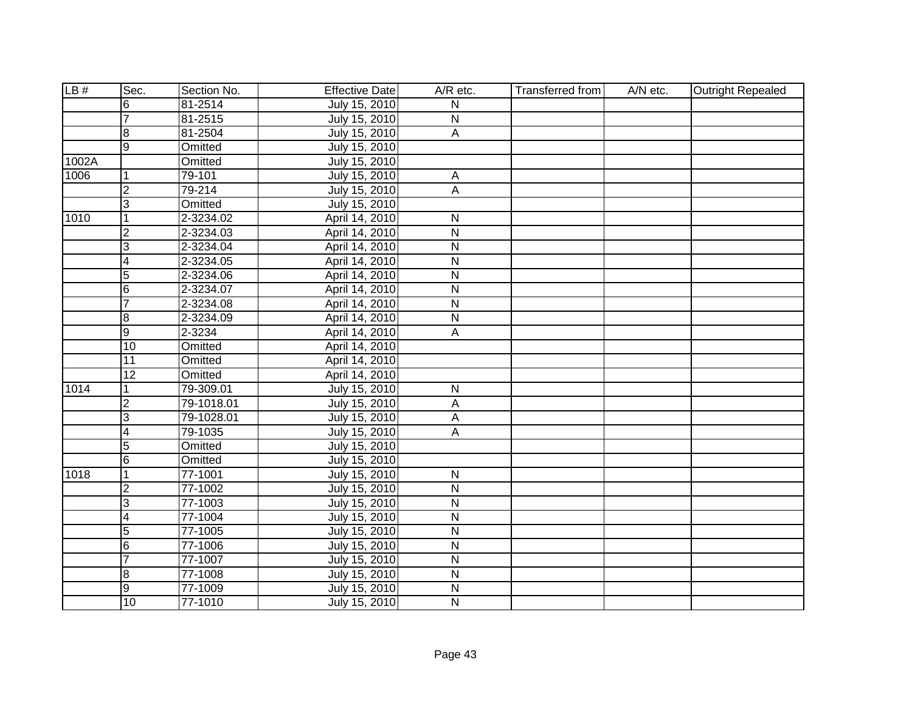| LB # | Sec. | Section No. | Effective Date | A/R etc. | Transferred from | A/N etc. | Outright Repealed |
|---|---|---|---|---|---|---|---|
| | 6 | 81-2514 | July 15, 2010 | N | | | |
| | 7 | 81-2515 | July 15, 2010 | N | | | |
| | 8 | 81-2504 | July 15, 2010 | A | | | |
| | 9 | Omitted | July 15, 2010 | | | | |
| 1002A | | Omitted | July 15, 2010 | | | | |
| 1006 | 1 | 79-101 | July 15, 2010 | A | | | |
| | 2 | 79-214 | July 15, 2010 | A | | | |
| | 3 | Omitted | July 15, 2010 | | | | |
| 1010 | 1 | 2-3234.02 | April 14, 2010 | N | | | |
| | 2 | 2-3234.03 | April 14, 2010 | N | | | |
| | 3 | 2-3234.04 | April 14, 2010 | N | | | |
| | 4 | 2-3234.05 | April 14, 2010 | N | | | |
| | 5 | 2-3234.06 | April 14, 2010 | N | | | |
| | 6 | 2-3234.07 | April 14, 2010 | N | | | |
| | 7 | 2-3234.08 | April 14, 2010 | N | | | |
| | 8 | 2-3234.09 | April 14, 2010 | N | | | |
| | 9 | 2-3234 | April 14, 2010 | A | | | |
| | 10 | Omitted | April 14, 2010 | | | | |
| | 11 | Omitted | April 14, 2010 | | | | |
| | 12 | Omitted | April 14, 2010 | | | | |
| 1014 | 1 | 79-309.01 | July 15, 2010 | N | | | |
| | 2 | 79-1018.01 | July 15, 2010 | A | | | |
| | 3 | 79-1028.01 | July 15, 2010 | A | | | |
| | 4 | 79-1035 | July 15, 2010 | A | | | |
| | 5 | Omitted | July 15, 2010 | | | | |
| | 6 | Omitted | July 15, 2010 | | | | |
| 1018 | 1 | 77-1001 | July 15, 2010 | N | | | |
| | 2 | 77-1002 | July 15, 2010 | N | | | |
| | 3 | 77-1003 | July 15, 2010 | N | | | |
| | 4 | 77-1004 | July 15, 2010 | N | | | |
| | 5 | 77-1005 | July 15, 2010 | N | | | |
| | 6 | 77-1006 | July 15, 2010 | N | | | |
| | 7 | 77-1007 | July 15, 2010 | N | | | |
| | 8 | 77-1008 | July 15, 2010 | N | | | |
| | 9 | 77-1009 | July 15, 2010 | N | | | |
| | 10 | 77-1010 | July 15, 2010 | N | | | |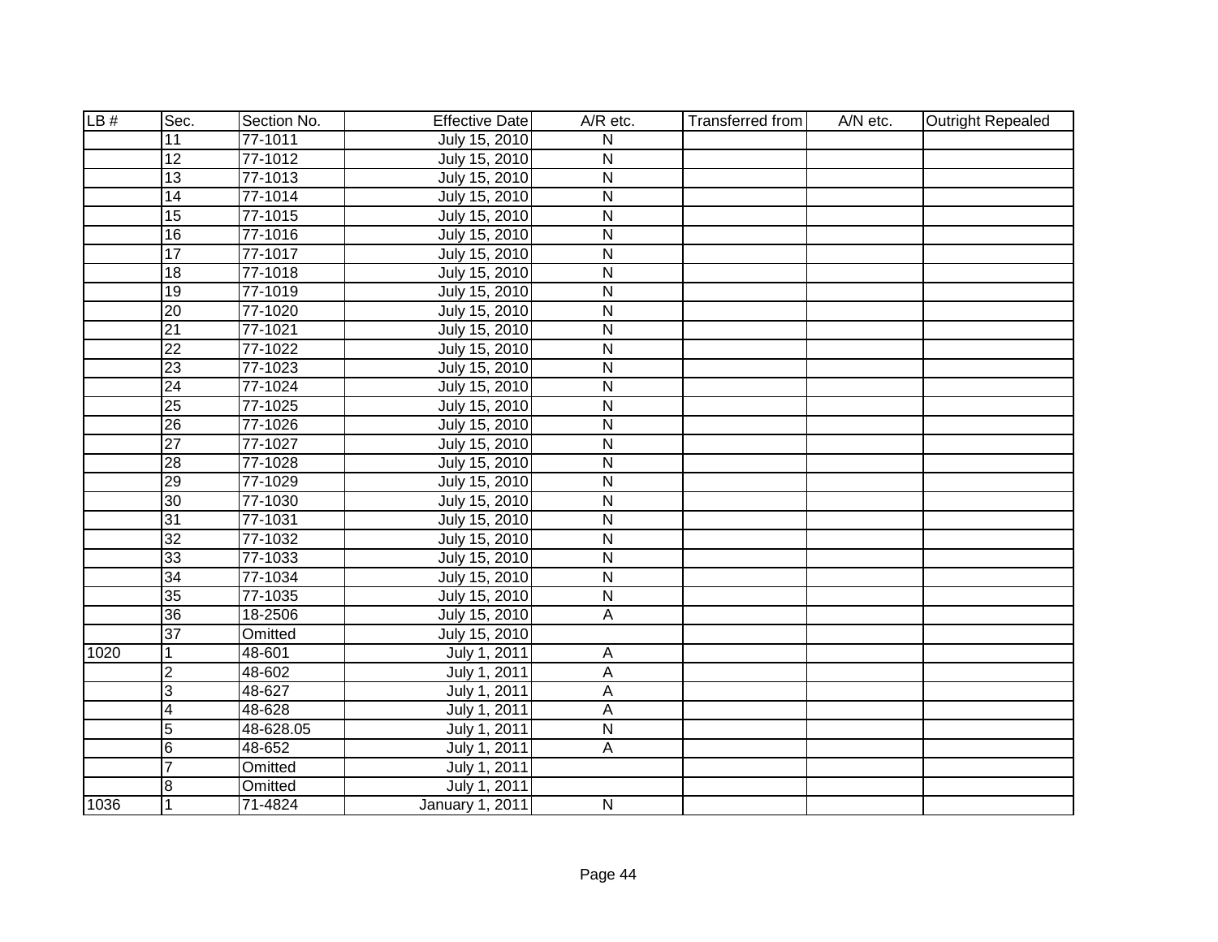| LB # | Sec. | Section No. | Effective Date | A/R etc. | Transferred from | A/N etc. | Outright Repealed |
|---|---|---|---|---|---|---|---|
| | 11 | 77-1011 | July 15, 2010 | N | | | |
| | 12 | 77-1012 | July 15, 2010 | N | | | |
| | 13 | 77-1013 | July 15, 2010 | N | | | |
| | 14 | 77-1014 | July 15, 2010 | N | | | |
| | 15 | 77-1015 | July 15, 2010 | N | | | |
| | 16 | 77-1016 | July 15, 2010 | N | | | |
| | 17 | 77-1017 | July 15, 2010 | N | | | |
| | 18 | 77-1018 | July 15, 2010 | N | | | |
| | 19 | 77-1019 | July 15, 2010 | N | | | |
| | 20 | 77-1020 | July 15, 2010 | N | | | |
| | 21 | 77-1021 | July 15, 2010 | N | | | |
| | 22 | 77-1022 | July 15, 2010 | N | | | |
| | 23 | 77-1023 | July 15, 2010 | N | | | |
| | 24 | 77-1024 | July 15, 2010 | N | | | |
| | 25 | 77-1025 | July 15, 2010 | N | | | |
| | 26 | 77-1026 | July 15, 2010 | N | | | |
| | 27 | 77-1027 | July 15, 2010 | N | | | |
| | 28 | 77-1028 | July 15, 2010 | N | | | |
| | 29 | 77-1029 | July 15, 2010 | N | | | |
| | 30 | 77-1030 | July 15, 2010 | N | | | |
| | 31 | 77-1031 | July 15, 2010 | N | | | |
| | 32 | 77-1032 | July 15, 2010 | N | | | |
| | 33 | 77-1033 | July 15, 2010 | N | | | |
| | 34 | 77-1034 | July 15, 2010 | N | | | |
| | 35 | 77-1035 | July 15, 2010 | N | | | |
| | 36 | 18-2506 | July 15, 2010 | A | | | |
| | 37 | Omitted | July 15, 2010 | | | | |
| 1020 | 1 | 48-601 | July 1, 2011 | A | | | |
| | 2 | 48-602 | July 1, 2011 | A | | | |
| | 3 | 48-627 | July 1, 2011 | A | | | |
| | 4 | 48-628 | July 1, 2011 | A | | | |
| | 5 | 48-628.05 | July 1, 2011 | N | | | |
| | 6 | 48-652 | July 1, 2011 | A | | | |
| | 7 | Omitted | July 1, 2011 | | | | |
| | 8 | Omitted | July 1, 2011 | | | | |
| 1036 | 1 | 71-4824 | January 1, 2011 | N | | | |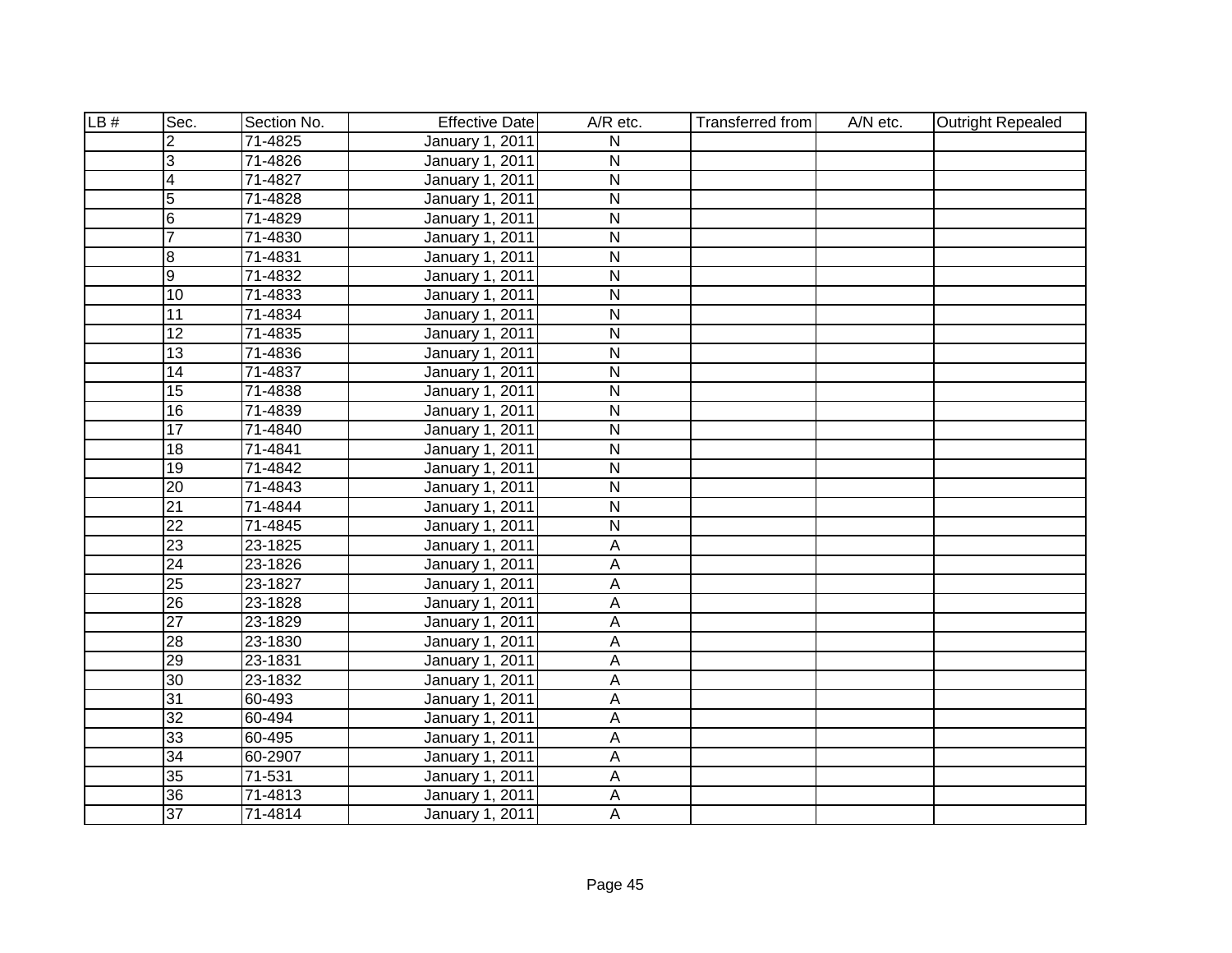| LB # | Sec. | Section No. | Effective Date | A/R etc. | Transferred from | A/N etc. | Outright Repealed |
|---|---|---|---|---|---|---|---|
| | 2 | 71-4825 | January 1, 2011 | N | | | |
| | 3 | 71-4826 | January 1, 2011 | N | | | |
| | 4 | 71-4827 | January 1, 2011 | N | | | |
| | 5 | 71-4828 | January 1, 2011 | N | | | |
| | 6 | 71-4829 | January 1, 2011 | N | | | |
| | 7 | 71-4830 | January 1, 2011 | N | | | |
| | 8 | 71-4831 | January 1, 2011 | N | | | |
| | 9 | 71-4832 | January 1, 2011 | N | | | |
| | 10 | 71-4833 | January 1, 2011 | N | | | |
| | 11 | 71-4834 | January 1, 2011 | N | | | |
| | 12 | 71-4835 | January 1, 2011 | N | | | |
| | 13 | 71-4836 | January 1, 2011 | N | | | |
| | 14 | 71-4837 | January 1, 2011 | N | | | |
| | 15 | 71-4838 | January 1, 2011 | N | | | |
| | 16 | 71-4839 | January 1, 2011 | N | | | |
| | 17 | 71-4840 | January 1, 2011 | N | | | |
| | 18 | 71-4841 | January 1, 2011 | N | | | |
| | 19 | 71-4842 | January 1, 2011 | N | | | |
| | 20 | 71-4843 | January 1, 2011 | N | | | |
| | 21 | 71-4844 | January 1, 2011 | N | | | |
| | 22 | 71-4845 | January 1, 2011 | N | | | |
| | 23 | 23-1825 | January 1, 2011 | A | | | |
| | 24 | 23-1826 | January 1, 2011 | A | | | |
| | 25 | 23-1827 | January 1, 2011 | A | | | |
| | 26 | 23-1828 | January 1, 2011 | A | | | |
| | 27 | 23-1829 | January 1, 2011 | A | | | |
| | 28 | 23-1830 | January 1, 2011 | A | | | |
| | 29 | 23-1831 | January 1, 2011 | A | | | |
| | 30 | 23-1832 | January 1, 2011 | A | | | |
| | 31 | 60-493 | January 1, 2011 | A | | | |
| | 32 | 60-494 | January 1, 2011 | A | | | |
| | 33 | 60-495 | January 1, 2011 | A | | | |
| | 34 | 60-2907 | January 1, 2011 | A | | | |
| | 35 | 71-531 | January 1, 2011 | A | | | |
| | 36 | 71-4813 | January 1, 2011 | A | | | |
| | 37 | 71-4814 | January 1, 2011 | A | | | |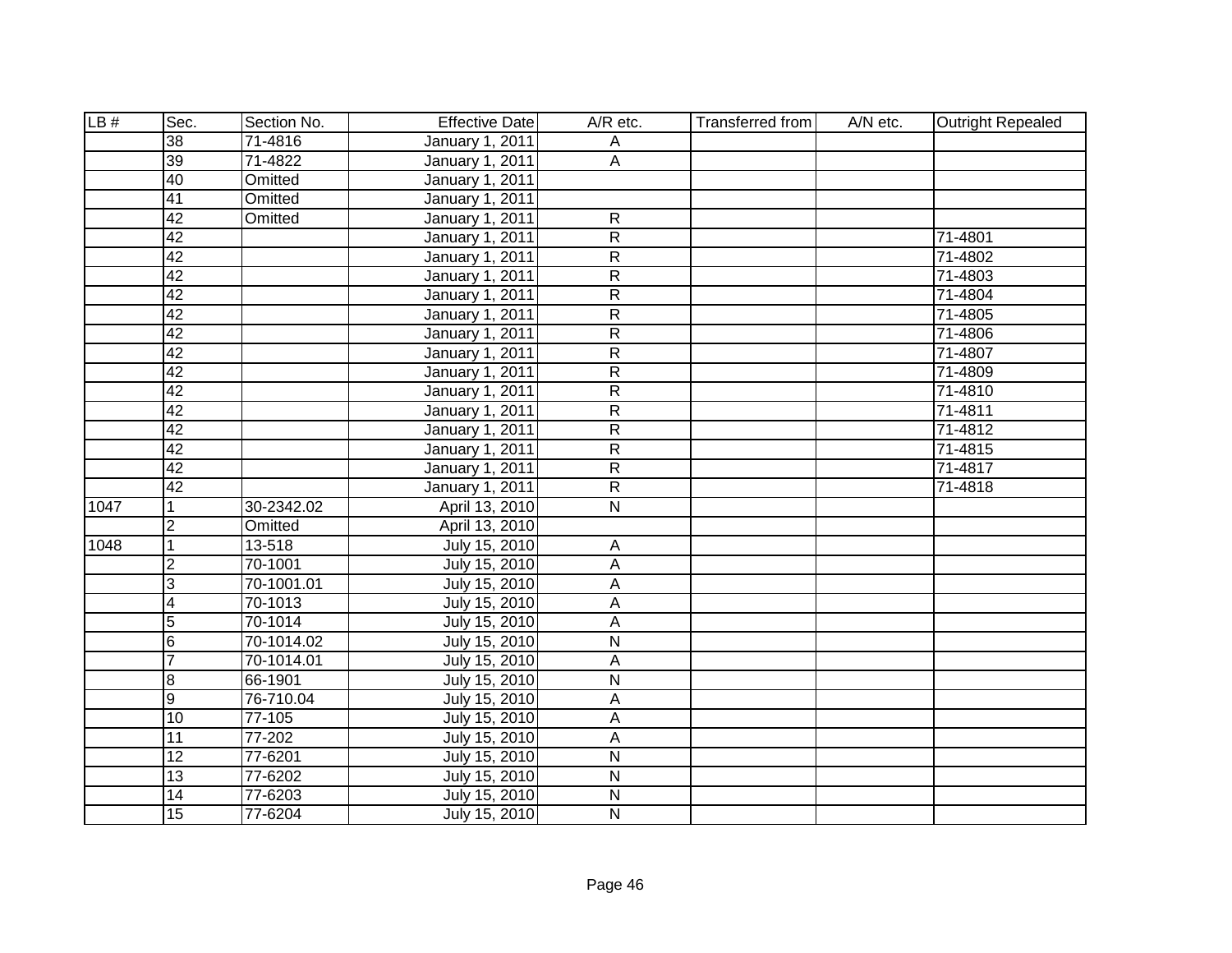| LB # | Sec. | Section No. | Effective Date | A/R etc. | Transferred from | A/N etc. | Outright Repealed |
|---|---|---|---|---|---|---|---|
| | 38 | 71-4816 | January 1, 2011 | A | | | |
| | 39 | 71-4822 | January 1, 2011 | A | | | |
| | 40 | Omitted | January 1, 2011 | | | | |
| | 41 | Omitted | January 1, 2011 | | | | |
| | 42 | Omitted | January 1, 2011 | R | | | |
| | 42 | | January 1, 2011 | R | | | 71-4801 |
| | 42 | | January 1, 2011 | R | | | 71-4802 |
| | 42 | | January 1, 2011 | R | | | 71-4803 |
| | 42 | | January 1, 2011 | R | | | 71-4804 |
| | 42 | | January 1, 2011 | R | | | 71-4805 |
| | 42 | | January 1, 2011 | R | | | 71-4806 |
| | 42 | | January 1, 2011 | R | | | 71-4807 |
| | 42 | | January 1, 2011 | R | | | 71-4809 |
| | 42 | | January 1, 2011 | R | | | 71-4810 |
| | 42 | | January 1, 2011 | R | | | 71-4811 |
| | 42 | | January 1, 2011 | R | | | 71-4812 |
| | 42 | | January 1, 2011 | R | | | 71-4815 |
| | 42 | | January 1, 2011 | R | | | 71-4817 |
| | 42 | | January 1, 2011 | R | | | 71-4818 |
| 1047 | 1 | 30-2342.02 | April 13, 2010 | N | | | |
| | 2 | Omitted | April 13, 2010 | | | | |
| 1048 | 1 | 13-518 | July 15, 2010 | A | | | |
| | 2 | 70-1001 | July 15, 2010 | A | | | |
| | 3 | 70-1001.01 | July 15, 2010 | A | | | |
| | 4 | 70-1013 | July 15, 2010 | A | | | |
| | 5 | 70-1014 | July 15, 2010 | A | | | |
| | 6 | 70-1014.02 | July 15, 2010 | N | | | |
| | 7 | 70-1014.01 | July 15, 2010 | A | | | |
| | 8 | 66-1901 | July 15, 2010 | N | | | |
| | 9 | 76-710.04 | July 15, 2010 | A | | | |
| | 10 | 77-105 | July 15, 2010 | A | | | |
| | 11 | 77-202 | July 15, 2010 | A | | | |
| | 12 | 77-6201 | July 15, 2010 | N | | | |
| | 13 | 77-6202 | July 15, 2010 | N | | | |
| | 14 | 77-6203 | July 15, 2010 | N | | | |
| | 15 | 77-6204 | July 15, 2010 | N | | | |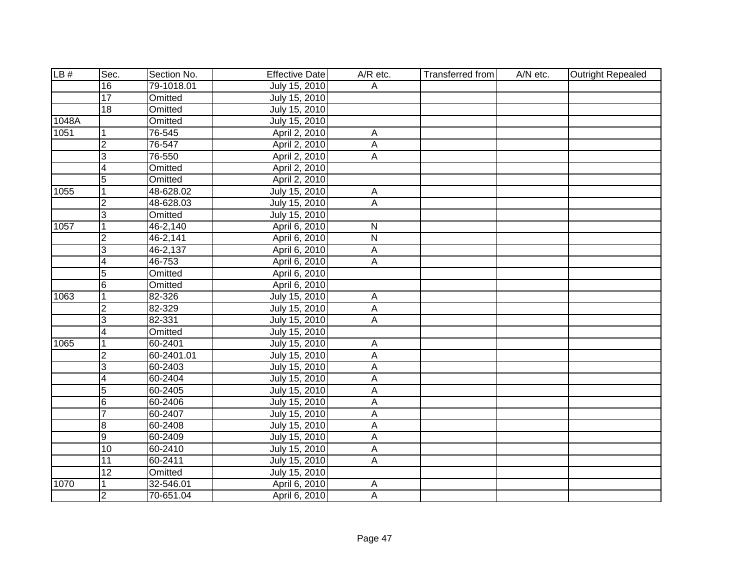| LB # | Sec. | Section No. | Effective Date | A/R etc. | Transferred from | A/N etc. | Outright Repealed |
|---|---|---|---|---|---|---|---|
| | 16 | 79-1018.01 | July 15, 2010 | A | | | |
| | 17 | Omitted | July 15, 2010 | | | | |
| | 18 | Omitted | July 15, 2010 | | | | |
| 1048A | | Omitted | July 15, 2010 | | | | |
| 1051 | 1 | 76-545 | April 2, 2010 | A | | | |
| | 2 | 76-547 | April 2, 2010 | A | | | |
| | 3 | 76-550 | April 2, 2010 | A | | | |
| | 4 | Omitted | April 2, 2010 | | | | |
| | 5 | Omitted | April 2, 2010 | | | | |
| 1055 | 1 | 48-628.02 | July 15, 2010 | A | | | |
| | 2 | 48-628.03 | July 15, 2010 | A | | | |
| | 3 | Omitted | July 15, 2010 | | | | |
| 1057 | 1 | 46-2,140 | April 6, 2010 | N | | | |
| | 2 | 46-2,141 | April 6, 2010 | N | | | |
| | 3 | 46-2,137 | April 6, 2010 | A | | | |
| | 4 | 46-753 | April 6, 2010 | A | | | |
| | 5 | Omitted | April 6, 2010 | | | | |
| | 6 | Omitted | April 6, 2010 | | | | |
| 1063 | 1 | 82-326 | July 15, 2010 | A | | | |
| | 2 | 82-329 | July 15, 2010 | A | | | |
| | 3 | 82-331 | July 15, 2010 | A | | | |
| | 4 | Omitted | July 15, 2010 | | | | |
| 1065 | 1 | 60-2401 | July 15, 2010 | A | | | |
| | 2 | 60-2401.01 | July 15, 2010 | A | | | |
| | 3 | 60-2403 | July 15, 2010 | A | | | |
| | 4 | 60-2404 | July 15, 2010 | A | | | |
| | 5 | 60-2405 | July 15, 2010 | A | | | |
| | 6 | 60-2406 | July 15, 2010 | A | | | |
| | 7 | 60-2407 | July 15, 2010 | A | | | |
| | 8 | 60-2408 | July 15, 2010 | A | | | |
| | 9 | 60-2409 | July 15, 2010 | A | | | |
| | 10 | 60-2410 | July 15, 2010 | A | | | |
| | 11 | 60-2411 | July 15, 2010 | A | | | |
| | 12 | Omitted | July 15, 2010 | | | | |
| 1070 | 1 | 32-546.01 | April 6, 2010 | A | | | |
| | 2 | 70-651.04 | April 6, 2010 | A | | | |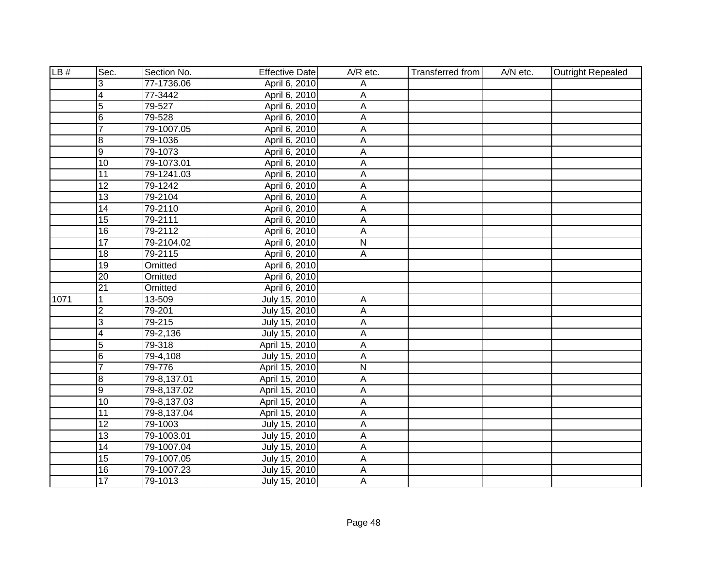| LB # | Sec. | Section No. | Effective Date | A/R etc. | Transferred from | A/N etc. | Outright Repealed |
|---|---|---|---|---|---|---|---|
| | 3 | 77-1736.06 | April 6, 2010 | A | | | |
| | 4 | 77-3442 | April 6, 2010 | A | | | |
| | 5 | 79-527 | April 6, 2010 | A | | | |
| | 6 | 79-528 | April 6, 2010 | A | | | |
| | 7 | 79-1007.05 | April 6, 2010 | A | | | |
| | 8 | 79-1036 | April 6, 2010 | A | | | |
| | 9 | 79-1073 | April 6, 2010 | A | | | |
| | 10 | 79-1073.01 | April 6, 2010 | A | | | |
| | 11 | 79-1241.03 | April 6, 2010 | A | | | |
| | 12 | 79-1242 | April 6, 2010 | A | | | |
| | 13 | 79-2104 | April 6, 2010 | A | | | |
| | 14 | 79-2110 | April 6, 2010 | A | | | |
| | 15 | 79-2111 | April 6, 2010 | A | | | |
| | 16 | 79-2112 | April 6, 2010 | A | | | |
| | 17 | 79-2104.02 | April 6, 2010 | N | | | |
| | 18 | 79-2115 | April 6, 2010 | A | | | |
| | 19 | Omitted | April 6, 2010 | | | | |
| | 20 | Omitted | April 6, 2010 | | | | |
| | 21 | Omitted | April 6, 2010 | | | | |
| 1071 | 1 | 13-509 | July 15, 2010 | A | | | |
| | 2 | 79-201 | July 15, 2010 | A | | | |
| | 3 | 79-215 | July 15, 2010 | A | | | |
| | 4 | 79-2,136 | July 15, 2010 | A | | | |
| | 5 | 79-318 | April 15, 2010 | A | | | |
| | 6 | 79-4,108 | July 15, 2010 | A | | | |
| | 7 | 79-776 | April 15, 2010 | N | | | |
| | 8 | 79-8,137.01 | April 15, 2010 | A | | | |
| | 9 | 79-8,137.02 | April 15, 2010 | A | | | |
| | 10 | 79-8,137.03 | April 15, 2010 | A | | | |
| | 11 | 79-8,137.04 | April 15, 2010 | A | | | |
| | 12 | 79-1003 | July 15, 2010 | A | | | |
| | 13 | 79-1003.01 | July 15, 2010 | A | | | |
| | 14 | 79-1007.04 | July 15, 2010 | A | | | |
| | 15 | 79-1007.05 | July 15, 2010 | A | | | |
| | 16 | 79-1007.23 | July 15, 2010 | A | | | |
| | 17 | 79-1013 | July 15, 2010 | A | | | |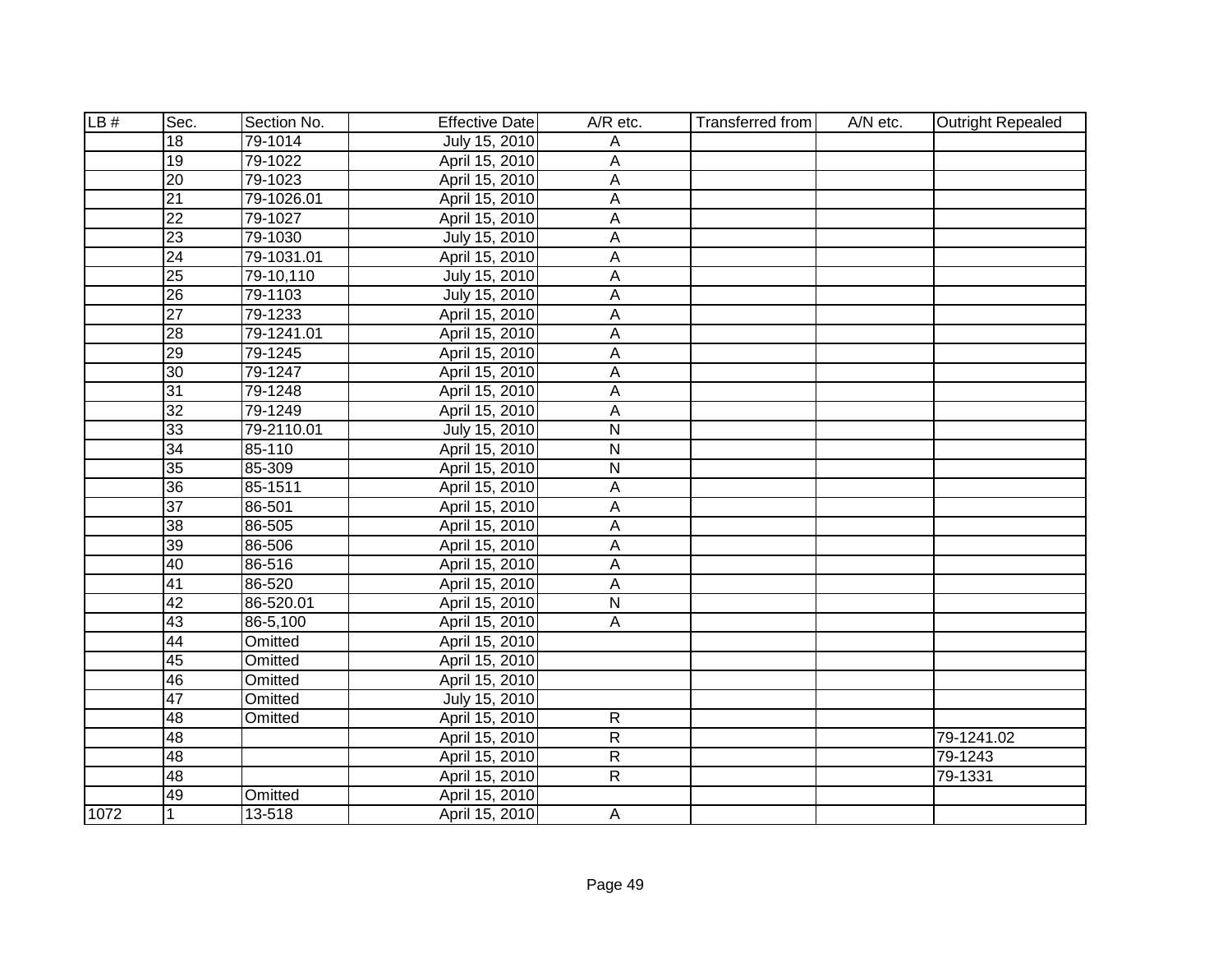| LB # | Sec. | Section No. | Effective Date | A/R etc. | Transferred from | A/N etc. | Outright Repealed |
|---|---|---|---|---|---|---|---|
| | 18 | 79-1014 | July 15, 2010 | A | | | |
| | 19 | 79-1022 | April 15, 2010 | A | | | |
| | 20 | 79-1023 | April 15, 2010 | A | | | |
| | 21 | 79-1026.01 | April 15, 2010 | A | | | |
| | 22 | 79-1027 | April 15, 2010 | A | | | |
| | 23 | 79-1030 | July 15, 2010 | A | | | |
| | 24 | 79-1031.01 | April 15, 2010 | A | | | |
| | 25 | 79-10,110 | July 15, 2010 | A | | | |
| | 26 | 79-1103 | July 15, 2010 | A | | | |
| | 27 | 79-1233 | April 15, 2010 | A | | | |
| | 28 | 79-1241.01 | April 15, 2010 | A | | | |
| | 29 | 79-1245 | April 15, 2010 | A | | | |
| | 30 | 79-1247 | April 15, 2010 | A | | | |
| | 31 | 79-1248 | April 15, 2010 | A | | | |
| | 32 | 79-1249 | April 15, 2010 | A | | | |
| | 33 | 79-2110.01 | July 15, 2010 | N | | | |
| | 34 | 85-110 | April 15, 2010 | N | | | |
| | 35 | 85-309 | April 15, 2010 | N | | | |
| | 36 | 85-1511 | April 15, 2010 | A | | | |
| | 37 | 86-501 | April 15, 2010 | A | | | |
| | 38 | 86-505 | April 15, 2010 | A | | | |
| | 39 | 86-506 | April 15, 2010 | A | | | |
| | 40 | 86-516 | April 15, 2010 | A | | | |
| | 41 | 86-520 | April 15, 2010 | A | | | |
| | 42 | 86-520.01 | April 15, 2010 | N | | | |
| | 43 | 86-5,100 | April 15, 2010 | A | | | |
| | 44 | Omitted | April 15, 2010 | | | | |
| | 45 | Omitted | April 15, 2010 | | | | |
| | 46 | Omitted | April 15, 2010 | | | | |
| | 47 | Omitted | July 15, 2010 | | | | |
| | 48 | Omitted | April 15, 2010 | R | | | |
| | 48 | | April 15, 2010 | R | | | 79-1241.02 |
| | 48 | | April 15, 2010 | R | | | 79-1243 |
| | 48 | | April 15, 2010 | R | | | 79-1331 |
| | 49 | Omitted | April 15, 2010 | | | | |
| 1072 | 1 | 13-518 | April 15, 2010 | A | | | |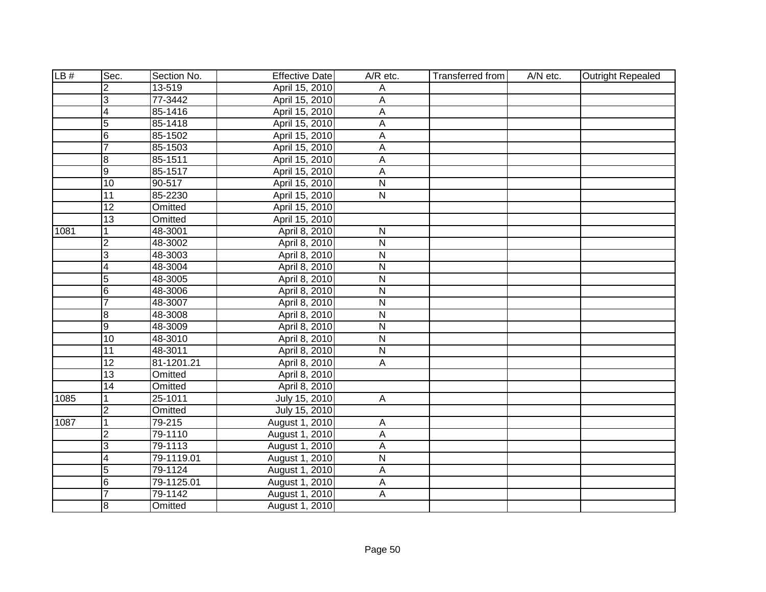| LB # | Sec. | Section No. | Effective Date | A/R etc. | Transferred from | A/N etc. | Outright Repealed |
|---|---|---|---|---|---|---|---|
| | 2 | 13-519 | April 15, 2010 | A | | | |
| | 3 | 77-3442 | April 15, 2010 | A | | | |
| | 4 | 85-1416 | April 15, 2010 | A | | | |
| | 5 | 85-1418 | April 15, 2010 | A | | | |
| | 6 | 85-1502 | April 15, 2010 | A | | | |
| | 7 | 85-1503 | April 15, 2010 | A | | | |
| | 8 | 85-1511 | April 15, 2010 | A | | | |
| | 9 | 85-1517 | April 15, 2010 | A | | | |
| | 10 | 90-517 | April 15, 2010 | N | | | |
| | 11 | 85-2230 | April 15, 2010 | N | | | |
| | 12 | Omitted | April 15, 2010 | | | | |
| | 13 | Omitted | April 15, 2010 | | | | |
| 1081 | 1 | 48-3001 | April 8, 2010 | N | | | |
| | 2 | 48-3002 | April 8, 2010 | N | | | |
| | 3 | 48-3003 | April 8, 2010 | N | | | |
| | 4 | 48-3004 | April 8, 2010 | N | | | |
| | 5 | 48-3005 | April 8, 2010 | N | | | |
| | 6 | 48-3006 | April 8, 2010 | N | | | |
| | 7 | 48-3007 | April 8, 2010 | N | | | |
| | 8 | 48-3008 | April 8, 2010 | N | | | |
| | 9 | 48-3009 | April 8, 2010 | N | | | |
| | 10 | 48-3010 | April 8, 2010 | N | | | |
| | 11 | 48-3011 | April 8, 2010 | N | | | |
| | 12 | 81-1201.21 | April 8, 2010 | A | | | |
| | 13 | Omitted | April 8, 2010 | | | | |
| | 14 | Omitted | April 8, 2010 | | | | |
| 1085 | 1 | 25-1011 | July 15, 2010 | A | | | |
| | 2 | Omitted | July 15, 2010 | | | | |
| 1087 | 1 | 79-215 | August 1, 2010 | A | | | |
| | 2 | 79-1110 | August 1, 2010 | A | | | |
| | 3 | 79-1113 | August 1, 2010 | A | | | |
| | 4 | 79-1119.01 | August 1, 2010 | N | | | |
| | 5 | 79-1124 | August 1, 2010 | A | | | |
| | 6 | 79-1125.01 | August 1, 2010 | A | | | |
| | 7 | 79-1142 | August 1, 2010 | A | | | |
| | 8 | Omitted | August 1, 2010 | | | | |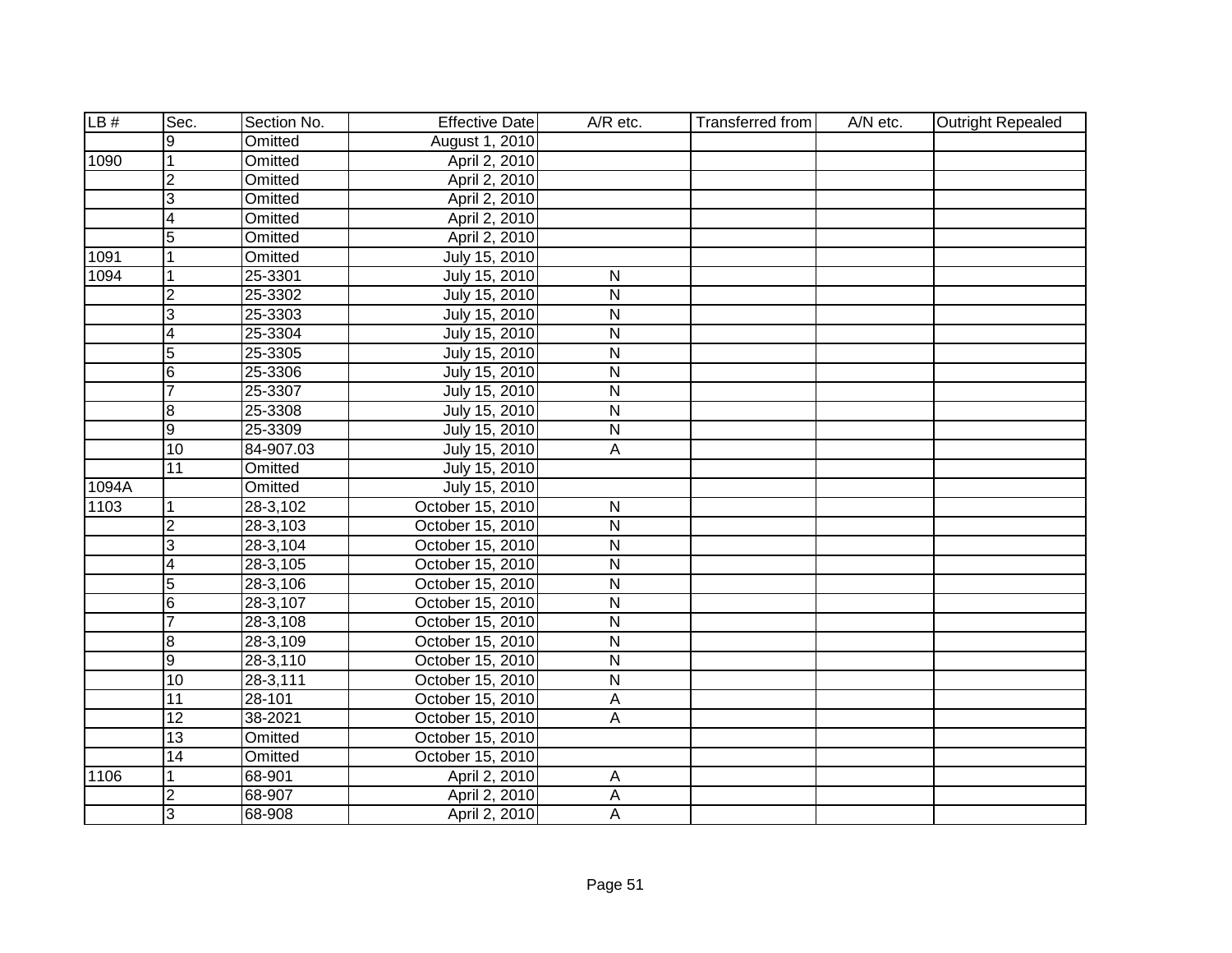| LB # | Sec. | Section No. | Effective Date | A/R etc. | Transferred from | A/N etc. | Outright Repealed |
|---|---|---|---|---|---|---|---|
| | 9 | Omitted | August 1, 2010 | | | | |
| 1090 | 1 | Omitted | April 2, 2010 | | | | |
| | 2 | Omitted | April 2, 2010 | | | | |
| | 3 | Omitted | April 2, 2010 | | | | |
| | 4 | Omitted | April 2, 2010 | | | | |
| | 5 | Omitted | April 2, 2010 | | | | |
| 1091 | 1 | Omitted | July 15, 2010 | | | | |
| 1094 | 1 | 25-3301 | July 15, 2010 | N | | | |
| | 2 | 25-3302 | July 15, 2010 | N | | | |
| | 3 | 25-3303 | July 15, 2010 | N | | | |
| | 4 | 25-3304 | July 15, 2010 | N | | | |
| | 5 | 25-3305 | July 15, 2010 | N | | | |
| | 6 | 25-3306 | July 15, 2010 | N | | | |
| | 7 | 25-3307 | July 15, 2010 | N | | | |
| | 8 | 25-3308 | July 15, 2010 | N | | | |
| | 9 | 25-3309 | July 15, 2010 | N | | | |
| | 10 | 84-907.03 | July 15, 2010 | A | | | |
| | 11 | Omitted | July 15, 2010 | | | | |
| 1094A | | Omitted | July 15, 2010 | | | | |
| 1103 | 1 | 28-3,102 | October 15, 2010 | N | | | |
| | 2 | 28-3,103 | October 15, 2010 | N | | | |
| | 3 | 28-3,104 | October 15, 2010 | N | | | |
| | 4 | 28-3,105 | October 15, 2010 | N | | | |
| | 5 | 28-3,106 | October 15, 2010 | N | | | |
| | 6 | 28-3,107 | October 15, 2010 | N | | | |
| | 7 | 28-3,108 | October 15, 2010 | N | | | |
| | 8 | 28-3,109 | October 15, 2010 | N | | | |
| | 9 | 28-3,110 | October 15, 2010 | N | | | |
| | 10 | 28-3,111 | October 15, 2010 | N | | | |
| | 11 | 28-101 | October 15, 2010 | A | | | |
| | 12 | 38-2021 | October 15, 2010 | A | | | |
| | 13 | Omitted | October 15, 2010 | | | | |
| | 14 | Omitted | October 15, 2010 | | | | |
| 1106 | 1 | 68-901 | April 2, 2010 | A | | | |
| | 2 | 68-907 | April 2, 2010 | A | | | |
| | 3 | 68-908 | April 2, 2010 | A | | | |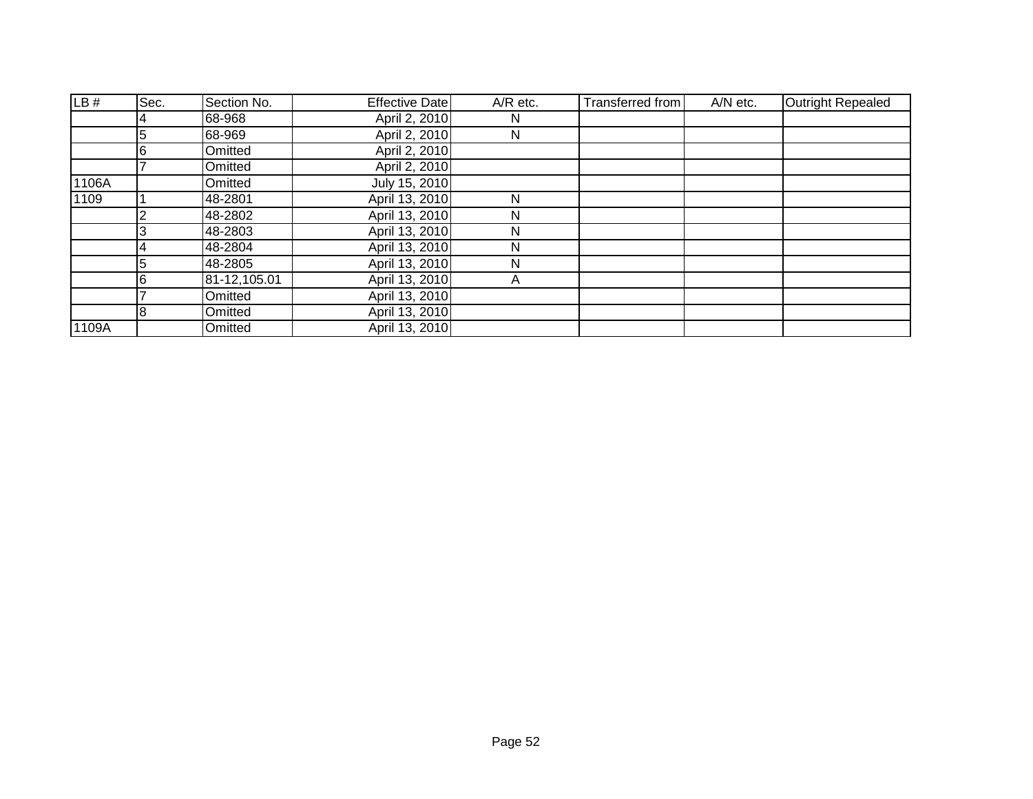| LB # | Sec. | Section No. | Effective Date | A/R etc. | Transferred from | A/N etc. | Outright Repealed |
| --- | --- | --- | --- | --- | --- | --- | --- |
| | 4 | 68-968 | April 2, 2010 | N | | | |
| | 5 | 68-969 | April 2, 2010 | N | | | |
| | 6 | Omitted | April 2, 2010 | | | | |
| | 7 | Omitted | April 2, 2010 | | | | |
| 1106A | | Omitted | July 15, 2010 | | | | |
| 1109 | 1 | 48-2801 | April 13, 2010 | N | | | |
| | 2 | 48-2802 | April 13, 2010 | N | | | |
| | 3 | 48-2803 | April 13, 2010 | N | | | |
| | 4 | 48-2804 | April 13, 2010 | N | | | |
| | 5 | 48-2805 | April 13, 2010 | N | | | |
| | 6 | 81-12,105.01 | April 13, 2010 | A | | | |
| | 7 | Omitted | April 13, 2010 | | | | |
| | 8 | Omitted | April 13, 2010 | | | | |
| 1109A | | Omitted | April 13, 2010 | | | | |